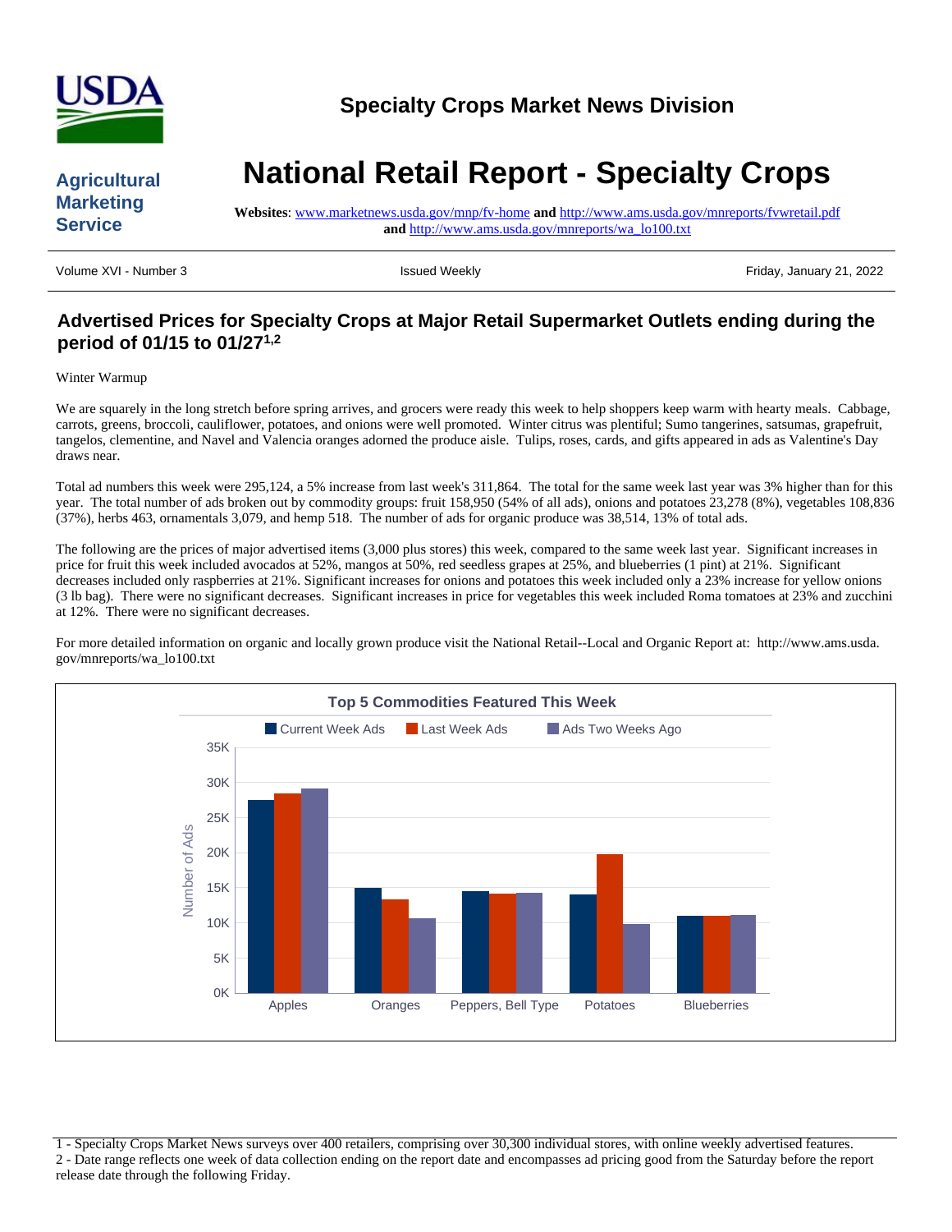USDA

## Specialty Crops Market News Division

**Agricultural Marketing Service**

# National Retail Report - Specialty Crops

**Websites**: www.marketnews.usda.gov/mnp/fv-home **and** http://www.ams.usda.gov/mnreports/fvwretail.pdf **and** http://www.ams.usda.gov/mnreports/wa_lo100.txt

Volume XVI - Number 3 | Issued Weekly | Friday, January 21, 2022

## Advertised Prices for Specialty Crops at Major Retail Supermarket Outlets ending during the period of 01/15 to 01/27[1,2]

Winter Warmup

We are squarely in the long stretch before spring arrives, and grocers were ready this week to help shoppers keep warm with hearty meals. Cabbage, carrots, greens, broccoli, cauliflower, potatoes, and onions were well promoted. Winter citrus was plentiful; Sumo tangerines, satsumas, grapefruit, tangelos, clementine, and Navel and Valencia oranges adorned the produce aisle. Tulips, roses, cards, and gifts appeared in ads as Valentine's Day draws near.

Total ad numbers this week were 295,124, a 5% increase from last week's 311,864. The total for the same week last year was 3% higher than for this year. The total number of ads broken out by commodity groups: fruit 158,950 (54% of all ads), onions and potatoes 23,278 (8%), vegetables 108,836 (37%), herbs 463, ornamentals 3,079, and hemp 518. The number of ads for organic produce was 38,514, 13% of total ads.

The following are the prices of major advertised items (3,000 plus stores) this week, compared to the same week last year. Significant increases in price for fruit this week included avocados at 52%, mangos at 50%, red seedless grapes at 25%, and blueberries (1 pint) at 21%. Significant decreases included only raspberries at 21%. Significant increases for onions and potatoes this week included only a 23% increase for yellow onions (3 lb bag). There were no significant decreases. Significant increases in price for vegetables this week included Roma tomatoes at 23% and zucchini at 12%. There were no significant decreases.

For more detailed information on organic and locally grown produce visit the National Retail--Local and Organic Report at: http://www.ams.usda.gov/mnreports/wa_lo100.txt

**Top 5 Commodities Featured This Week**

| Commodity | Current Week Ads | Last Week Ads | Ads Two Weeks Ago |
|---|---|---|---|
| Apples | ~27.5K | ~28.5K | ~29K |
| Oranges | ~15K | ~13.3K | ~10.7K |
| Peppers, Bell Type | ~14.5K | ~14.2K | ~14.3K |
| Potatoes | ~14K | ~19.8K | ~9.8K |
| Blueberries | ~11K | ~11K | ~11.1K |

1 - Specialty Crops Market News surveys over 400 retailers, comprising over 30,300 individual stores, with online weekly advertised features.
2 - Date range reflects one week of data collection ending on the report date and encompasses ad pricing good from the Saturday before the report release date through the following Friday.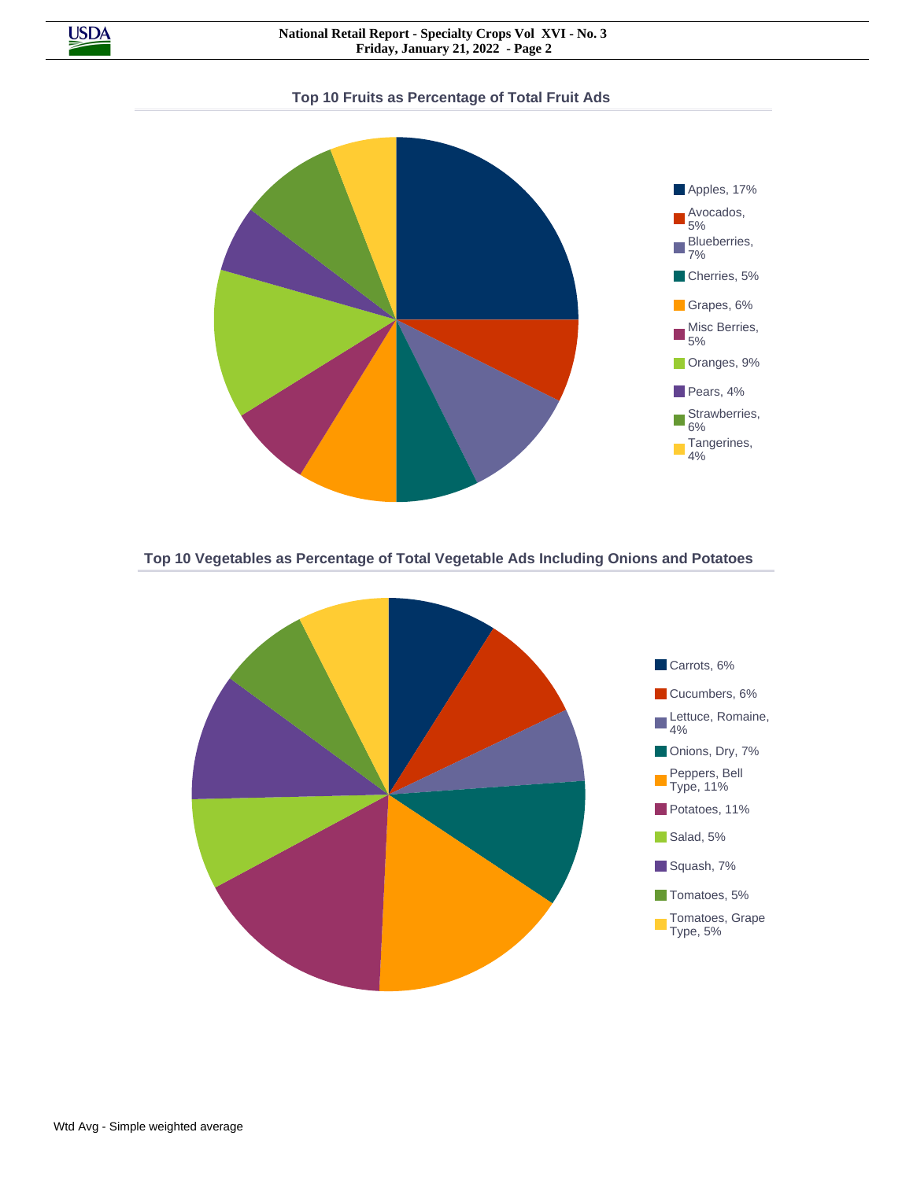## Top 10 Fruits as Percentage of Total Fruit Ads

- Apples, 17%
- Avocados, 5%
- Blueberries, 7%
- Cherries, 5%
- Grapes, 6%
- Misc Berries, 5%
- Oranges, 9%
- Pears, 4%
- Strawberries, 6%
- Tangerines, 4%

## Top 10 Vegetables as Percentage of Total Vegetable Ads Including Onions and Potatoes

- Carrots, 6%
- Cucumbers, 6%
- Lettuce, Romaine, 4%
- Onions, Dry, 7%
- Peppers, Bell Type, 11%
- Potatoes, 11%
- Salad, 5%
- Squash, 7%
- Tomatoes, 5%
- Tomatoes, Grape Type, 5%

Wtd Avg - Simple weighted average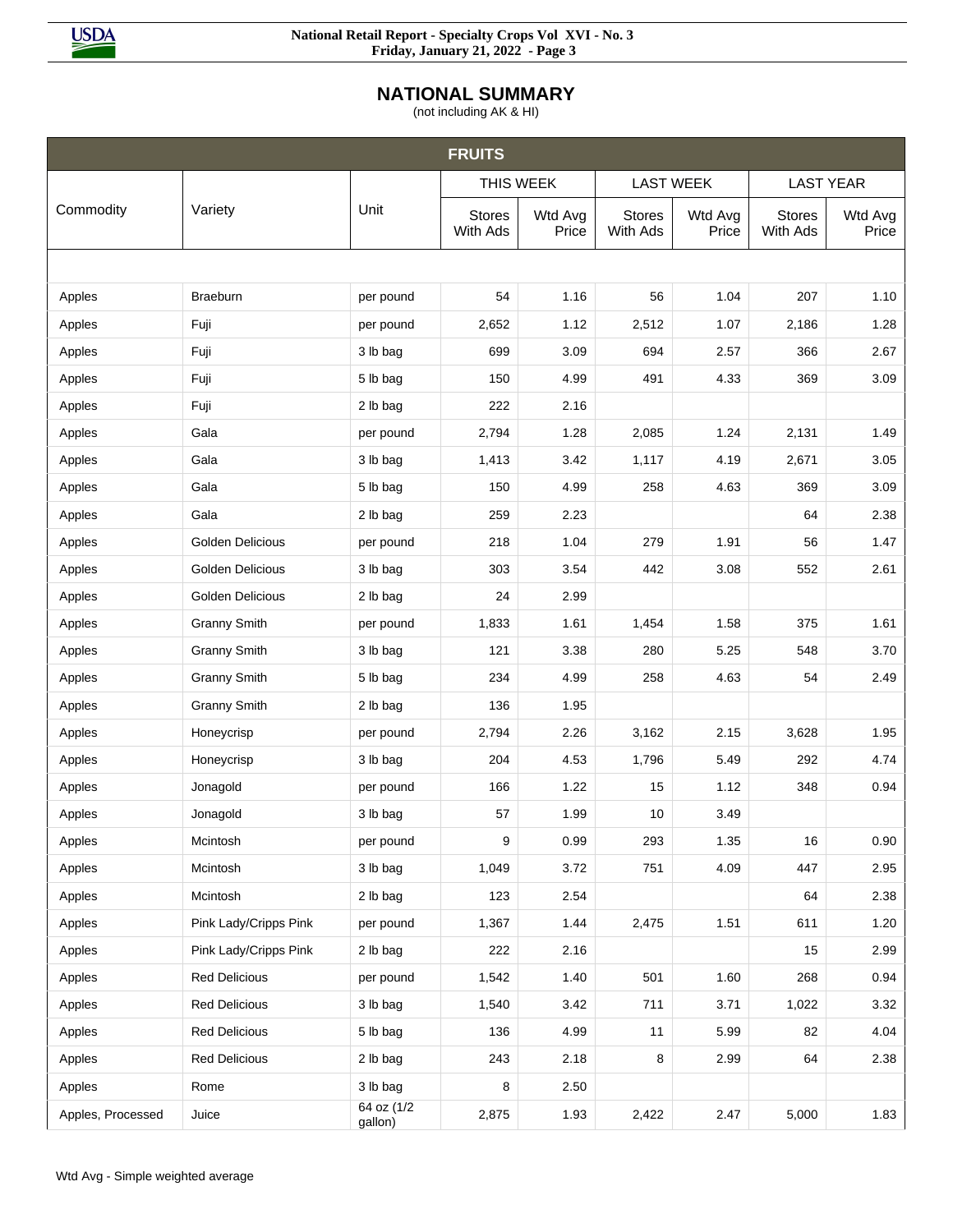# NATIONAL SUMMARY

(not including AK & HI)

| FRUITS | | | | | | | | |
|---|---|---|---|---|---|---|---|---|
| Commodity | Variety | Unit | THIS WEEK | | LAST WEEK | | LAST YEAR | |
| | | | Stores With Ads | Wtd Avg Price | Stores With Ads | Wtd Avg Price | Stores With Ads | Wtd Avg Price |
| Apples | Braeburn | per pound | 54 | 1.16 | 56 | 1.04 | 207 | 1.10 |
| Apples | Fuji | per pound | 2,652 | 1.12 | 2,512 | 1.07 | 2,186 | 1.28 |
| Apples | Fuji | 3 lb bag | 699 | 3.09 | 694 | 2.57 | 366 | 2.67 |
| Apples | Fuji | 5 lb bag | 150 | 4.99 | 491 | 4.33 | 369 | 3.09 |
| Apples | Fuji | 2 lb bag | 222 | 2.16 | | | | |
| Apples | Gala | per pound | 2,794 | 1.28 | 2,085 | 1.24 | 2,131 | 1.49 |
| Apples | Gala | 3 lb bag | 1,413 | 3.42 | 1,117 | 4.19 | 2,671 | 3.05 |
| Apples | Gala | 5 lb bag | 150 | 4.99 | 258 | 4.63 | 369 | 3.09 |
| Apples | Gala | 2 lb bag | 259 | 2.23 | | | 64 | 2.38 |
| Apples | Golden Delicious | per pound | 218 | 1.04 | 279 | 1.91 | 56 | 1.47 |
| Apples | Golden Delicious | 3 lb bag | 303 | 3.54 | 442 | 3.08 | 552 | 2.61 |
| Apples | Golden Delicious | 2 lb bag | 24 | 2.99 | | | | |
| Apples | Granny Smith | per pound | 1,833 | 1.61 | 1,454 | 1.58 | 375 | 1.61 |
| Apples | Granny Smith | 3 lb bag | 121 | 3.38 | 280 | 5.25 | 548 | 3.70 |
| Apples | Granny Smith | 5 lb bag | 234 | 4.99 | 258 | 4.63 | 54 | 2.49 |
| Apples | Granny Smith | 2 lb bag | 136 | 1.95 | | | | |
| Apples | Honeycrisp | per pound | 2,794 | 2.26 | 3,162 | 2.15 | 3,628 | 1.95 |
| Apples | Honeycrisp | 3 lb bag | 204 | 4.53 | 1,796 | 5.49 | 292 | 4.74 |
| Apples | Jonagold | per pound | 166 | 1.22 | 15 | 1.12 | 348 | 0.94 |
| Apples | Jonagold | 3 lb bag | 57 | 1.99 | 10 | 3.49 | | |
| Apples | Mcintosh | per pound | 9 | 0.99 | 293 | 1.35 | 16 | 0.90 |
| Apples | Mcintosh | 3 lb bag | 1,049 | 3.72 | 751 | 4.09 | 447 | 2.95 |
| Apples | Mcintosh | 2 lb bag | 123 | 2.54 | | | 64 | 2.38 |
| Apples | Pink Lady/Cripps Pink | per pound | 1,367 | 1.44 | 2,475 | 1.51 | 611 | 1.20 |
| Apples | Pink Lady/Cripps Pink | 2 lb bag | 222 | 2.16 | | | 15 | 2.99 |
| Apples | Red Delicious | per pound | 1,542 | 1.40 | 501 | 1.60 | 268 | 0.94 |
| Apples | Red Delicious | 3 lb bag | 1,540 | 3.42 | 711 | 3.71 | 1,022 | 3.32 |
| Apples | Red Delicious | 5 lb bag | 136 | 4.99 | 11 | 5.99 | 82 | 4.04 |
| Apples | Red Delicious | 2 lb bag | 243 | 2.18 | 8 | 2.99 | 64 | 2.38 |
| Apples | Rome | 3 lb bag | 8 | 2.50 | | | | |
| Apples, Processed | Juice | 64 oz (1/2 gallon) | 2,875 | 1.93 | 2,422 | 2.47 | 5,000 | 1.83 |

Wtd Avg - Simple weighted average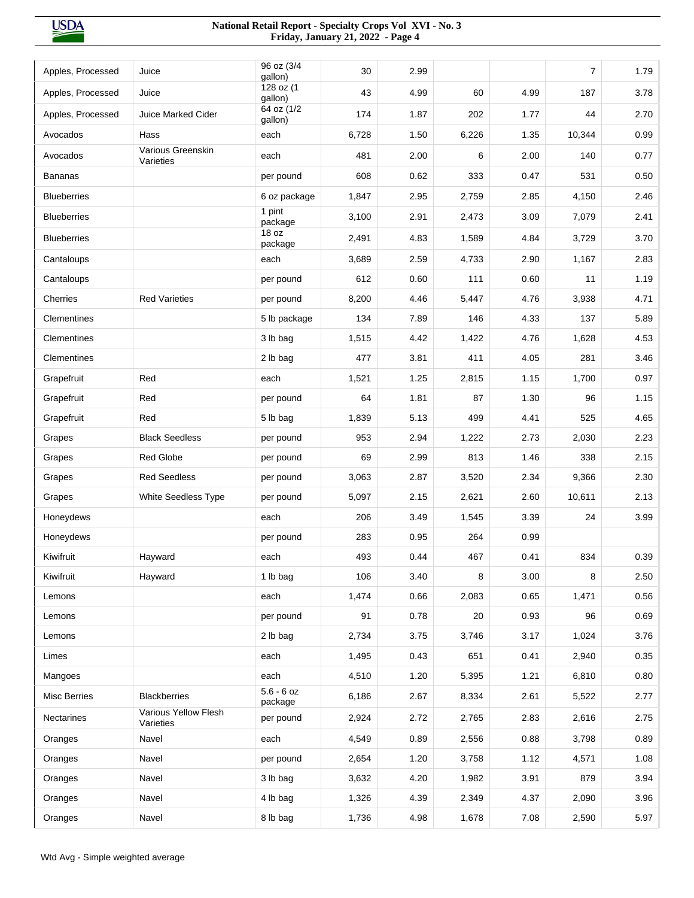| | | | | | | | | |
|---|---|---|---|---|---|---|---|---|
| Apples, Processed | Juice | 96 oz (3/4 gallon) | 30 | 2.99 | | | 7 | 1.79 |
| Apples, Processed | Juice | 128 oz (1 gallon) | 43 | 4.99 | 60 | 4.99 | 187 | 3.78 |
| Apples, Processed | Juice Marked Cider | 64 oz (1/2 gallon) | 174 | 1.87 | 202 | 1.77 | 44 | 2.70 |
| Avocados | Hass | each | 6,728 | 1.50 | 6,226 | 1.35 | 10,344 | 0.99 |
| Avocados | Various Greenskin Varieties | each | 481 | 2.00 | 6 | 2.00 | 140 | 0.77 |
| Bananas | | per pound | 608 | 0.62 | 333 | 0.47 | 531 | 0.50 |
| Blueberries | | 6 oz package | 1,847 | 2.95 | 2,759 | 2.85 | 4,150 | 2.46 |
| Blueberries | | 1 pint package | 3,100 | 2.91 | 2,473 | 3.09 | 7,079 | 2.41 |
| Blueberries | | 18 oz package | 2,491 | 4.83 | 1,589 | 4.84 | 3,729 | 3.70 |
| Cantaloups | | each | 3,689 | 2.59 | 4,733 | 2.90 | 1,167 | 2.83 |
| Cantaloups | | per pound | 612 | 0.60 | 111 | 0.60 | 11 | 1.19 |
| Cherries | Red Varieties | per pound | 8,200 | 4.46 | 5,447 | 4.76 | 3,938 | 4.71 |
| Clementines | | 5 lb package | 134 | 7.89 | 146 | 4.33 | 137 | 5.89 |
| Clementines | | 3 lb bag | 1,515 | 4.42 | 1,422 | 4.76 | 1,628 | 4.53 |
| Clementines | | 2 lb bag | 477 | 3.81 | 411 | 4.05 | 281 | 3.46 |
| Grapefruit | Red | each | 1,521 | 1.25 | 2,815 | 1.15 | 1,700 | 0.97 |
| Grapefruit | Red | per pound | 64 | 1.81 | 87 | 1.30 | 96 | 1.15 |
| Grapefruit | Red | 5 lb bag | 1,839 | 5.13 | 499 | 4.41 | 525 | 4.65 |
| Grapes | Black Seedless | per pound | 953 | 2.94 | 1,222 | 2.73 | 2,030 | 2.23 |
| Grapes | Red Globe | per pound | 69 | 2.99 | 813 | 1.46 | 338 | 2.15 |
| Grapes | Red Seedless | per pound | 3,063 | 2.87 | 3,520 | 2.34 | 9,366 | 2.30 |
| Grapes | White Seedless Type | per pound | 5,097 | 2.15 | 2,621 | 2.60 | 10,611 | 2.13 |
| Honeydews | | each | 206 | 3.49 | 1,545 | 3.39 | 24 | 3.99 |
| Honeydews | | per pound | 283 | 0.95 | 264 | 0.99 | | |
| Kiwifruit | Hayward | each | 493 | 0.44 | 467 | 0.41 | 834 | 0.39 |
| Kiwifruit | Hayward | 1 lb bag | 106 | 3.40 | 8 | 3.00 | 8 | 2.50 |
| Lemons | | each | 1,474 | 0.66 | 2,083 | 0.65 | 1,471 | 0.56 |
| Lemons | | per pound | 91 | 0.78 | 20 | 0.93 | 96 | 0.69 |
| Lemons | | 2 lb bag | 2,734 | 3.75 | 3,746 | 3.17 | 1,024 | 3.76 |
| Limes | | each | 1,495 | 0.43 | 651 | 0.41 | 2,940 | 0.35 |
| Mangoes | | each | 4,510 | 1.20 | 5,395 | 1.21 | 6,810 | 0.80 |
| Misc Berries | Blackberries | 5.6 - 6 oz package | 6,186 | 2.67 | 8,334 | 2.61 | 5,522 | 2.77 |
| Nectarines | Various Yellow Flesh Varieties | per pound | 2,924 | 2.72 | 2,765 | 2.83 | 2,616 | 2.75 |
| Oranges | Navel | each | 4,549 | 0.89 | 2,556 | 0.88 | 3,798 | 0.89 |
| Oranges | Navel | per pound | 2,654 | 1.20 | 3,758 | 1.12 | 4,571 | 1.08 |
| Oranges | Navel | 3 lb bag | 3,632 | 4.20 | 1,982 | 3.91 | 879 | 3.94 |
| Oranges | Navel | 4 lb bag | 1,326 | 4.39 | 2,349 | 4.37 | 2,090 | 3.96 |
| Oranges | Navel | 8 lb bag | 1,736 | 4.98 | 1,678 | 7.08 | 2,590 | 5.97 |

Wtd Avg - Simple weighted average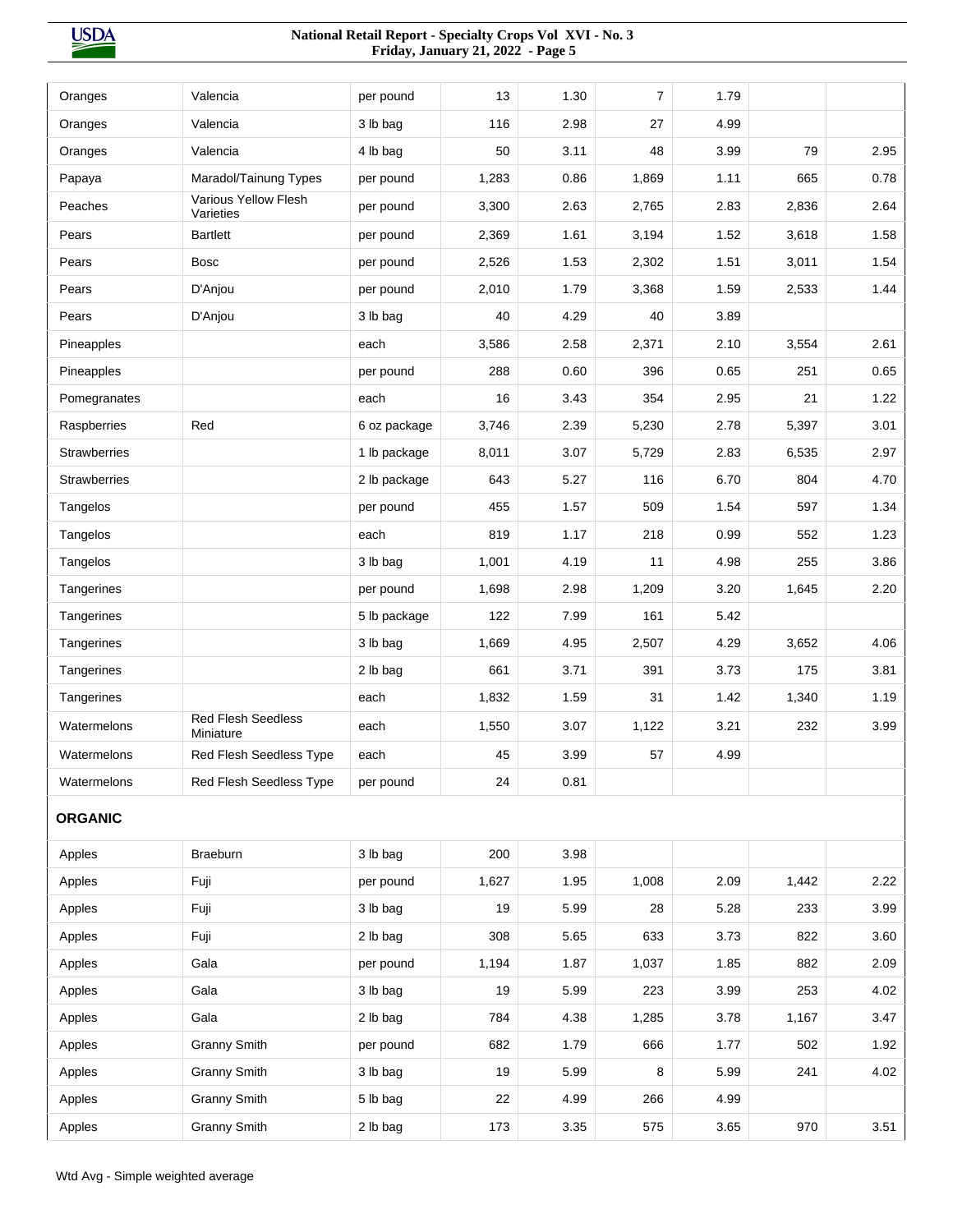| | | | | | | | | |
|---|---|---|---|---|---|---|---|---|
| Oranges | Valencia | per pound | 13 | 1.30 | 7 | 1.79 | | |
| Oranges | Valencia | 3 lb bag | 116 | 2.98 | 27 | 4.99 | | |
| Oranges | Valencia | 4 lb bag | 50 | 3.11 | 48 | 3.99 | 79 | 2.95 |
| Papaya | Maradol/Tainung Types | per pound | 1,283 | 0.86 | 1,869 | 1.11 | 665 | 0.78 |
| Peaches | Various Yellow Flesh Varieties | per pound | 3,300 | 2.63 | 2,765 | 2.83 | 2,836 | 2.64 |
| Pears | Bartlett | per pound | 2,369 | 1.61 | 3,194 | 1.52 | 3,618 | 1.58 |
| Pears | Bosc | per pound | 2,526 | 1.53 | 2,302 | 1.51 | 3,011 | 1.54 |
| Pears | D'Anjou | per pound | 2,010 | 1.79 | 3,368 | 1.59 | 2,533 | 1.44 |
| Pears | D'Anjou | 3 lb bag | 40 | 4.29 | 40 | 3.89 | | |
| Pineapples | | each | 3,586 | 2.58 | 2,371 | 2.10 | 3,554 | 2.61 |
| Pineapples | | per pound | 288 | 0.60 | 396 | 0.65 | 251 | 0.65 |
| Pomegranates | | each | 16 | 3.43 | 354 | 2.95 | 21 | 1.22 |
| Raspberries | Red | 6 oz package | 3,746 | 2.39 | 5,230 | 2.78 | 5,397 | 3.01 |
| Strawberries | | 1 lb package | 8,011 | 3.07 | 5,729 | 2.83 | 6,535 | 2.97 |
| Strawberries | | 2 lb package | 643 | 5.27 | 116 | 6.70 | 804 | 4.70 |
| Tangelos | | per pound | 455 | 1.57 | 509 | 1.54 | 597 | 1.34 |
| Tangelos | | each | 819 | 1.17 | 218 | 0.99 | 552 | 1.23 |
| Tangelos | | 3 lb bag | 1,001 | 4.19 | 11 | 4.98 | 255 | 3.86 |
| Tangerines | | per pound | 1,698 | 2.98 | 1,209 | 3.20 | 1,645 | 2.20 |
| Tangerines | | 5 lb package | 122 | 7.99 | 161 | 5.42 | | |
| Tangerines | | 3 lb bag | 1,669 | 4.95 | 2,507 | 4.29 | 3,652 | 4.06 |
| Tangerines | | 2 lb bag | 661 | 3.71 | 391 | 3.73 | 175 | 3.81 |
| Tangerines | | each | 1,832 | 1.59 | 31 | 1.42 | 1,340 | 1.19 |
| Watermelons | Red Flesh Seedless Miniature | each | 1,550 | 3.07 | 1,122 | 3.21 | 232 | 3.99 |
| Watermelons | Red Flesh Seedless Type | each | 45 | 3.99 | 57 | 4.99 | | |
| Watermelons | Red Flesh Seedless Type | per pound | 24 | 0.81 | | | | |
| **ORGANIC** | | | | | | | | |
| Apples | Braeburn | 3 lb bag | 200 | 3.98 | | | | |
| Apples | Fuji | per pound | 1,627 | 1.95 | 1,008 | 2.09 | 1,442 | 2.22 |
| Apples | Fuji | 3 lb bag | 19 | 5.99 | 28 | 5.28 | 233 | 3.99 |
| Apples | Fuji | 2 lb bag | 308 | 5.65 | 633 | 3.73 | 822 | 3.60 |
| Apples | Gala | per pound | 1,194 | 1.87 | 1,037 | 1.85 | 882 | 2.09 |
| Apples | Gala | 3 lb bag | 19 | 5.99 | 223 | 3.99 | 253 | 4.02 |
| Apples | Gala | 2 lb bag | 784 | 4.38 | 1,285 | 3.78 | 1,167 | 3.47 |
| Apples | Granny Smith | per pound | 682 | 1.79 | 666 | 1.77 | 502 | 1.92 |
| Apples | Granny Smith | 3 lb bag | 19 | 5.99 | 8 | 5.99 | 241 | 4.02 |
| Apples | Granny Smith | 5 lb bag | 22 | 4.99 | 266 | 4.99 | | |
| Apples | Granny Smith | 2 lb bag | 173 | 3.35 | 575 | 3.65 | 970 | 3.51 |

Wtd Avg - Simple weighted average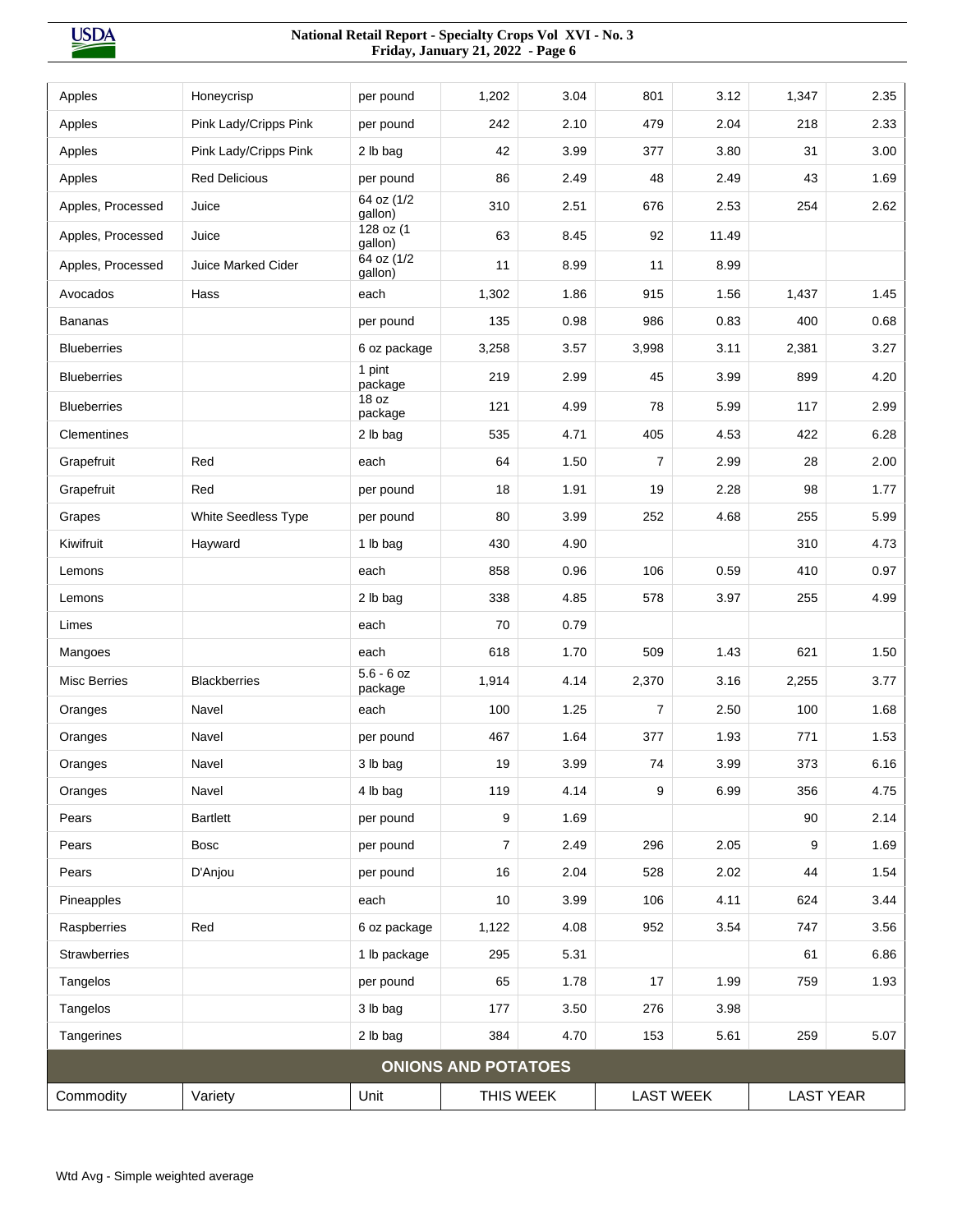| Apples | Honeycrisp | per pound | 1,202 | 3.04 | 801 | 3.12 | 1,347 | 2.35 |
|---|---|---|---|---|---|---|---|---|
| Apples | Pink Lady/Cripps Pink | per pound | 242 | 2.10 | 479 | 2.04 | 218 | 2.33 |
| Apples | Pink Lady/Cripps Pink | 2 lb bag | 42 | 3.99 | 377 | 3.80 | 31 | 3.00 |
| Apples | Red Delicious | per pound | 86 | 2.49 | 48 | 2.49 | 43 | 1.69 |
| Apples, Processed | Juice | 64 oz (1/2 gallon) | 310 | 2.51 | 676 | 2.53 | 254 | 2.62 |
| Apples, Processed | Juice | 128 oz (1 gallon) | 63 | 8.45 | 92 | 11.49 | | |
| Apples, Processed | Juice Marked Cider | 64 oz (1/2 gallon) | 11 | 8.99 | 11 | 8.99 | | |
| Avocados | Hass | each | 1,302 | 1.86 | 915 | 1.56 | 1,437 | 1.45 |
| Bananas | | per pound | 135 | 0.98 | 986 | 0.83 | 400 | 0.68 |
| Blueberries | | 6 oz package | 3,258 | 3.57 | 3,998 | 3.11 | 2,381 | 3.27 |
| Blueberries | | 1 pint package | 219 | 2.99 | 45 | 3.99 | 899 | 4.20 |
| Blueberries | | 18 oz package | 121 | 4.99 | 78 | 5.99 | 117 | 2.99 |
| Clementines | | 2 lb bag | 535 | 4.71 | 405 | 4.53 | 422 | 6.28 |
| Grapefruit | Red | each | 64 | 1.50 | 7 | 2.99 | 28 | 2.00 |
| Grapefruit | Red | per pound | 18 | 1.91 | 19 | 2.28 | 98 | 1.77 |
| Grapes | White Seedless Type | per pound | 80 | 3.99 | 252 | 4.68 | 255 | 5.99 |
| Kiwifruit | Hayward | 1 lb bag | 430 | 4.90 | | | 310 | 4.73 |
| Lemons | | each | 858 | 0.96 | 106 | 0.59 | 410 | 0.97 |
| Lemons | | 2 lb bag | 338 | 4.85 | 578 | 3.97 | 255 | 4.99 |
| Limes | | each | 70 | 0.79 | | | | |
| Mangoes | | each | 618 | 1.70 | 509 | 1.43 | 621 | 1.50 |
| Misc Berries | Blackberries | 5.6 - 6 oz package | 1,914 | 4.14 | 2,370 | 3.16 | 2,255 | 3.77 |
| Oranges | Navel | each | 100 | 1.25 | 7 | 2.50 | 100 | 1.68 |
| Oranges | Navel | per pound | 467 | 1.64 | 377 | 1.93 | 771 | 1.53 |
| Oranges | Navel | 3 lb bag | 19 | 3.99 | 74 | 3.99 | 373 | 6.16 |
| Oranges | Navel | 4 lb bag | 119 | 4.14 | 9 | 6.99 | 356 | 4.75 |
| Pears | Bartlett | per pound | 9 | 1.69 | | | 90 | 2.14 |
| Pears | Bosc | per pound | 7 | 2.49 | 296 | 2.05 | 9 | 1.69 |
| Pears | D'Anjou | per pound | 16 | 2.04 | 528 | 2.02 | 44 | 1.54 |
| Pineapples | | each | 10 | 3.99 | 106 | 4.11 | 624 | 3.44 |
| Raspberries | Red | 6 oz package | 1,122 | 4.08 | 952 | 3.54 | 747 | 3.56 |
| Strawberries | | 1 lb package | 295 | 5.31 | | | 61 | 6.86 |
| Tangelos | | per pound | 65 | 1.78 | 17 | 1.99 | 759 | 1.93 |
| Tangelos | | 3 lb bag | 177 | 3.50 | 276 | 3.98 | | |
| Tangerines | | 2 lb bag | 384 | 4.70 | 153 | 5.61 | 259 | 5.07 |

**ONIONS AND POTATOES**

| Commodity | Variety | Unit | THIS WEEK | | LAST WEEK | | LAST YEAR | |
|---|---|---|---|---|---|---|---|---|

Wtd Avg - Simple weighted average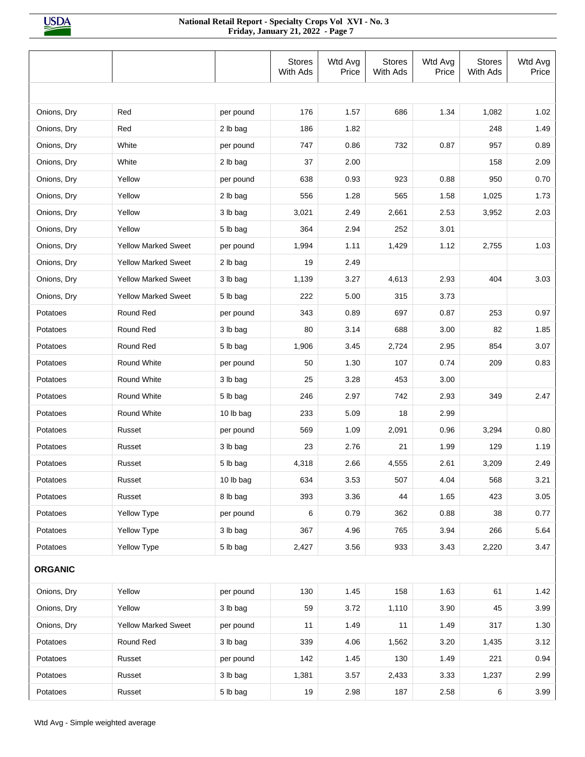| | | | Stores With Ads | Wtd Avg Price | Stores With Ads | Wtd Avg Price | Stores With Ads | Wtd Avg Price |
|---|---|---|---|---|---|---|---|---|
| | | | | | | | | |
| Onions, Dry | Red | per pound | 176 | 1.57 | 686 | 1.34 | 1,082 | 1.02 |
| Onions, Dry | Red | 2 lb bag | 186 | 1.82 | | | 248 | 1.49 |
| Onions, Dry | White | per pound | 747 | 0.86 | 732 | 0.87 | 957 | 0.89 |
| Onions, Dry | White | 2 lb bag | 37 | 2.00 | | | 158 | 2.09 |
| Onions, Dry | Yellow | per pound | 638 | 0.93 | 923 | 0.88 | 950 | 0.70 |
| Onions, Dry | Yellow | 2 lb bag | 556 | 1.28 | 565 | 1.58 | 1,025 | 1.73 |
| Onions, Dry | Yellow | 3 lb bag | 3,021 | 2.49 | 2,661 | 2.53 | 3,952 | 2.03 |
| Onions, Dry | Yellow | 5 lb bag | 364 | 2.94 | 252 | 3.01 | | |
| Onions, Dry | Yellow Marked Sweet | per pound | 1,994 | 1.11 | 1,429 | 1.12 | 2,755 | 1.03 |
| Onions, Dry | Yellow Marked Sweet | 2 lb bag | 19 | 2.49 | | | | |
| Onions, Dry | Yellow Marked Sweet | 3 lb bag | 1,139 | 3.27 | 4,613 | 2.93 | 404 | 3.03 |
| Onions, Dry | Yellow Marked Sweet | 5 lb bag | 222 | 5.00 | 315 | 3.73 | | |
| Potatoes | Round Red | per pound | 343 | 0.89 | 697 | 0.87 | 253 | 0.97 |
| Potatoes | Round Red | 3 lb bag | 80 | 3.14 | 688 | 3.00 | 82 | 1.85 |
| Potatoes | Round Red | 5 lb bag | 1,906 | 3.45 | 2,724 | 2.95 | 854 | 3.07 |
| Potatoes | Round White | per pound | 50 | 1.30 | 107 | 0.74 | 209 | 0.83 |
| Potatoes | Round White | 3 lb bag | 25 | 3.28 | 453 | 3.00 | | |
| Potatoes | Round White | 5 lb bag | 246 | 2.97 | 742 | 2.93 | 349 | 2.47 |
| Potatoes | Round White | 10 lb bag | 233 | 5.09 | 18 | 2.99 | | |
| Potatoes | Russet | per pound | 569 | 1.09 | 2,091 | 0.96 | 3,294 | 0.80 |
| Potatoes | Russet | 3 lb bag | 23 | 2.76 | 21 | 1.99 | 129 | 1.19 |
| Potatoes | Russet | 5 lb bag | 4,318 | 2.66 | 4,555 | 2.61 | 3,209 | 2.49 |
| Potatoes | Russet | 10 lb bag | 634 | 3.53 | 507 | 4.04 | 568 | 3.21 |
| Potatoes | Russet | 8 lb bag | 393 | 3.36 | 44 | 1.65 | 423 | 3.05 |
| Potatoes | Yellow Type | per pound | 6 | 0.79 | 362 | 0.88 | 38 | 0.77 |
| Potatoes | Yellow Type | 3 lb bag | 367 | 4.96 | 765 | 3.94 | 266 | 5.64 |
| Potatoes | Yellow Type | 5 lb bag | 2,427 | 3.56 | 933 | 3.43 | 2,220 | 3.47 |
| **ORGANIC** | | | | | | | | |
| Onions, Dry | Yellow | per pound | 130 | 1.45 | 158 | 1.63 | 61 | 1.42 |
| Onions, Dry | Yellow | 3 lb bag | 59 | 3.72 | 1,110 | 3.90 | 45 | 3.99 |
| Onions, Dry | Yellow Marked Sweet | per pound | 11 | 1.49 | 11 | 1.49 | 317 | 1.30 |
| Potatoes | Round Red | 3 lb bag | 339 | 4.06 | 1,562 | 3.20 | 1,435 | 3.12 |
| Potatoes | Russet | per pound | 142 | 1.45 | 130 | 1.49 | 221 | 0.94 |
| Potatoes | Russet | 3 lb bag | 1,381 | 3.57 | 2,433 | 3.33 | 1,237 | 2.99 |
| Potatoes | Russet | 5 lb bag | 19 | 2.98 | 187 | 2.58 | 6 | 3.99 |

Wtd Avg - Simple weighted average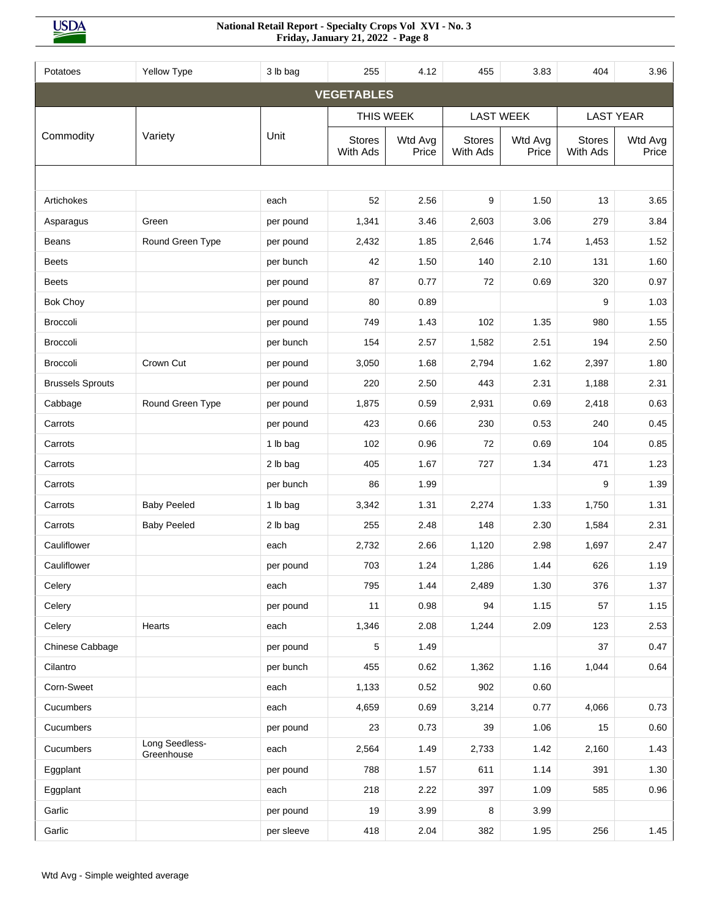| Potatoes | Yellow Type | 3 lb bag | 255 | 4.12 | 455 | 3.83 | 404 | 3.96 |
|---|---|---|---|---|---|---|---|---|

## VEGETABLES

| Commodity | Variety | Unit | THIS WEEK | | LAST WEEK | | LAST YEAR | |
|---|---|---|---|---|---|---|---|---|
| | | | Stores With Ads | Wtd Avg Price | Stores With Ads | Wtd Avg Price | Stores With Ads | Wtd Avg Price |
| Artichokes | | each | 52 | 2.56 | 9 | 1.50 | 13 | 3.65 |
| Asparagus | Green | per pound | 1,341 | 3.46 | 2,603 | 3.06 | 279 | 3.84 |
| Beans | Round Green Type | per pound | 2,432 | 1.85 | 2,646 | 1.74 | 1,453 | 1.52 |
| Beets | | per bunch | 42 | 1.50 | 140 | 2.10 | 131 | 1.60 |
| Beets | | per pound | 87 | 0.77 | 72 | 0.69 | 320 | 0.97 |
| Bok Choy | | per pound | 80 | 0.89 | | | 9 | 1.03 |
| Broccoli | | per pound | 749 | 1.43 | 102 | 1.35 | 980 | 1.55 |
| Broccoli | | per bunch | 154 | 2.57 | 1,582 | 2.51 | 194 | 2.50 |
| Broccoli | Crown Cut | per pound | 3,050 | 1.68 | 2,794 | 1.62 | 2,397 | 1.80 |
| Brussels Sprouts | | per pound | 220 | 2.50 | 443 | 2.31 | 1,188 | 2.31 |
| Cabbage | Round Green Type | per pound | 1,875 | 0.59 | 2,931 | 0.69 | 2,418 | 0.63 |
| Carrots | | per pound | 423 | 0.66 | 230 | 0.53 | 240 | 0.45 |
| Carrots | | 1 lb bag | 102 | 0.96 | 72 | 0.69 | 104 | 0.85 |
| Carrots | | 2 lb bag | 405 | 1.67 | 727 | 1.34 | 471 | 1.23 |
| Carrots | | per bunch | 86 | 1.99 | | | 9 | 1.39 |
| Carrots | Baby Peeled | 1 lb bag | 3,342 | 1.31 | 2,274 | 1.33 | 1,750 | 1.31 |
| Carrots | Baby Peeled | 2 lb bag | 255 | 2.48 | 148 | 2.30 | 1,584 | 2.31 |
| Cauliflower | | each | 2,732 | 2.66 | 1,120 | 2.98 | 1,697 | 2.47 |
| Cauliflower | | per pound | 703 | 1.24 | 1,286 | 1.44 | 626 | 1.19 |
| Celery | | each | 795 | 1.44 | 2,489 | 1.30 | 376 | 1.37 |
| Celery | | per pound | 11 | 0.98 | 94 | 1.15 | 57 | 1.15 |
| Celery | Hearts | each | 1,346 | 2.08 | 1,244 | 2.09 | 123 | 2.53 |
| Chinese Cabbage | | per pound | 5 | 1.49 | | | 37 | 0.47 |
| Cilantro | | per bunch | 455 | 0.62 | 1,362 | 1.16 | 1,044 | 0.64 |
| Corn-Sweet | | each | 1,133 | 0.52 | 902 | 0.60 | | |
| Cucumbers | | each | 4,659 | 0.69 | 3,214 | 0.77 | 4,066 | 0.73 |
| Cucumbers | | per pound | 23 | 0.73 | 39 | 1.06 | 15 | 0.60 |
| Cucumbers | Long Seedless-Greenhouse | each | 2,564 | 1.49 | 2,733 | 1.42 | 2,160 | 1.43 |
| Eggplant | | per pound | 788 | 1.57 | 611 | 1.14 | 391 | 1.30 |
| Eggplant | | each | 218 | 2.22 | 397 | 1.09 | 585 | 0.96 |
| Garlic | | per pound | 19 | 3.99 | 8 | 3.99 | | |
| Garlic | | per sleeve | 418 | 2.04 | 382 | 1.95 | 256 | 1.45 |

Wtd Avg - Simple weighted average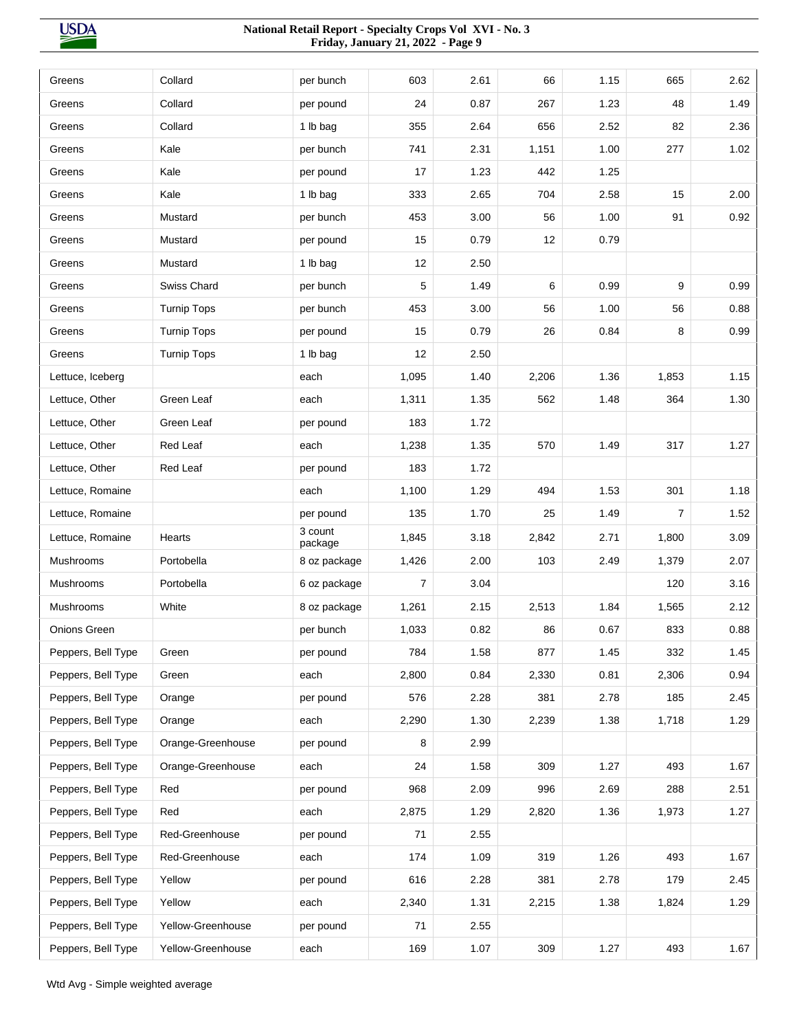| | | | | | | | | |
|---|---|---|---|---|---|---|---|---|
| Greens | Collard | per bunch | 603 | 2.61 | 66 | 1.15 | 665 | 2.62 |
| Greens | Collard | per pound | 24 | 0.87 | 267 | 1.23 | 48 | 1.49 |
| Greens | Collard | 1 lb bag | 355 | 2.64 | 656 | 2.52 | 82 | 2.36 |
| Greens | Kale | per bunch | 741 | 2.31 | 1,151 | 1.00 | 277 | 1.02 |
| Greens | Kale | per pound | 17 | 1.23 | 442 | 1.25 | | |
| Greens | Kale | 1 lb bag | 333 | 2.65 | 704 | 2.58 | 15 | 2.00 |
| Greens | Mustard | per bunch | 453 | 3.00 | 56 | 1.00 | 91 | 0.92 |
| Greens | Mustard | per pound | 15 | 0.79 | 12 | 0.79 | | |
| Greens | Mustard | 1 lb bag | 12 | 2.50 | | | | |
| Greens | Swiss Chard | per bunch | 5 | 1.49 | 6 | 0.99 | 9 | 0.99 |
| Greens | Turnip Tops | per bunch | 453 | 3.00 | 56 | 1.00 | 56 | 0.88 |
| Greens | Turnip Tops | per pound | 15 | 0.79 | 26 | 0.84 | 8 | 0.99 |
| Greens | Turnip Tops | 1 lb bag | 12 | 2.50 | | | | |
| Lettuce, Iceberg | | each | 1,095 | 1.40 | 2,206 | 1.36 | 1,853 | 1.15 |
| Lettuce, Other | Green Leaf | each | 1,311 | 1.35 | 562 | 1.48 | 364 | 1.30 |
| Lettuce, Other | Green Leaf | per pound | 183 | 1.72 | | | | |
| Lettuce, Other | Red Leaf | each | 1,238 | 1.35 | 570 | 1.49 | 317 | 1.27 |
| Lettuce, Other | Red Leaf | per pound | 183 | 1.72 | | | | |
| Lettuce, Romaine | | each | 1,100 | 1.29 | 494 | 1.53 | 301 | 1.18 |
| Lettuce, Romaine | | per pound | 135 | 1.70 | 25 | 1.49 | 7 | 1.52 |
| Lettuce, Romaine | Hearts | 3 count package | 1,845 | 3.18 | 2,842 | 2.71 | 1,800 | 3.09 |
| Mushrooms | Portobella | 8 oz package | 1,426 | 2.00 | 103 | 2.49 | 1,379 | 2.07 |
| Mushrooms | Portobella | 6 oz package | 7 | 3.04 | | | 120 | 3.16 |
| Mushrooms | White | 8 oz package | 1,261 | 2.15 | 2,513 | 1.84 | 1,565 | 2.12 |
| Onions Green | | per bunch | 1,033 | 0.82 | 86 | 0.67 | 833 | 0.88 |
| Peppers, Bell Type | Green | per pound | 784 | 1.58 | 877 | 1.45 | 332 | 1.45 |
| Peppers, Bell Type | Green | each | 2,800 | 0.84 | 2,330 | 0.81 | 2,306 | 0.94 |
| Peppers, Bell Type | Orange | per pound | 576 | 2.28 | 381 | 2.78 | 185 | 2.45 |
| Peppers, Bell Type | Orange | each | 2,290 | 1.30 | 2,239 | 1.38 | 1,718 | 1.29 |
| Peppers, Bell Type | Orange-Greenhouse | per pound | 8 | 2.99 | | | | |
| Peppers, Bell Type | Orange-Greenhouse | each | 24 | 1.58 | 309 | 1.27 | 493 | 1.67 |
| Peppers, Bell Type | Red | per pound | 968 | 2.09 | 996 | 2.69 | 288 | 2.51 |
| Peppers, Bell Type | Red | each | 2,875 | 1.29 | 2,820 | 1.36 | 1,973 | 1.27 |
| Peppers, Bell Type | Red-Greenhouse | per pound | 71 | 2.55 | | | | |
| Peppers, Bell Type | Red-Greenhouse | each | 174 | 1.09 | 319 | 1.26 | 493 | 1.67 |
| Peppers, Bell Type | Yellow | per pound | 616 | 2.28 | 381 | 2.78 | 179 | 2.45 |
| Peppers, Bell Type | Yellow | each | 2,340 | 1.31 | 2,215 | 1.38 | 1,824 | 1.29 |
| Peppers, Bell Type | Yellow-Greenhouse | per pound | 71 | 2.55 | | | | |
| Peppers, Bell Type | Yellow-Greenhouse | each | 169 | 1.07 | 309 | 1.27 | 493 | 1.67 |

Wtd Avg - Simple weighted average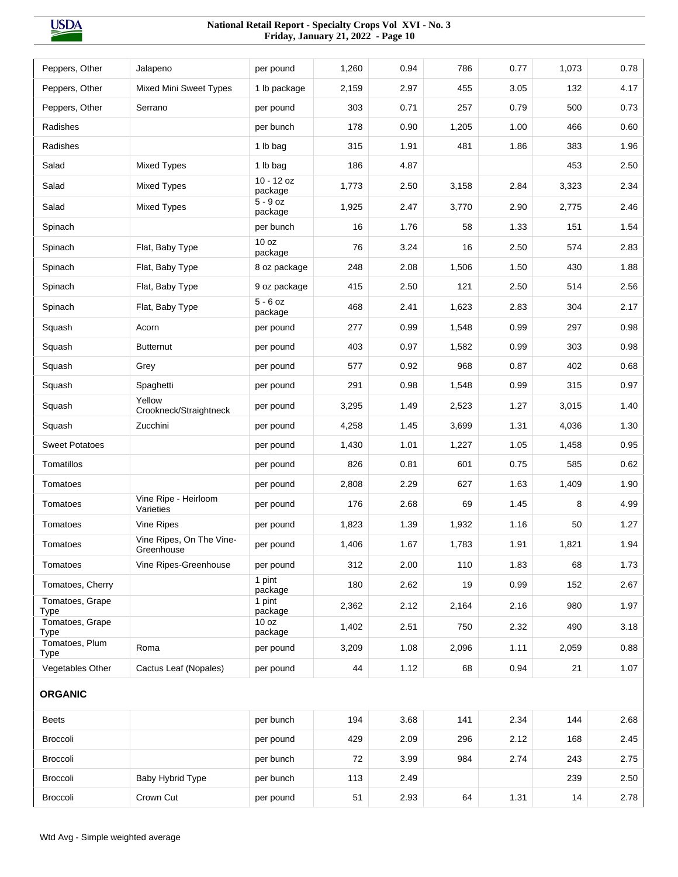| | | | | | | | | |
|---|---|---|---|---|---|---|---|---|
| Peppers, Other | Jalapeno | per pound | 1,260 | 0.94 | 786 | 0.77 | 1,073 | 0.78 |
| Peppers, Other | Mixed Mini Sweet Types | 1 lb package | 2,159 | 2.97 | 455 | 3.05 | 132 | 4.17 |
| Peppers, Other | Serrano | per pound | 303 | 0.71 | 257 | 0.79 | 500 | 0.73 |
| Radishes | | per bunch | 178 | 0.90 | 1,205 | 1.00 | 466 | 0.60 |
| Radishes | | 1 lb bag | 315 | 1.91 | 481 | 1.86 | 383 | 1.96 |
| Salad | Mixed Types | 1 lb bag | 186 | 4.87 | | | 453 | 2.50 |
| Salad | Mixed Types | 10 - 12 oz package | 1,773 | 2.50 | 3,158 | 2.84 | 3,323 | 2.34 |
| Salad | Mixed Types | 5 - 9 oz package | 1,925 | 2.47 | 3,770 | 2.90 | 2,775 | 2.46 |
| Spinach | | per bunch | 16 | 1.76 | 58 | 1.33 | 151 | 1.54 |
| Spinach | Flat, Baby Type | 10 oz package | 76 | 3.24 | 16 | 2.50 | 574 | 2.83 |
| Spinach | Flat, Baby Type | 8 oz package | 248 | 2.08 | 1,506 | 1.50 | 430 | 1.88 |
| Spinach | Flat, Baby Type | 9 oz package | 415 | 2.50 | 121 | 2.50 | 514 | 2.56 |
| Spinach | Flat, Baby Type | 5 - 6 oz package | 468 | 2.41 | 1,623 | 2.83 | 304 | 2.17 |
| Squash | Acorn | per pound | 277 | 0.99 | 1,548 | 0.99 | 297 | 0.98 |
| Squash | Butternut | per pound | 403 | 0.97 | 1,582 | 0.99 | 303 | 0.98 |
| Squash | Grey | per pound | 577 | 0.92 | 968 | 0.87 | 402 | 0.68 |
| Squash | Spaghetti | per pound | 291 | 0.98 | 1,548 | 0.99 | 315 | 0.97 |
| Squash | Yellow Crookneck/Straightneck | per pound | 3,295 | 1.49 | 2,523 | 1.27 | 3,015 | 1.40 |
| Squash | Zucchini | per pound | 4,258 | 1.45 | 3,699 | 1.31 | 4,036 | 1.30 |
| Sweet Potatoes | | per pound | 1,430 | 1.01 | 1,227 | 1.05 | 1,458 | 0.95 |
| Tomatillos | | per pound | 826 | 0.81 | 601 | 0.75 | 585 | 0.62 |
| Tomatoes | | per pound | 2,808 | 2.29 | 627 | 1.63 | 1,409 | 1.90 |
| Tomatoes | Vine Ripe - Heirloom Varieties | per pound | 176 | 2.68 | 69 | 1.45 | 8 | 4.99 |
| Tomatoes | Vine Ripes | per pound | 1,823 | 1.39 | 1,932 | 1.16 | 50 | 1.27 |
| Tomatoes | Vine Ripes, On The Vine-Greenhouse | per pound | 1,406 | 1.67 | 1,783 | 1.91 | 1,821 | 1.94 |
| Tomatoes | Vine Ripes-Greenhouse | per pound | 312 | 2.00 | 110 | 1.83 | 68 | 1.73 |
| Tomatoes, Cherry | | 1 pint package | 180 | 2.62 | 19 | 0.99 | 152 | 2.67 |
| Tomatoes, Grape Type | | 1 pint package | 2,362 | 2.12 | 2,164 | 2.16 | 980 | 1.97 |
| Tomatoes, Grape Type | | 10 oz package | 1,402 | 2.51 | 750 | 2.32 | 490 | 3.18 |
| Tomatoes, Plum Type | Roma | per pound | 3,209 | 1.08 | 2,096 | 1.11 | 2,059 | 0.88 |
| Vegetables Other | Cactus Leaf (Nopales) | per pound | 44 | 1.12 | 68 | 0.94 | 21 | 1.07 |
| **ORGANIC** | | | | | | | | |
| Beets | | per bunch | 194 | 3.68 | 141 | 2.34 | 144 | 2.68 |
| Broccoli | | per pound | 429 | 2.09 | 296 | 2.12 | 168 | 2.45 |
| Broccoli | | per bunch | 72 | 3.99 | 984 | 2.74 | 243 | 2.75 |
| Broccoli | Baby Hybrid Type | per bunch | 113 | 2.49 | | | 239 | 2.50 |
| Broccoli | Crown Cut | per pound | 51 | 2.93 | 64 | 1.31 | 14 | 2.78 |

Wtd Avg - Simple weighted average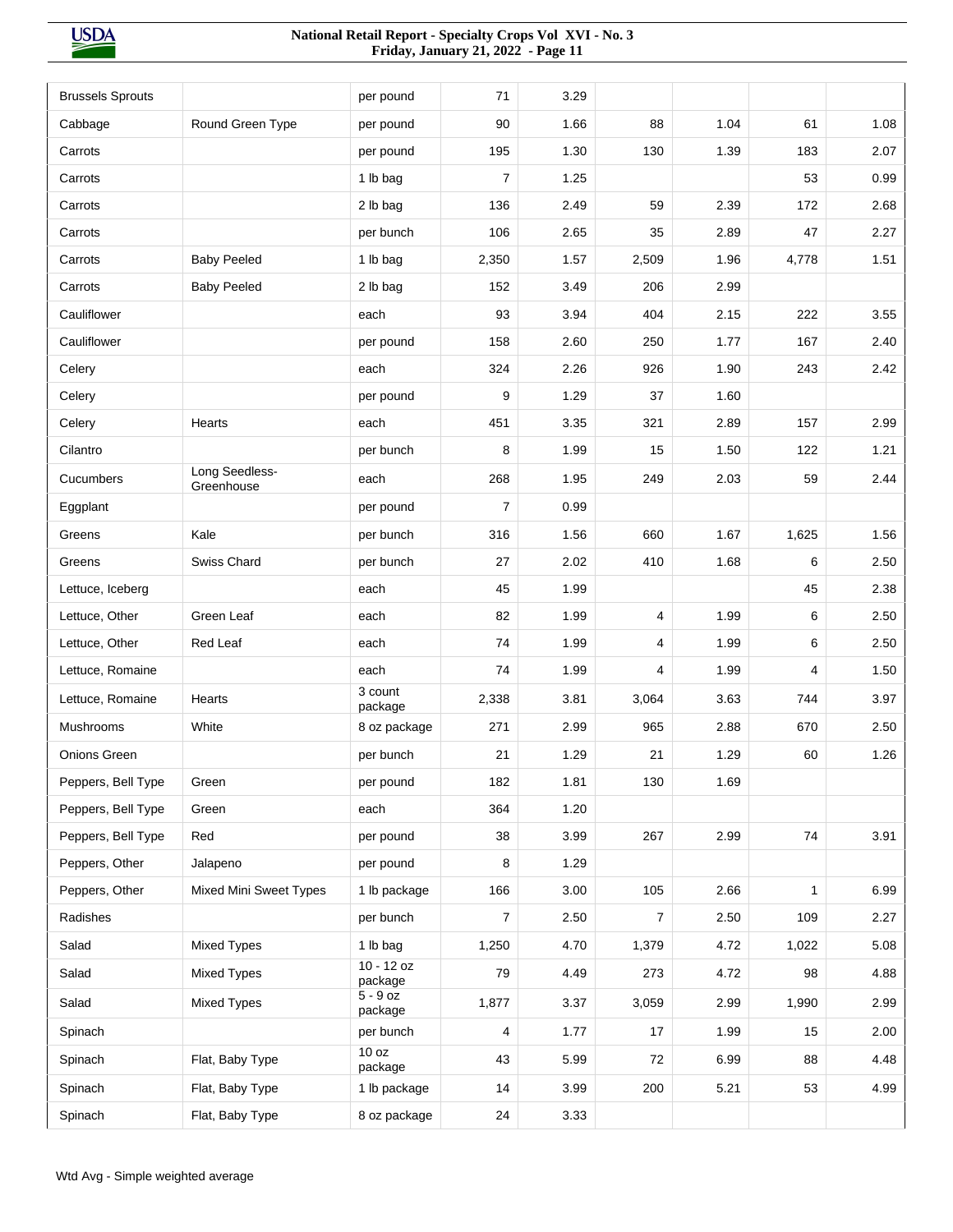| | | | | | | | | |
|---|---|---|---|---|---|---|---|---|
| Brussels Sprouts | | per pound | 71 | 3.29 | | | | |
| Cabbage | Round Green Type | per pound | 90 | 1.66 | 88 | 1.04 | 61 | 1.08 |
| Carrots | | per pound | 195 | 1.30 | 130 | 1.39 | 183 | 2.07 |
| Carrots | | 1 lb bag | 7 | 1.25 | | | 53 | 0.99 |
| Carrots | | 2 lb bag | 136 | 2.49 | 59 | 2.39 | 172 | 2.68 |
| Carrots | | per bunch | 106 | 2.65 | 35 | 2.89 | 47 | 2.27 |
| Carrots | Baby Peeled | 1 lb bag | 2,350 | 1.57 | 2,509 | 1.96 | 4,778 | 1.51 |
| Carrots | Baby Peeled | 2 lb bag | 152 | 3.49 | 206 | 2.99 | | |
| Cauliflower | | each | 93 | 3.94 | 404 | 2.15 | 222 | 3.55 |
| Cauliflower | | per pound | 158 | 2.60 | 250 | 1.77 | 167 | 2.40 |
| Celery | | each | 324 | 2.26 | 926 | 1.90 | 243 | 2.42 |
| Celery | | per pound | 9 | 1.29 | 37 | 1.60 | | |
| Celery | Hearts | each | 451 | 3.35 | 321 | 2.89 | 157 | 2.99 |
| Cilantro | | per bunch | 8 | 1.99 | 15 | 1.50 | 122 | 1.21 |
| Cucumbers | Long Seedless-Greenhouse | each | 268 | 1.95 | 249 | 2.03 | 59 | 2.44 |
| Eggplant | | per pound | 7 | 0.99 | | | | |
| Greens | Kale | per bunch | 316 | 1.56 | 660 | 1.67 | 1,625 | 1.56 |
| Greens | Swiss Chard | per bunch | 27 | 2.02 | 410 | 1.68 | 6 | 2.50 |
| Lettuce, Iceberg | | each | 45 | 1.99 | | | 45 | 2.38 |
| Lettuce, Other | Green Leaf | each | 82 | 1.99 | 4 | 1.99 | 6 | 2.50 |
| Lettuce, Other | Red Leaf | each | 74 | 1.99 | 4 | 1.99 | 6 | 2.50 |
| Lettuce, Romaine | | each | 74 | 1.99 | 4 | 1.99 | 4 | 1.50 |
| Lettuce, Romaine | Hearts | 3 count package | 2,338 | 3.81 | 3,064 | 3.63 | 744 | 3.97 |
| Mushrooms | White | 8 oz package | 271 | 2.99 | 965 | 2.88 | 670 | 2.50 |
| Onions Green | | per bunch | 21 | 1.29 | 21 | 1.29 | 60 | 1.26 |
| Peppers, Bell Type | Green | per pound | 182 | 1.81 | 130 | 1.69 | | |
| Peppers, Bell Type | Green | each | 364 | 1.20 | | | | |
| Peppers, Bell Type | Red | per pound | 38 | 3.99 | 267 | 2.99 | 74 | 3.91 |
| Peppers, Other | Jalapeno | per pound | 8 | 1.29 | | | | |
| Peppers, Other | Mixed Mini Sweet Types | 1 lb package | 166 | 3.00 | 105 | 2.66 | 1 | 6.99 |
| Radishes | | per bunch | 7 | 2.50 | 7 | 2.50 | 109 | 2.27 |
| Salad | Mixed Types | 1 lb bag | 1,250 | 4.70 | 1,379 | 4.72 | 1,022 | 5.08 |
| Salad | Mixed Types | 10 - 12 oz package | 79 | 4.49 | 273 | 4.72 | 98 | 4.88 |
| Salad | Mixed Types | 5 - 9 oz package | 1,877 | 3.37 | 3,059 | 2.99 | 1,990 | 2.99 |
| Spinach | | per bunch | 4 | 1.77 | 17 | 1.99 | 15 | 2.00 |
| Spinach | Flat, Baby Type | 10 oz package | 43 | 5.99 | 72 | 6.99 | 88 | 4.48 |
| Spinach | Flat, Baby Type | 1 lb package | 14 | 3.99 | 200 | 5.21 | 53 | 4.99 |
| Spinach | Flat, Baby Type | 8 oz package | 24 | 3.33 | | | | |

Wtd Avg - Simple weighted average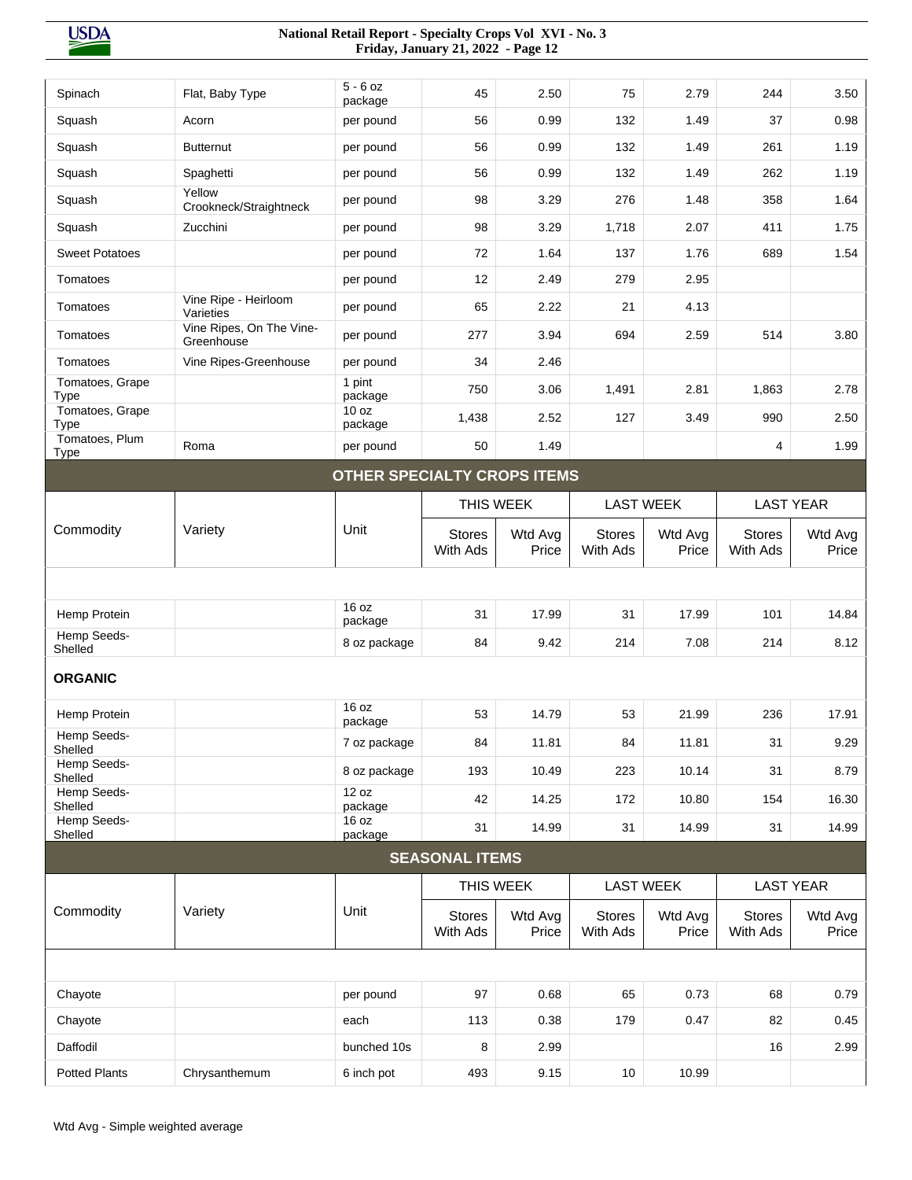| Commodity | Variety | Unit | THIS WEEK Stores With Ads | THIS WEEK Wtd Avg Price | LAST WEEK Stores With Ads | LAST WEEK Wtd Avg Price | LAST YEAR Stores With Ads | LAST YEAR Wtd Avg Price |
|---|---|---|---|---|---|---|---|---|
| Spinach | Flat, Baby Type | 5 - 6 oz package | 45 | 2.50 | 75 | 2.79 | 244 | 3.50 |
| Squash | Acorn | per pound | 56 | 0.99 | 132 | 1.49 | 37 | 0.98 |
| Squash | Butternut | per pound | 56 | 0.99 | 132 | 1.49 | 261 | 1.19 |
| Squash | Spaghetti | per pound | 56 | 0.99 | 132 | 1.49 | 262 | 1.19 |
| Squash | Yellow Crookneck/Straightneck | per pound | 98 | 3.29 | 276 | 1.48 | 358 | 1.64 |
| Squash | Zucchini | per pound | 98 | 3.29 | 1,718 | 2.07 | 411 | 1.75 |
| Sweet Potatoes | | per pound | 72 | 1.64 | 137 | 1.76 | 689 | 1.54 |
| Tomatoes | | per pound | 12 | 2.49 | 279 | 2.95 | | |
| Tomatoes | Vine Ripe - Heirloom Varieties | per pound | 65 | 2.22 | 21 | 4.13 | | |
| Tomatoes | Vine Ripes, On The Vine-Greenhouse | per pound | 277 | 3.94 | 694 | 2.59 | 514 | 3.80 |
| Tomatoes | Vine Ripes-Greenhouse | per pound | 34 | 2.46 | | | | |
| Tomatoes, Grape Type | | 1 pint package | 750 | 3.06 | 1,491 | 2.81 | 1,863 | 2.78 |
| Tomatoes, Grape Type | | 10 oz package | 1,438 | 2.52 | 127 | 3.49 | 990 | 2.50 |
| Tomatoes, Plum Type | Roma | per pound | 50 | 1.49 | | | 4 | 1.99 |

## OTHER SPECIALTY CROPS ITEMS

| Commodity | Variety | Unit | THIS WEEK Stores With Ads | THIS WEEK Wtd Avg Price | LAST WEEK Stores With Ads | LAST WEEK Wtd Avg Price | LAST YEAR Stores With Ads | LAST YEAR Wtd Avg Price |
|---|---|---|---|---|---|---|---|---|
| Hemp Protein | | 16 oz package | 31 | 17.99 | 31 | 17.99 | 101 | 14.84 |
| Hemp Seeds-Shelled | | 8 oz package | 84 | 9.42 | 214 | 7.08 | 214 | 8.12 |
| **ORGANIC** | | | | | | | | |
| Hemp Protein | | 16 oz package | 53 | 14.79 | 53 | 21.99 | 236 | 17.91 |
| Hemp Seeds-Shelled | | 7 oz package | 84 | 11.81 | 84 | 11.81 | 31 | 9.29 |
| Hemp Seeds-Shelled | | 8 oz package | 193 | 10.49 | 223 | 10.14 | 31 | 8.79 |
| Hemp Seeds-Shelled | | 12 oz package | 42 | 14.25 | 172 | 10.80 | 154 | 16.30 |
| Hemp Seeds-Shelled | | 16 oz package | 31 | 14.99 | 31 | 14.99 | 31 | 14.99 |

## SEASONAL ITEMS

| Commodity | Variety | Unit | THIS WEEK Stores With Ads | THIS WEEK Wtd Avg Price | LAST WEEK Stores With Ads | LAST WEEK Wtd Avg Price | LAST YEAR Stores With Ads | LAST YEAR Wtd Avg Price |
|---|---|---|---|---|---|---|---|---|
| Chayote | | per pound | 97 | 0.68 | 65 | 0.73 | 68 | 0.79 |
| Chayote | | each | 113 | 0.38 | 179 | 0.47 | 82 | 0.45 |
| Daffodil | | bunched 10s | 8 | 2.99 | | | 16 | 2.99 |
| Potted Plants | Chrysanthemum | 6 inch pot | 493 | 9.15 | 10 | 10.99 | | |

Wtd Avg - Simple weighted average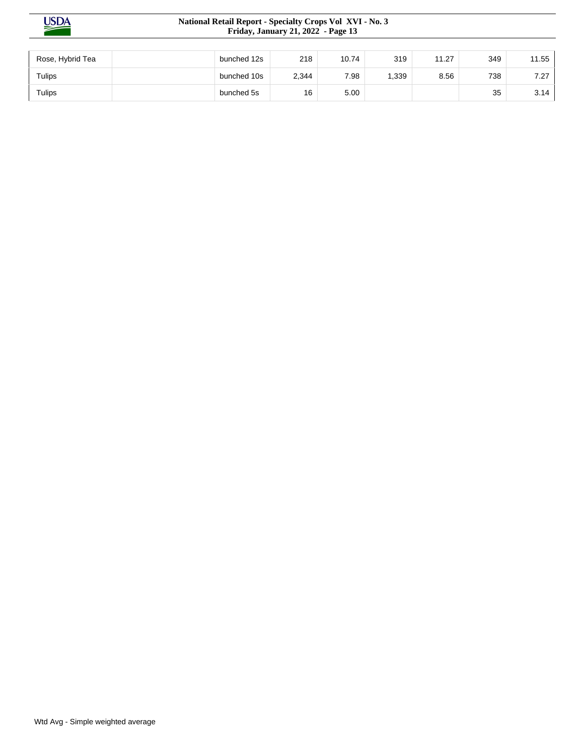| | | | | | | | | |
|---|---|---|---|---|---|---|---|---|
| Rose, Hybrid Tea | | bunched 12s | 218 | 10.74 | 319 | 11.27 | 349 | 11.55 |
| Tulips | | bunched 10s | 2,344 | 7.98 | 1,339 | 8.56 | 738 | 7.27 |
| Tulips | | bunched 5s | 16 | 5.00 | | | 35 | 3.14 |

Wtd Avg - Simple weighted average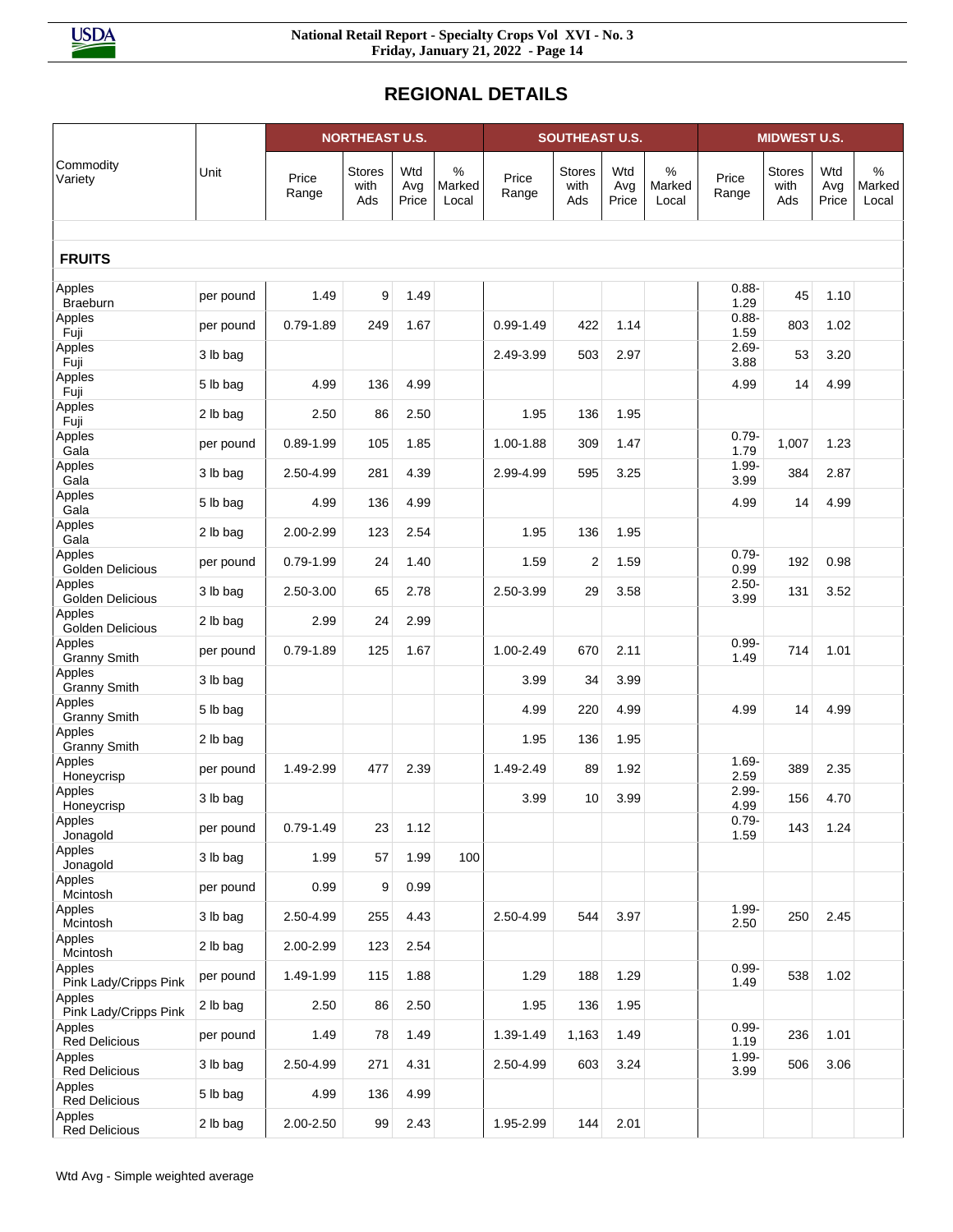## REGIONAL DETAILS

| Commodity Variety | Unit | NORTHEAST U.S. | | | | SOUTHEAST U.S. | | | | MIDWEST U.S. | | | |
|---|---|---|---|---|---|---|---|---|---|---|---|---|---|
| | | Price Range | Stores with Ads | Wtd Avg Price | % Marked Local | Price Range | Stores with Ads | Wtd Avg Price | % Marked Local | Price Range | Stores with Ads | Wtd Avg Price | % Marked Local |
| **FRUITS** | | | | | | | | | | | | | |
| Apples Braeburn | per pound | 1.49 | 9 | 1.49 | | | | | | 0.88-1.29 | 45 | 1.10 | |
| Apples Fuji | per pound | 0.79-1.89 | 249 | 1.67 | | 0.99-1.49 | 422 | 1.14 | | 0.88-1.59 | 803 | 1.02 | |
| Apples Fuji | 3 lb bag | | | | | 2.49-3.99 | 503 | 2.97 | | 2.69-3.88 | 53 | 3.20 | |
| Apples Fuji | 5 lb bag | 4.99 | 136 | 4.99 | | | | | | 4.99 | 14 | 4.99 | |
| Apples Fuji | 2 lb bag | 2.50 | 86 | 2.50 | | 1.95 | 136 | 1.95 | | | | | |
| Apples Gala | per pound | 0.89-1.99 | 105 | 1.85 | | 1.00-1.88 | 309 | 1.47 | | 0.79-1.79 | 1,007 | 1.23 | |
| Apples Gala | 3 lb bag | 2.50-4.99 | 281 | 4.39 | | 2.99-4.99 | 595 | 3.25 | | 1.99-3.99 | 384 | 2.87 | |
| Apples Gala | 5 lb bag | 4.99 | 136 | 4.99 | | | | | | 4.99 | 14 | 4.99 | |
| Apples Gala | 2 lb bag | 2.00-2.99 | 123 | 2.54 | | 1.95 | 136 | 1.95 | | | | | |
| Apples Golden Delicious | per pound | 0.79-1.99 | 24 | 1.40 | | 1.59 | 2 | 1.59 | | 0.79-0.99 | 192 | 0.98 | |
| Apples Golden Delicious | 3 lb bag | 2.50-3.00 | 65 | 2.78 | | 2.50-3.99 | 29 | 3.58 | | 2.50-3.99 | 131 | 3.52 | |
| Apples Golden Delicious | 2 lb bag | 2.99 | 24 | 2.99 | | | | | | | | | |
| Apples Granny Smith | per pound | 0.79-1.89 | 125 | 1.67 | | 1.00-2.49 | 670 | 2.11 | | 0.99-1.49 | 714 | 1.01 | |
| Apples Granny Smith | 3 lb bag | | | | | 3.99 | 34 | 3.99 | | | | | |
| Apples Granny Smith | 5 lb bag | | | | | 4.99 | 220 | 4.99 | | 4.99 | 14 | 4.99 | |
| Apples Granny Smith | 2 lb bag | | | | | 1.95 | 136 | 1.95 | | | | | |
| Apples Honeycrisp | per pound | 1.49-2.99 | 477 | 2.39 | | 1.49-2.49 | 89 | 1.92 | | 1.69-2.59 | 389 | 2.35 | |
| Apples Honeycrisp | 3 lb bag | | | | | 3.99 | 10 | 3.99 | | 2.99-4.99 | 156 | 4.70 | |
| Apples Jonagold | per pound | 0.79-1.49 | 23 | 1.12 | | | | | | 0.79-1.59 | 143 | 1.24 | |
| Apples Jonagold | 3 lb bag | 1.99 | 57 | 1.99 | 100 | | | | | | | | |
| Apples Mcintosh | per pound | 0.99 | 9 | 0.99 | | | | | | | | | |
| Apples Mcintosh | 3 lb bag | 2.50-4.99 | 255 | 4.43 | | 2.50-4.99 | 544 | 3.97 | | 1.99-2.50 | 250 | 2.45 | |
| Apples Mcintosh | 2 lb bag | 2.00-2.99 | 123 | 2.54 | | | | | | | | | |
| Apples Pink Lady/Cripps Pink | per pound | 1.49-1.99 | 115 | 1.88 | | 1.29 | 188 | 1.29 | | 0.99-1.49 | 538 | 1.02 | |
| Apples Pink Lady/Cripps Pink | 2 lb bag | 2.50 | 86 | 2.50 | | 1.95 | 136 | 1.95 | | | | | |
| Apples Red Delicious | per pound | 1.49 | 78 | 1.49 | | 1.39-1.49 | 1,163 | 1.49 | | 0.99-1.19 | 236 | 1.01 | |
| Apples Red Delicious | 3 lb bag | 2.50-4.99 | 271 | 4.31 | | 2.50-4.99 | 603 | 3.24 | | 1.99-3.99 | 506 | 3.06 | |
| Apples Red Delicious | 5 lb bag | 4.99 | 136 | 4.99 | | | | | | | | | |
| Apples Red Delicious | 2 lb bag | 2.00-2.50 | 99 | 2.43 | | 1.95-2.99 | 144 | 2.01 | | | | | |

Wtd Avg - Simple weighted average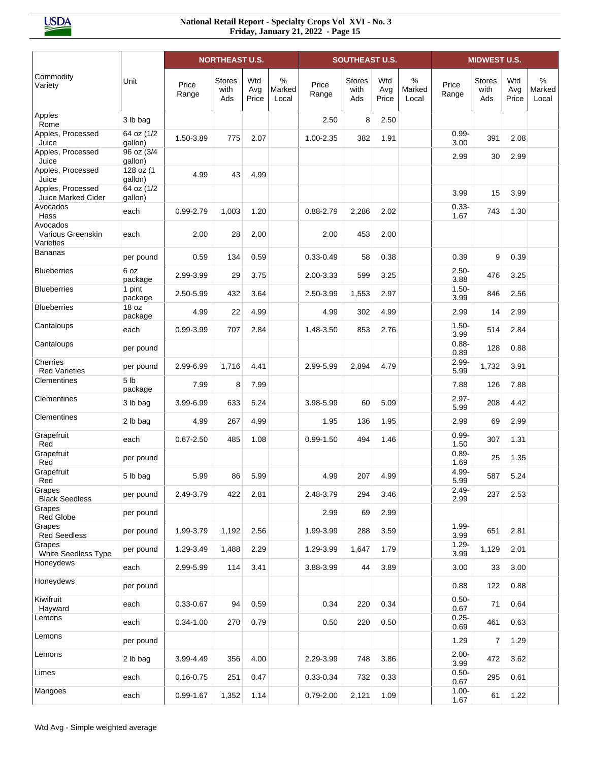| Commodity Variety | Unit | NORTHEAST U.S. | | | | SOUTHEAST U.S. | | | | MIDWEST U.S. | | | |
|---|---|---|---|---|---|---|---|---|---|---|---|---|---|
| | | Price Range | Stores with Ads | Wtd Avg Price | % Marked Local | Price Range | Stores with Ads | Wtd Avg Price | % Marked Local | Price Range | Stores with Ads | Wtd Avg Price | % Marked Local |
| Apples Rome | 3 lb bag | | | | | 2.50 | 8 | 2.50 | | | | | |
| Apples, Processed Juice | 64 oz (1/2 gallon) | 1.50-3.89 | 775 | 2.07 | | 1.00-2.35 | 382 | 1.91 | | 0.99-3.00 | 391 | 2.08 | |
| Apples, Processed Juice | 96 oz (3/4 gallon) | | | | | | | | | 2.99 | 30 | 2.99 | |
| Apples, Processed Juice | 128 oz (1 gallon) | 4.99 | 43 | 4.99 | | | | | | | | | |
| Apples, Processed Juice Marked Cider | 64 oz (1/2 gallon) | | | | | | | | | 3.99 | 15 | 3.99 | |
| Avocados Hass | each | 0.99-2.79 | 1,003 | 1.20 | | 0.88-2.79 | 2,286 | 2.02 | | 0.33-1.67 | 743 | 1.30 | |
| Avocados Various Greenskin Varieties | each | 2.00 | 28 | 2.00 | | 2.00 | 453 | 2.00 | | | | | |
| Bananas | per pound | 0.59 | 134 | 0.59 | | 0.33-0.49 | 58 | 0.38 | | 0.39 | 9 | 0.39 | |
| Blueberries | 6 oz package | 2.99-3.99 | 29 | 3.75 | | 2.00-3.33 | 599 | 3.25 | | 2.50-3.88 | 476 | 3.25 | |
| Blueberries | 1 pint package | 2.50-5.99 | 432 | 3.64 | | 2.50-3.99 | 1,553 | 2.97 | | 1.50-3.99 | 846 | 2.56 | |
| Blueberries | 18 oz package | 4.99 | 22 | 4.99 | | 4.99 | 302 | 4.99 | | 2.99 | 14 | 2.99 | |
| Cantaloups | each | 0.99-3.99 | 707 | 2.84 | | 1.48-3.50 | 853 | 2.76 | | 1.50-3.99 | 514 | 2.84 | |
| Cantaloups | per pound | | | | | | | | | 0.88-0.89 | 128 | 0.88 | |
| Cherries Red Varieties | per pound | 2.99-6.99 | 1,716 | 4.41 | | 2.99-5.99 | 2,894 | 4.79 | | 2.99-5.99 | 1,732 | 3.91 | |
| Clementines | 5 lb package | 7.99 | 8 | 7.99 | | | | | | 7.88 | 126 | 7.88 | |
| Clementines | 3 lb bag | 3.99-6.99 | 633 | 5.24 | | 3.98-5.99 | 60 | 5.09 | | 2.97-5.99 | 208 | 4.42 | |
| Clementines | 2 lb bag | 4.99 | 267 | 4.99 | | 1.95 | 136 | 1.95 | | 2.99 | 69 | 2.99 | |
| Grapefruit Red | each | 0.67-2.50 | 485 | 1.08 | | 0.99-1.50 | 494 | 1.46 | | 0.99-1.50 | 307 | 1.31 | |
| Grapefruit Red | per pound | | | | | | | | | 0.89-1.69 | 25 | 1.35 | |
| Grapefruit Red | 5 lb bag | 5.99 | 86 | 5.99 | | 4.99 | 207 | 4.99 | | 4.99-5.99 | 587 | 5.24 | |
| Grapes Black Seedless | per pound | 2.49-3.79 | 422 | 2.81 | | 2.48-3.79 | 294 | 3.46 | | 2.49-2.99 | 237 | 2.53 | |
| Grapes Red Globe | per pound | | | | | 2.99 | 69 | 2.99 | | | | | |
| Grapes Red Seedless | per pound | 1.99-3.79 | 1,192 | 2.56 | | 1.99-3.99 | 288 | 3.59 | | 1.99-3.99 | 651 | 2.81 | |
| Grapes White Seedless Type | per pound | 1.29-3.49 | 1,488 | 2.29 | | 1.29-3.99 | 1,647 | 1.79 | | 1.29-3.99 | 1,129 | 2.01 | |
| Honeydews | each | 2.99-5.99 | 114 | 3.41 | | 3.88-3.99 | 44 | 3.89 | | 3.00 | 33 | 3.00 | |
| Honeydews | per pound | | | | | | | | | 0.88 | 122 | 0.88 | |
| Kiwifruit Hayward | each | 0.33-0.67 | 94 | 0.59 | | 0.34 | 220 | 0.34 | | 0.50-0.67 | 71 | 0.64 | |
| Lemons | each | 0.34-1.00 | 270 | 0.79 | | 0.50 | 220 | 0.50 | | 0.25-0.69 | 461 | 0.63 | |
| Lemons | per pound | | | | | | | | | 1.29 | 7 | 1.29 | |
| Lemons | 2 lb bag | 3.99-4.49 | 356 | 4.00 | | 2.29-3.99 | 748 | 3.86 | | 2.00-3.99 | 472 | 3.62 | |
| Limes | each | 0.16-0.75 | 251 | 0.47 | | 0.33-0.34 | 732 | 0.33 | | 0.50-0.67 | 295 | 0.61 | |
| Mangoes | each | 0.99-1.67 | 1,352 | 1.14 | | 0.79-2.00 | 2,121 | 1.09 | | 1.00-1.67 | 61 | 1.22 | |

Wtd Avg - Simple weighted average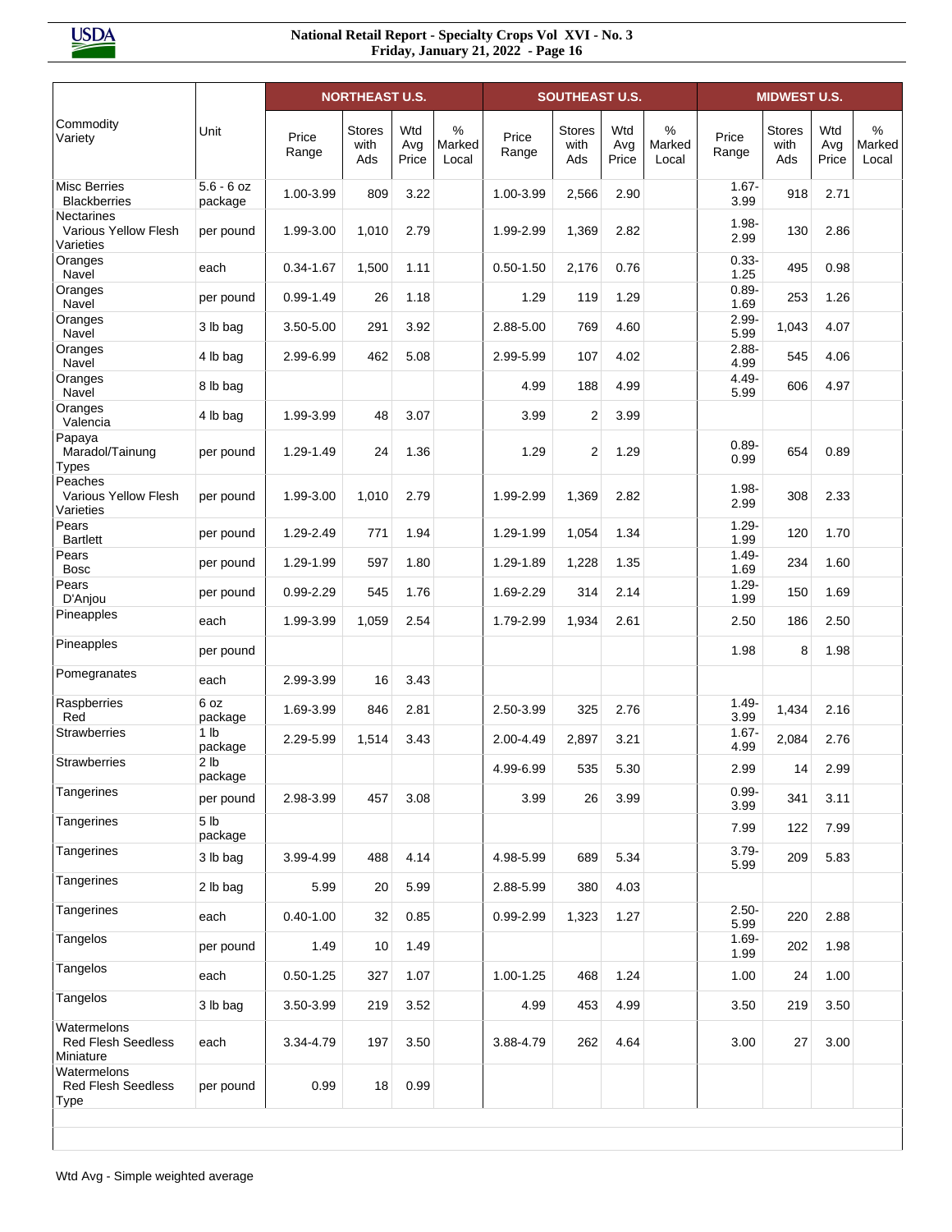| Commodity Variety | Unit | NORTHEAST U.S. | | | | SOUTHEAST U.S. | | | | MIDWEST U.S. | | | |
|---|---|---|---|---|---|---|---|---|---|---|---|---|---|
| | | Price Range | Stores with Ads | Wtd Avg Price | % Marked Local | Price Range | Stores with Ads | Wtd Avg Price | % Marked Local | Price Range | Stores with Ads | Wtd Avg Price | % Marked Local |
| Misc Berries Blackberries | 5.6 - 6 oz package | 1.00-3.99 | 809 | 3.22 | | 1.00-3.99 | 2,566 | 2.90 | | 1.67-3.99 | 918 | 2.71 | |
| Nectarines Various Yellow Flesh Varieties | per pound | 1.99-3.00 | 1,010 | 2.79 | | 1.99-2.99 | 1,369 | 2.82 | | 1.98-2.99 | 130 | 2.86 | |
| Oranges Navel | each | 0.34-1.67 | 1,500 | 1.11 | | 0.50-1.50 | 2,176 | 0.76 | | 0.33-1.25 | 495 | 0.98 | |
| Oranges Navel | per pound | 0.99-1.49 | 26 | 1.18 | | 1.29 | 119 | 1.29 | | 0.89-1.69 | 253 | 1.26 | |
| Oranges Navel | 3 lb bag | 3.50-5.00 | 291 | 3.92 | | 2.88-5.00 | 769 | 4.60 | | 2.99-5.99 | 1,043 | 4.07 | |
| Oranges Navel | 4 lb bag | 2.99-6.99 | 462 | 5.08 | | 2.99-5.99 | 107 | 4.02 | | 2.88-4.99 | 545 | 4.06 | |
| Oranges Navel | 8 lb bag | | | | | 4.99 | 188 | 4.99 | | 4.49-5.99 | 606 | 4.97 | |
| Oranges Valencia | 4 lb bag | 1.99-3.99 | 48 | 3.07 | | 3.99 | 2 | 3.99 | | | | | |
| Papaya Maradol/Tainung Types | per pound | 1.29-1.49 | 24 | 1.36 | | 1.29 | 2 | 1.29 | | 0.89-0.99 | 654 | 0.89 | |
| Peaches Various Yellow Flesh Varieties | per pound | 1.99-3.00 | 1,010 | 2.79 | | 1.99-2.99 | 1,369 | 2.82 | | 1.98-2.99 | 308 | 2.33 | |
| Pears Bartlett | per pound | 1.29-2.49 | 771 | 1.94 | | 1.29-1.99 | 1,054 | 1.34 | | 1.29-1.99 | 120 | 1.70 | |
| Pears Bosc | per pound | 1.29-1.99 | 597 | 1.80 | | 1.29-1.89 | 1,228 | 1.35 | | 1.49-1.69 | 234 | 1.60 | |
| Pears D'Anjou | per pound | 0.99-2.29 | 545 | 1.76 | | 1.69-2.29 | 314 | 2.14 | | 1.29-1.99 | 150 | 1.69 | |
| Pineapples | each | 1.99-3.99 | 1,059 | 2.54 | | 1.79-2.99 | 1,934 | 2.61 | | 2.50 | 186 | 2.50 | |
| Pineapples | per pound | | | | | | | | | 1.98 | 8 | 1.98 | |
| Pomegranates | each | 2.99-3.99 | 16 | 3.43 | | | | | | | | | |
| Raspberries Red | 6 oz package | 1.69-3.99 | 846 | 2.81 | | 2.50-3.99 | 325 | 2.76 | | 1.49-3.99 | 1,434 | 2.16 | |
| Strawberries | 1 lb package | 2.29-5.99 | 1,514 | 3.43 | | 2.00-4.49 | 2,897 | 3.21 | | 1.67-4.99 | 2,084 | 2.76 | |
| Strawberries | 2 lb package | | | | | 4.99-6.99 | 535 | 5.30 | | 2.99 | 14 | 2.99 | |
| Tangerines | per pound | 2.98-3.99 | 457 | 3.08 | | 3.99 | 26 | 3.99 | | 0.99-3.99 | 341 | 3.11 | |
| Tangerines | 5 lb package | | | | | | | | | 7.99 | 122 | 7.99 | |
| Tangerines | 3 lb bag | 3.99-4.99 | 488 | 4.14 | | 4.98-5.99 | 689 | 5.34 | | 3.79-5.99 | 209 | 5.83 | |
| Tangerines | 2 lb bag | 5.99 | 20 | 5.99 | | 2.88-5.99 | 380 | 4.03 | | | | | |
| Tangerines | each | 0.40-1.00 | 32 | 0.85 | | 0.99-2.99 | 1,323 | 1.27 | | 2.50-5.99 | 220 | 2.88 | |
| Tangelos | per pound | 1.49 | 10 | 1.49 | | | | | | 1.69-1.99 | 202 | 1.98 | |
| Tangelos | each | 0.50-1.25 | 327 | 1.07 | | 1.00-1.25 | 468 | 1.24 | | 1.00 | 24 | 1.00 | |
| Tangelos | 3 lb bag | 3.50-3.99 | 219 | 3.52 | | 4.99 | 453 | 4.99 | | 3.50 | 219 | 3.50 | |
| Watermelons Red Flesh Seedless Miniature | each | 3.34-4.79 | 197 | 3.50 | | 3.88-4.79 | 262 | 4.64 | | 3.00 | 27 | 3.00 | |
| Watermelons Red Flesh Seedless Type | per pound | 0.99 | 18 | 0.99 | | | | | | | | | |

Wtd Avg - Simple weighted average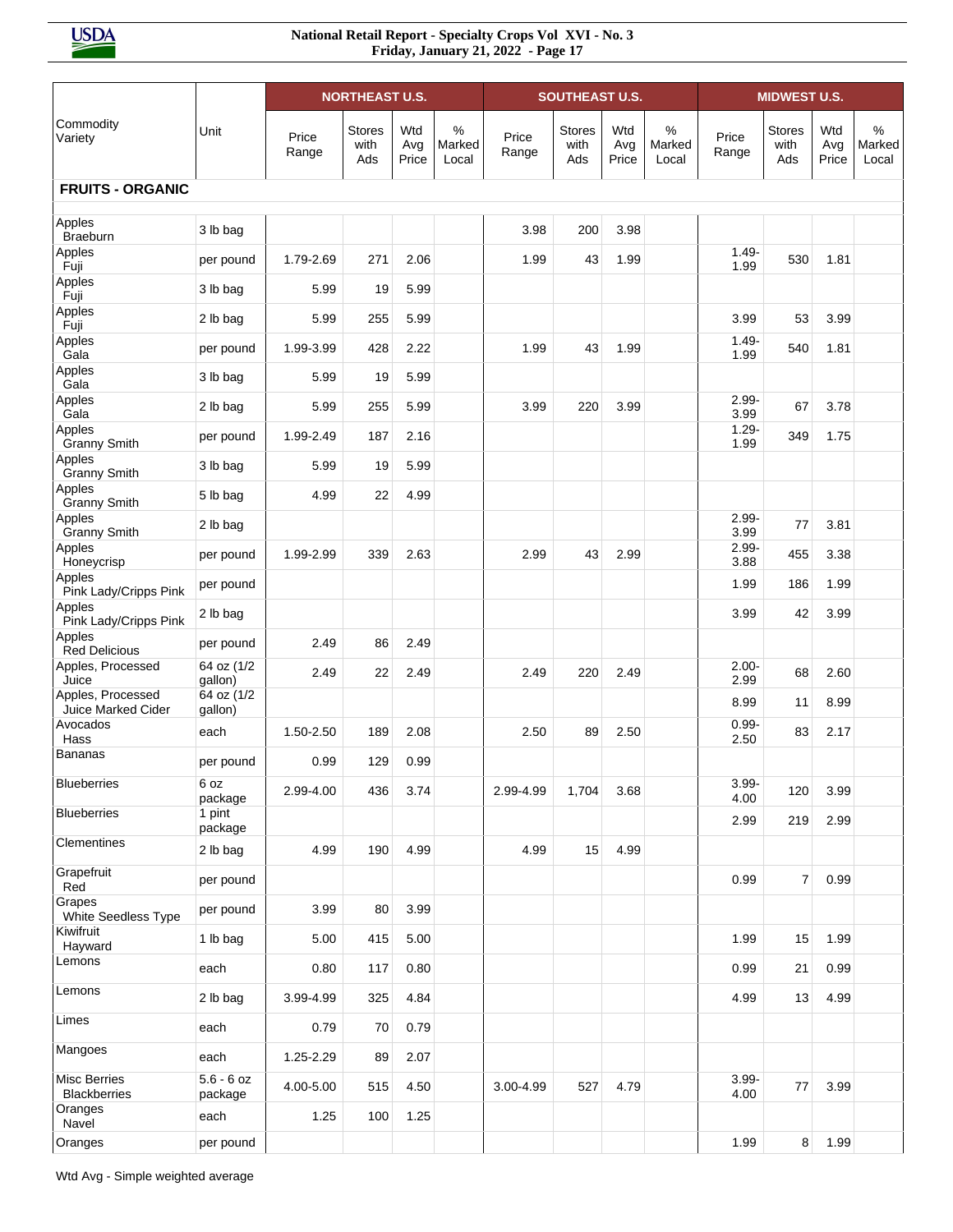| Commodity Variety | Unit | NORTHEAST U.S. | | | | SOUTHEAST U.S. | | | | MIDWEST U.S. | | | |
|---|---|---|---|---|---|---|---|---|---|---|---|---|---|
| | | Price Range | Stores with Ads | Wtd Avg Price | % Marked Local | Price Range | Stores with Ads | Wtd Avg Price | % Marked Local | Price Range | Stores with Ads | Wtd Avg Price | % Marked Local |
| **FRUITS - ORGANIC** | | | | | | | | | | | | | |
| Apples Braeburn | 3 lb bag | | | | | 3.98 | 200 | 3.98 | | | | | |
| Apples Fuji | per pound | 1.79-2.69 | 271 | 2.06 | | 1.99 | 43 | 1.99 | | 1.49-1.99 | 530 | 1.81 | |
| Apples Fuji | 3 lb bag | 5.99 | 19 | 5.99 | | | | | | | | | |
| Apples Fuji | 2 lb bag | 5.99 | 255 | 5.99 | | | | | | 3.99 | 53 | 3.99 | |
| Apples Gala | per pound | 1.99-3.99 | 428 | 2.22 | | 1.99 | 43 | 1.99 | | 1.49-1.99 | 540 | 1.81 | |
| Apples Gala | 3 lb bag | 5.99 | 19 | 5.99 | | | | | | | | | |
| Apples Gala | 2 lb bag | 5.99 | 255 | 5.99 | | 3.99 | 220 | 3.99 | | 2.99-3.99 | 67 | 3.78 | |
| Apples Granny Smith | per pound | 1.99-2.49 | 187 | 2.16 | | | | | | 1.29-1.99 | 349 | 1.75 | |
| Apples Granny Smith | 3 lb bag | 5.99 | 19 | 5.99 | | | | | | | | | |
| Apples Granny Smith | 5 lb bag | 4.99 | 22 | 4.99 | | | | | | | | | |
| Apples Granny Smith | 2 lb bag | | | | | | | | | 2.99-3.99 | 77 | 3.81 | |
| Apples Honeycrisp | per pound | 1.99-2.99 | 339 | 2.63 | | 2.99 | 43 | 2.99 | | 2.99-3.88 | 455 | 3.38 | |
| Apples Pink Lady/Cripps Pink | per pound | | | | | | | | | 1.99 | 186 | 1.99 | |
| Apples Pink Lady/Cripps Pink | 2 lb bag | | | | | | | | | 3.99 | 42 | 3.99 | |
| Apples Red Delicious | per pound | 2.49 | 86 | 2.49 | | | | | | | | | |
| Apples, Processed Juice | 64 oz (1/2 gallon) | 2.49 | 22 | 2.49 | | 2.49 | 220 | 2.49 | | 2.00-2.99 | 68 | 2.60 | |
| Apples, Processed Juice Marked Cider | 64 oz (1/2 gallon) | | | | | | | | | 8.99 | 11 | 8.99 | |
| Avocados Hass | each | 1.50-2.50 | 189 | 2.08 | | 2.50 | 89 | 2.50 | | 0.99-2.50 | 83 | 2.17 | |
| Bananas | per pound | 0.99 | 129 | 0.99 | | | | | | | | | |
| Blueberries | 6 oz package | 2.99-4.00 | 436 | 3.74 | | 2.99-4.99 | 1,704 | 3.68 | | 3.99-4.00 | 120 | 3.99 | |
| Blueberries | 1 pint package | | | | | | | | | 2.99 | 219 | 2.99 | |
| Clementines | 2 lb bag | 4.99 | 190 | 4.99 | | 4.99 | 15 | 4.99 | | | | | |
| Grapefruit Red | per pound | | | | | | | | | 0.99 | 7 | 0.99 | |
| Grapes White Seedless Type | per pound | 3.99 | 80 | 3.99 | | | | | | | | | |
| Kiwifruit Hayward | 1 lb bag | 5.00 | 415 | 5.00 | | | | | | 1.99 | 15 | 1.99 | |
| Lemons | each | 0.80 | 117 | 0.80 | | | | | | 0.99 | 21 | 0.99 | |
| Lemons | 2 lb bag | 3.99-4.99 | 325 | 4.84 | | | | | | 4.99 | 13 | 4.99 | |
| Limes | each | 0.79 | 70 | 0.79 | | | | | | | | | |
| Mangoes | each | 1.25-2.29 | 89 | 2.07 | | | | | | | | | |
| Misc Berries Blackberries | 5.6 - 6 oz package | 4.00-5.00 | 515 | 4.50 | | 3.00-4.99 | 527 | 4.79 | | 3.99-4.00 | 77 | 3.99 | |
| Oranges Navel | each | 1.25 | 100 | 1.25 | | | | | | | | | |
| Oranges | per pound | | | | | | | | | 1.99 | 8 | 1.99 | |

Wtd Avg - Simple weighted average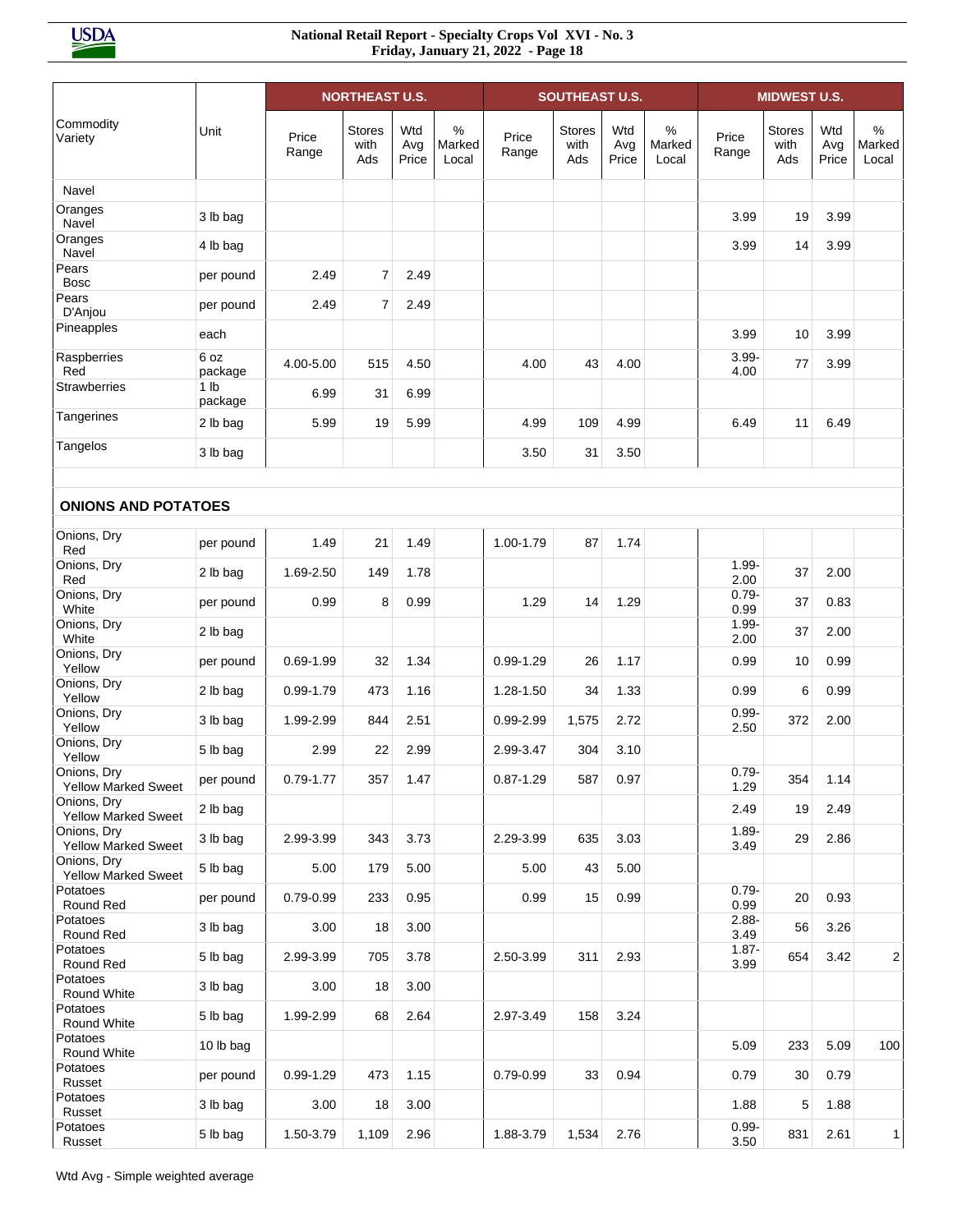| Commodity Variety | Unit | NORTHEAST U.S. | | | | SOUTHEAST U.S. | | | | MIDWEST U.S. | | | |
|---|---|---|---|---|---|---|---|---|---|---|---|---|---|
| | | Price Range | Stores with Ads | Wtd Avg Price | % Marked Local | Price Range | Stores with Ads | Wtd Avg Price | % Marked Local | Price Range | Stores with Ads | Wtd Avg Price | % Marked Local |
| Navel | | | | | | | | | | | | | |
| Oranges Navel | 3 lb bag | | | | | | | | | 3.99 | 19 | 3.99 | |
| Oranges Navel | 4 lb bag | | | | | | | | | 3.99 | 14 | 3.99 | |
| Pears Bosc | per pound | 2.49 | 7 | 2.49 | | | | | | | | | |
| Pears D'Anjou | per pound | 2.49 | 7 | 2.49 | | | | | | | | | |
| Pineapples | each | | | | | | | | | 3.99 | 10 | 3.99 | |
| Raspberries Red | 6 oz package | 4.00-5.00 | 515 | 4.50 | | 4.00 | 43 | 4.00 | | 3.99-4.00 | 77 | 3.99 | |
| Strawberries | 1 lb package | 6.99 | 31 | 6.99 | | | | | | | | | |
| Tangerines | 2 lb bag | 5.99 | 19 | 5.99 | | 4.99 | 109 | 4.99 | | 6.49 | 11 | 6.49 | |
| Tangelos | 3 lb bag | | | | | 3.50 | 31 | 3.50 | | | | | |
| **ONIONS AND POTATOES** | | | | | | | | | | | | | |
| Onions, Dry Red | per pound | 1.49 | 21 | 1.49 | | 1.00-1.79 | 87 | 1.74 | | | | | |
| Onions, Dry Red | 2 lb bag | 1.69-2.50 | 149 | 1.78 | | | | | | 1.99-2.00 | 37 | 2.00 | |
| Onions, Dry White | per pound | 0.99 | 8 | 0.99 | | 1.29 | 14 | 1.29 | | 0.79-0.99 | 37 | 0.83 | |
| Onions, Dry White | 2 lb bag | | | | | | | | | 1.99-2.00 | 37 | 2.00 | |
| Onions, Dry Yellow | per pound | 0.69-1.99 | 32 | 1.34 | | 0.99-1.29 | 26 | 1.17 | | 0.99 | 10 | 0.99 | |
| Onions, Dry Yellow | 2 lb bag | 0.99-1.79 | 473 | 1.16 | | 1.28-1.50 | 34 | 1.33 | | 0.99 | 6 | 0.99 | |
| Onions, Dry Yellow | 3 lb bag | 1.99-2.99 | 844 | 2.51 | | 0.99-2.99 | 1,575 | 2.72 | | 0.99-2.50 | 372 | 2.00 | |
| Onions, Dry Yellow | 5 lb bag | 2.99 | 22 | 2.99 | | 2.99-3.47 | 304 | 3.10 | | | | | |
| Onions, Dry Yellow Marked Sweet | per pound | 0.79-1.77 | 357 | 1.47 | | 0.87-1.29 | 587 | 0.97 | | 0.79-1.29 | 354 | 1.14 | |
| Onions, Dry Yellow Marked Sweet | 2 lb bag | | | | | | | | | 2.49 | 19 | 2.49 | |
| Onions, Dry Yellow Marked Sweet | 3 lb bag | 2.99-3.99 | 343 | 3.73 | | 2.29-3.99 | 635 | 3.03 | | 1.89-3.49 | 29 | 2.86 | |
| Onions, Dry Yellow Marked Sweet | 5 lb bag | 5.00 | 179 | 5.00 | | 5.00 | 43 | 5.00 | | | | | |
| Potatoes Round Red | per pound | 0.79-0.99 | 233 | 0.95 | | 0.99 | 15 | 0.99 | | 0.79-0.99 | 20 | 0.93 | |
| Potatoes Round Red | 3 lb bag | 3.00 | 18 | 3.00 | | | | | | 2.88-3.49 | 56 | 3.26 | |
| Potatoes Round Red | 5 lb bag | 2.99-3.99 | 705 | 3.78 | | 2.50-3.99 | 311 | 2.93 | | 1.87-3.99 | 654 | 3.42 | 2 |
| Potatoes Round White | 3 lb bag | 3.00 | 18 | 3.00 | | | | | | | | | |
| Potatoes Round White | 5 lb bag | 1.99-2.99 | 68 | 2.64 | | 2.97-3.49 | 158 | 3.24 | | | | | |
| Potatoes Round White | 10 lb bag | | | | | | | | | 5.09 | 233 | 5.09 | 100 |
| Potatoes Russet | per pound | 0.99-1.29 | 473 | 1.15 | | 0.79-0.99 | 33 | 0.94 | | 0.79 | 30 | 0.79 | |
| Potatoes Russet | 3 lb bag | 3.00 | 18 | 3.00 | | | | | | 1.88 | 5 | 1.88 | |
| Potatoes Russet | 5 lb bag | 1.50-3.79 | 1,109 | 2.96 | | 1.88-3.79 | 1,534 | 2.76 | | 0.99-3.50 | 831 | 2.61 | 1 |

Wtd Avg - Simple weighted average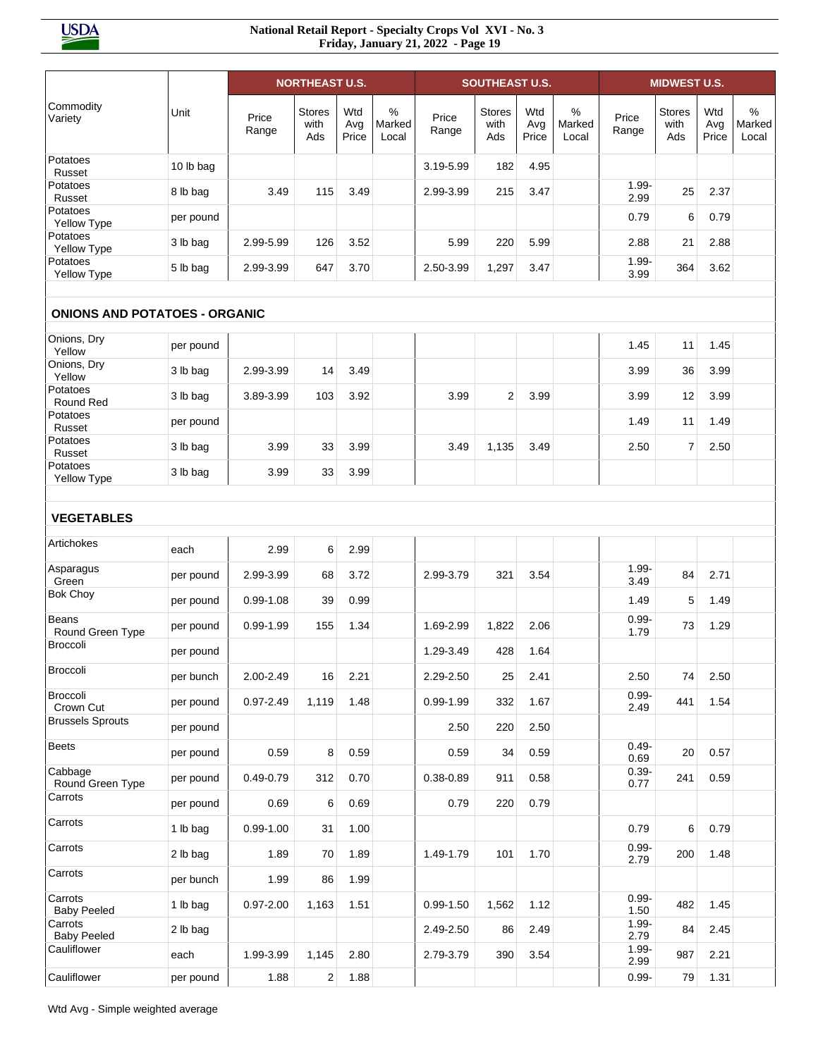| Commodity Variety | Unit | NORTHEAST U.S. | | | | SOUTHEAST U.S. | | | | MIDWEST U.S. | | | |
|---|---|---|---|---|---|---|---|---|---|---|---|---|---|
| | | Price Range | Stores with Ads | Wtd Avg Price | % Marked Local | Price Range | Stores with Ads | Wtd Avg Price | % Marked Local | Price Range | Stores with Ads | Wtd Avg Price | % Marked Local |
| Potatoes Russet | 10 lb bag | | | | | 3.19-5.99 | 182 | 4.95 | | | | | |
| Potatoes Russet | 8 lb bag | 3.49 | 115 | 3.49 | | 2.99-3.99 | 215 | 3.47 | | 1.99-2.99 | 25 | 2.37 | |
| Potatoes Yellow Type | per pound | | | | | | | | | 0.79 | 6 | 0.79 | |
| Potatoes Yellow Type | 3 lb bag | 2.99-5.99 | 126 | 3.52 | | 5.99 | 220 | 5.99 | | 2.88 | 21 | 2.88 | |
| Potatoes Yellow Type | 5 lb bag | 2.99-3.99 | 647 | 3.70 | | 2.50-3.99 | 1,297 | 3.47 | | 1.99-3.99 | 364 | 3.62 | |
| **ONIONS AND POTATOES - ORGANIC** | | | | | | | | | | | | | |
| Onions, Dry Yellow | per pound | | | | | | | | | 1.45 | 11 | 1.45 | |
| Onions, Dry Yellow | 3 lb bag | 2.99-3.99 | 14 | 3.49 | | | | | | 3.99 | 36 | 3.99 | |
| Potatoes Round Red | 3 lb bag | 3.89-3.99 | 103 | 3.92 | | 3.99 | 2 | 3.99 | | 3.99 | 12 | 3.99 | |
| Potatoes Russet | per pound | | | | | | | | | 1.49 | 11 | 1.49 | |
| Potatoes Russet | 3 lb bag | 3.99 | 33 | 3.99 | | 3.49 | 1,135 | 3.49 | | 2.50 | 7 | 2.50 | |
| Potatoes Yellow Type | 3 lb bag | 3.99 | 33 | 3.99 | | | | | | | | | |
| **VEGETABLES** | | | | | | | | | | | | | |
| Artichokes | each | 2.99 | 6 | 2.99 | | | | | | | | | |
| Asparagus Green | per pound | 2.99-3.99 | 68 | 3.72 | | 2.99-3.79 | 321 | 3.54 | | 1.99-3.49 | 84 | 2.71 | |
| Bok Choy | per pound | 0.99-1.08 | 39 | 0.99 | | | | | | 1.49 | 5 | 1.49 | |
| Beans Round Green Type | per pound | 0.99-1.99 | 155 | 1.34 | | 1.69-2.99 | 1,822 | 2.06 | | 0.99-1.79 | 73 | 1.29 | |
| Broccoli | per pound | | | | | 1.29-3.49 | 428 | 1.64 | | | | | |
| Broccoli | per bunch | 2.00-2.49 | 16 | 2.21 | | 2.29-2.50 | 25 | 2.41 | | 2.50 | 74 | 2.50 | |
| Broccoli Crown Cut | per pound | 0.97-2.49 | 1,119 | 1.48 | | 0.99-1.99 | 332 | 1.67 | | 0.99-2.49 | 441 | 1.54 | |
| Brussels Sprouts | per pound | | | | | 2.50 | 220 | 2.50 | | | | | |
| Beets | per pound | 0.59 | 8 | 0.59 | | 0.59 | 34 | 0.59 | | 0.49-0.69 | 20 | 0.57 | |
| Cabbage Round Green Type | per pound | 0.49-0.79 | 312 | 0.70 | | 0.38-0.89 | 911 | 0.58 | | 0.39-0.77 | 241 | 0.59 | |
| Carrots | per pound | 0.69 | 6 | 0.69 | | 0.79 | 220 | 0.79 | | | | | |
| Carrots | 1 lb bag | 0.99-1.00 | 31 | 1.00 | | | | | | 0.79 | 6 | 0.79 | |
| Carrots | 2 lb bag | 1.89 | 70 | 1.89 | | 1.49-1.79 | 101 | 1.70 | | 0.99-2.79 | 200 | 1.48 | |
| Carrots | per bunch | 1.99 | 86 | 1.99 | | | | | | | | | |
| Carrots Baby Peeled | 1 lb bag | 0.97-2.00 | 1,163 | 1.51 | | 0.99-1.50 | 1,562 | 1.12 | | 0.99-1.50 | 482 | 1.45 | |
| Carrots Baby Peeled | 2 lb bag | | | | | 2.49-2.50 | 86 | 2.49 | | 1.99-2.79 | 84 | 2.45 | |
| Cauliflower | each | 1.99-3.99 | 1,145 | 2.80 | | 2.79-3.79 | 390 | 3.54 | | 1.99-2.99 | 987 | 2.21 | |
| Cauliflower | per pound | 1.88 | 2 | 1.88 | | | | | | 0.99- | 79 | 1.31 | |

Wtd Avg - Simple weighted average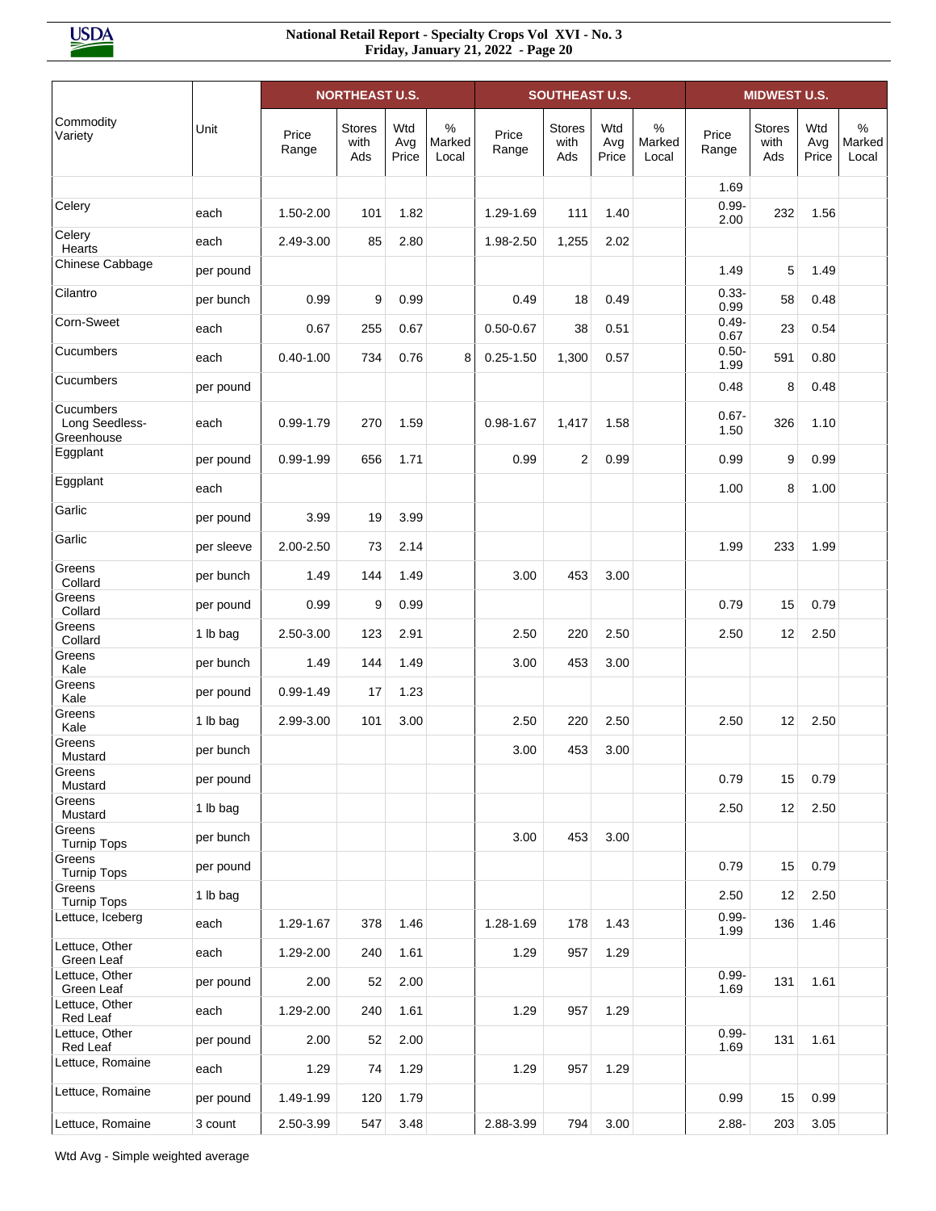| Commodity Variety | Unit | NORTHEAST U.S. | | | | SOUTHEAST U.S. | | | | MIDWEST U.S. | | | |
|---|---|---|---|---|---|---|---|---|---|---|---|---|---|
| | | Price Range | Stores with Ads | Wtd Avg Price | % Marked Local | Price Range | Stores with Ads | Wtd Avg Price | % Marked Local | Price Range | Stores with Ads | Wtd Avg Price | % Marked Local |
| | | | | | | | | | | 1.69 | | | |
| Celery | each | 1.50-2.00 | 101 | 1.82 | | 1.29-1.69 | 111 | 1.40 | | 0.99-2.00 | 232 | 1.56 | |
| Celery Hearts | each | 2.49-3.00 | 85 | 2.80 | | 1.98-2.50 | 1,255 | 2.02 | | | | | |
| Chinese Cabbage | per pound | | | | | | | | | 1.49 | 5 | 1.49 | |
| Cilantro | per bunch | 0.99 | 9 | 0.99 | | 0.49 | 18 | 0.49 | | 0.33-0.99 | 58 | 0.48 | |
| Corn-Sweet | each | 0.67 | 255 | 0.67 | | 0.50-0.67 | 38 | 0.51 | | 0.49-0.67 | 23 | 0.54 | |
| Cucumbers | each | 0.40-1.00 | 734 | 0.76 | 8 | 0.25-1.50 | 1,300 | 0.57 | | 0.50-1.99 | 591 | 0.80 | |
| Cucumbers | per pound | | | | | | | | | 0.48 | 8 | 0.48 | |
| Cucumbers Long Seedless-Greenhouse | each | 0.99-1.79 | 270 | 1.59 | | 0.98-1.67 | 1,417 | 1.58 | | 0.67-1.50 | 326 | 1.10 | |
| Eggplant | per pound | 0.99-1.99 | 656 | 1.71 | | 0.99 | 2 | 0.99 | | 0.99 | 9 | 0.99 | |
| Eggplant | each | | | | | | | | | 1.00 | 8 | 1.00 | |
| Garlic | per pound | 3.99 | 19 | 3.99 | | | | | | | | | |
| Garlic | per sleeve | 2.00-2.50 | 73 | 2.14 | | | | | | 1.99 | 233 | 1.99 | |
| Greens Collard | per bunch | 1.49 | 144 | 1.49 | | 3.00 | 453 | 3.00 | | | | | |
| Greens Collard | per pound | 0.99 | 9 | 0.99 | | | | | | 0.79 | 15 | 0.79 | |
| Greens Collard | 1 lb bag | 2.50-3.00 | 123 | 2.91 | | 2.50 | 220 | 2.50 | | 2.50 | 12 | 2.50 | |
| Greens Kale | per bunch | 1.49 | 144 | 1.49 | | 3.00 | 453 | 3.00 | | | | | |
| Greens Kale | per pound | 0.99-1.49 | 17 | 1.23 | | | | | | | | | |
| Greens Kale | 1 lb bag | 2.99-3.00 | 101 | 3.00 | | 2.50 | 220 | 2.50 | | 2.50 | 12 | 2.50 | |
| Greens Mustard | per bunch | | | | | 3.00 | 453 | 3.00 | | | | | |
| Greens Mustard | per pound | | | | | | | | | 0.79 | 15 | 0.79 | |
| Greens Mustard | 1 lb bag | | | | | | | | | 2.50 | 12 | 2.50 | |
| Greens Turnip Tops | per bunch | | | | | 3.00 | 453 | 3.00 | | | | | |
| Greens Turnip Tops | per pound | | | | | | | | | 0.79 | 15 | 0.79 | |
| Greens Turnip Tops | 1 lb bag | | | | | | | | | 2.50 | 12 | 2.50 | |
| Lettuce, Iceberg | each | 1.29-1.67 | 378 | 1.46 | | 1.28-1.69 | 178 | 1.43 | | 0.99-1.99 | 136 | 1.46 | |
| Lettuce, Other Green Leaf | each | 1.29-2.00 | 240 | 1.61 | | 1.29 | 957 | 1.29 | | | | | |
| Lettuce, Other Green Leaf | per pound | 2.00 | 52 | 2.00 | | | | | | 0.99-1.69 | 131 | 1.61 | |
| Lettuce, Other Red Leaf | each | 1.29-2.00 | 240 | 1.61 | | 1.29 | 957 | 1.29 | | | | | |
| Lettuce, Other Red Leaf | per pound | 2.00 | 52 | 2.00 | | | | | | 0.99-1.69 | 131 | 1.61 | |
| Lettuce, Romaine | each | 1.29 | 74 | 1.29 | | 1.29 | 957 | 1.29 | | | | | |
| Lettuce, Romaine | per pound | 1.49-1.99 | 120 | 1.79 | | | | | | 0.99 | 15 | 0.99 | |
| Lettuce, Romaine | 3 count | 2.50-3.99 | 547 | 3.48 | | 2.88-3.99 | 794 | 3.00 | | 2.88- | 203 | 3.05 | |

Wtd Avg - Simple weighted average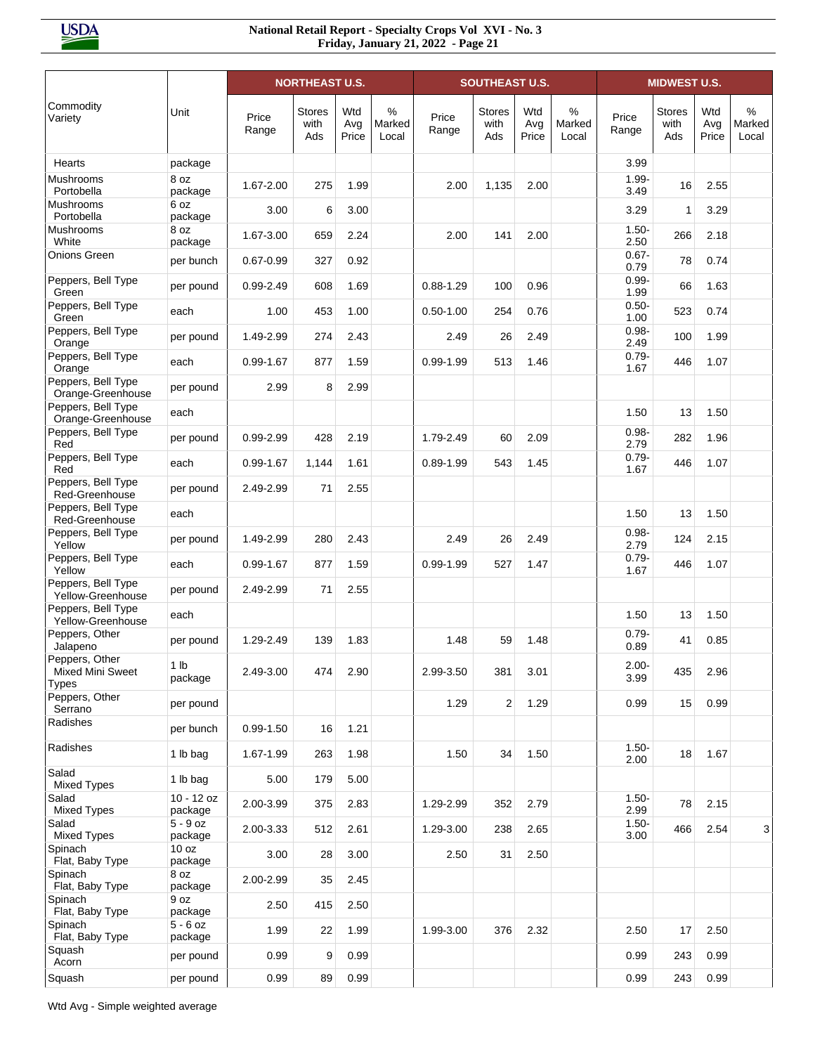| Commodity Variety | Unit | NORTHEAST U.S. | | | | SOUTHEAST U.S. | | | | MIDWEST U.S. | | | |
|---|---|---|---|---|---|---|---|---|---|---|---|---|---|
| | | Price Range | Stores with Ads | Wtd Avg Price | % Marked Local | Price Range | Stores with Ads | Wtd Avg Price | % Marked Local | Price Range | Stores with Ads | Wtd Avg Price | % Marked Local |
| Hearts | package | | | | | | | | | 3.99 | | | |
| Mushrooms Portobella | 8 oz package | 1.67-2.00 | 275 | 1.99 | | 2.00 | 1,135 | 2.00 | | 1.99-3.49 | 16 | 2.55 | |
| Mushrooms Portobella | 6 oz package | 3.00 | 6 | 3.00 | | | | | | 3.29 | 1 | 3.29 | |
| Mushrooms White | 8 oz package | 1.67-3.00 | 659 | 2.24 | | 2.00 | 141 | 2.00 | | 1.50-2.50 | 266 | 2.18 | |
| Onions Green | per bunch | 0.67-0.99 | 327 | 0.92 | | | | | | 0.67-0.79 | 78 | 0.74 | |
| Peppers, Bell Type Green | per pound | 0.99-2.49 | 608 | 1.69 | | 0.88-1.29 | 100 | 0.96 | | 0.99-1.99 | 66 | 1.63 | |
| Peppers, Bell Type Green | each | 1.00 | 453 | 1.00 | | 0.50-1.00 | 254 | 0.76 | | 0.50-1.00 | 523 | 0.74 | |
| Peppers, Bell Type Orange | per pound | 1.49-2.99 | 274 | 2.43 | | 2.49 | 26 | 2.49 | | 0.98-2.49 | 100 | 1.99 | |
| Peppers, Bell Type Orange | each | 0.99-1.67 | 877 | 1.59 | | 0.99-1.99 | 513 | 1.46 | | 0.79-1.67 | 446 | 1.07 | |
| Peppers, Bell Type Orange-Greenhouse | per pound | 2.99 | 8 | 2.99 | | | | | | | | | |
| Peppers, Bell Type Orange-Greenhouse | each | | | | | | | | | 1.50 | 13 | 1.50 | |
| Peppers, Bell Type Red | per pound | 0.99-2.99 | 428 | 2.19 | | 1.79-2.49 | 60 | 2.09 | | 0.98-2.79 | 282 | 1.96 | |
| Peppers, Bell Type Red | each | 0.99-1.67 | 1,144 | 1.61 | | 0.89-1.99 | 543 | 1.45 | | 0.79-1.67 | 446 | 1.07 | |
| Peppers, Bell Type Red-Greenhouse | per pound | 2.49-2.99 | 71 | 2.55 | | | | | | | | | |
| Peppers, Bell Type Red-Greenhouse | each | | | | | | | | | 1.50 | 13 | 1.50 | |
| Peppers, Bell Type Yellow | per pound | 1.49-2.99 | 280 | 2.43 | | 2.49 | 26 | 2.49 | | 0.98-2.79 | 124 | 2.15 | |
| Peppers, Bell Type Yellow | each | 0.99-1.67 | 877 | 1.59 | | 0.99-1.99 | 527 | 1.47 | | 0.79-1.67 | 446 | 1.07 | |
| Peppers, Bell Type Yellow-Greenhouse | per pound | 2.49-2.99 | 71 | 2.55 | | | | | | | | | |
| Peppers, Bell Type Yellow-Greenhouse | each | | | | | | | | | 1.50 | 13 | 1.50 | |
| Peppers, Other Jalapeno | per pound | 1.29-2.49 | 139 | 1.83 | | 1.48 | 59 | 1.48 | | 0.79-0.89 | 41 | 0.85 | |
| Peppers, Other Mixed Mini Sweet Types | 1 lb package | 2.49-3.00 | 474 | 2.90 | | 2.99-3.50 | 381 | 3.01 | | 2.00-3.99 | 435 | 2.96 | |
| Peppers, Other Serrano | per pound | | | | | 1.29 | 2 | 1.29 | | 0.99 | 15 | 0.99 | |
| Radishes | per bunch | 0.99-1.50 | 16 | 1.21 | | | | | | | | | |
| Radishes | 1 lb bag | 1.67-1.99 | 263 | 1.98 | | 1.50 | 34 | 1.50 | | 1.50-2.00 | 18 | 1.67 | |
| Salad Mixed Types | 1 lb bag | 5.00 | 179 | 5.00 | | | | | | | | | |
| Salad Mixed Types | 10 - 12 oz package | 2.00-3.99 | 375 | 2.83 | | 1.29-2.99 | 352 | 2.79 | | 1.50-2.99 | 78 | 2.15 | |
| Salad Mixed Types | 5 - 9 oz package | 2.00-3.33 | 512 | 2.61 | | 1.29-3.00 | 238 | 2.65 | | 1.50-3.00 | 466 | 2.54 | 3 |
| Spinach Flat, Baby Type | 10 oz package | 3.00 | 28 | 3.00 | | 2.50 | 31 | 2.50 | | | | | |
| Spinach Flat, Baby Type | 8 oz package | 2.00-2.99 | 35 | 2.45 | | | | | | | | | |
| Spinach Flat, Baby Type | 9 oz package | 2.50 | 415 | 2.50 | | | | | | | | | |
| Spinach Flat, Baby Type | 5 - 6 oz package | 1.99 | 22 | 1.99 | | 1.99-3.00 | 376 | 2.32 | | 2.50 | 17 | 2.50 | |
| Squash Acorn | per pound | 0.99 | 9 | 0.99 | | | | | | 0.99 | 243 | 0.99 | |
| Squash | per pound | 0.99 | 89 | 0.99 | | | | | | 0.99 | 243 | 0.99 | |

Wtd Avg - Simple weighted average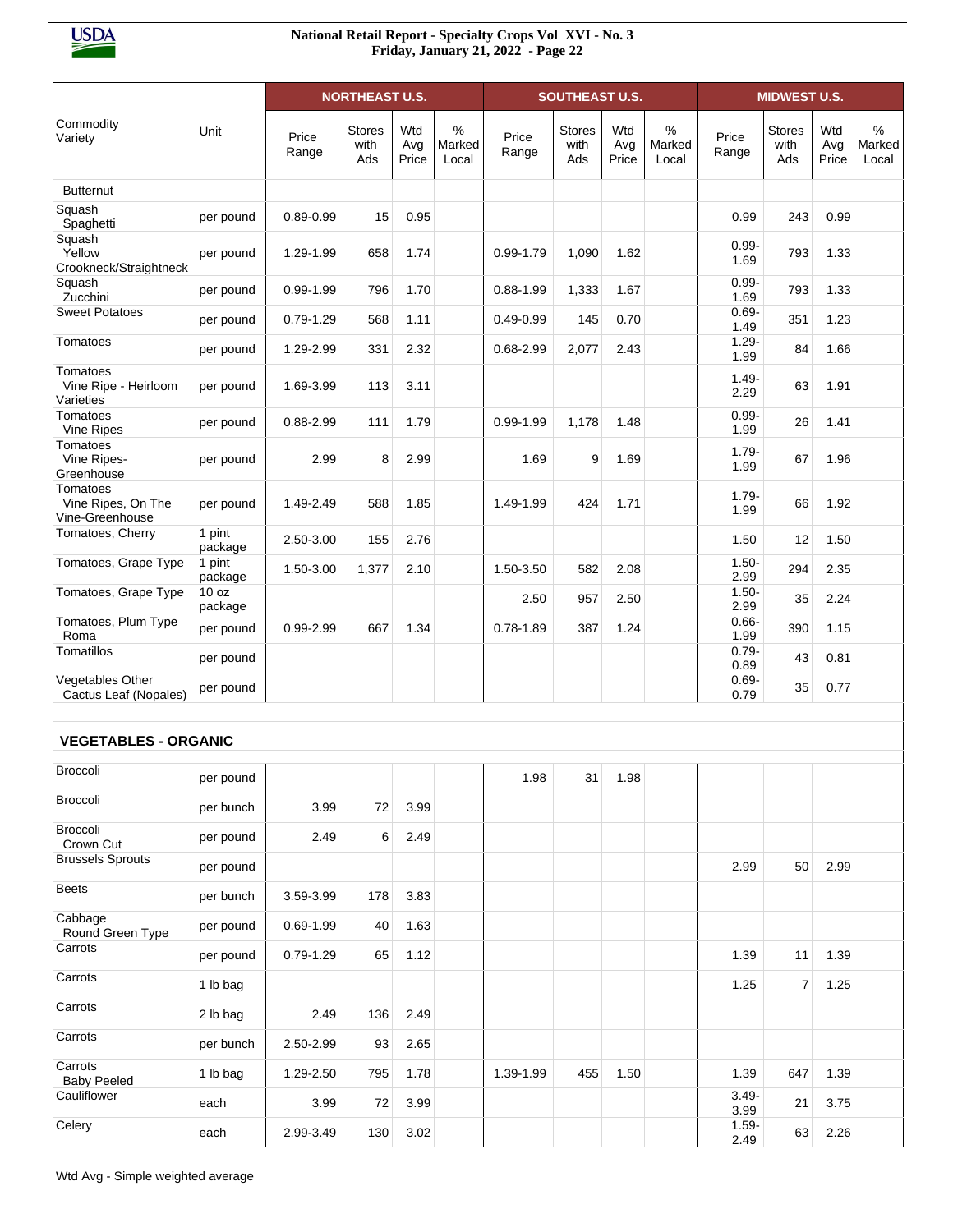| Commodity Variety | Unit | NORTHEAST U.S. | | | | SOUTHEAST U.S. | | | | MIDWEST U.S. | | | |
|---|---|---|---|---|---|---|---|---|---|---|---|---|---|
| | | Price Range | Stores with Ads | Wtd Avg Price | % Marked Local | Price Range | Stores with Ads | Wtd Avg Price | % Marked Local | Price Range | Stores with Ads | Wtd Avg Price | % Marked Local |
| Butternut | | | | | | | | | | | | | |
| Squash Spaghetti | per pound | 0.89-0.99 | 15 | 0.95 | | | | | | 0.99 | 243 | 0.99 | |
| Squash Yellow Crookneck/Straightneck | per pound | 1.29-1.99 | 658 | 1.74 | | 0.99-1.79 | 1,090 | 1.62 | | 0.99-1.69 | 793 | 1.33 | |
| Squash Zucchini | per pound | 0.99-1.99 | 796 | 1.70 | | 0.88-1.99 | 1,333 | 1.67 | | 0.99-1.69 | 793 | 1.33 | |
| Sweet Potatoes | per pound | 0.79-1.29 | 568 | 1.11 | | 0.49-0.99 | 145 | 0.70 | | 0.69-1.49 | 351 | 1.23 | |
| Tomatoes | per pound | 1.29-2.99 | 331 | 2.32 | | 0.68-2.99 | 2,077 | 2.43 | | 1.29-1.99 | 84 | 1.66 | |
| Tomatoes Vine Ripe - Heirloom Varieties | per pound | 1.69-3.99 | 113 | 3.11 | | | | | | 1.49-2.29 | 63 | 1.91 | |
| Tomatoes Vine Ripes | per pound | 0.88-2.99 | 111 | 1.79 | | 0.99-1.99 | 1,178 | 1.48 | | 0.99-1.99 | 26 | 1.41 | |
| Tomatoes Vine Ripes-Greenhouse | per pound | 2.99 | 8 | 2.99 | | 1.69 | 9 | 1.69 | | 1.79-1.99 | 67 | 1.96 | |
| Tomatoes Vine Ripes, On The Vine-Greenhouse | per pound | 1.49-2.49 | 588 | 1.85 | | 1.49-1.99 | 424 | 1.71 | | 1.79-1.99 | 66 | 1.92 | |
| Tomatoes, Cherry | 1 pint package | 2.50-3.00 | 155 | 2.76 | | | | | | 1.50 | 12 | 1.50 | |
| Tomatoes, Grape Type | 1 pint package | 1.50-3.00 | 1,377 | 2.10 | | 1.50-3.50 | 582 | 2.08 | | 1.50-2.99 | 294 | 2.35 | |
| Tomatoes, Grape Type | 10 oz package | | | | | 2.50 | 957 | 2.50 | | 1.50-2.99 | 35 | 2.24 | |
| Tomatoes, Plum Type Roma | per pound | 0.99-2.99 | 667 | 1.34 | | 0.78-1.89 | 387 | 1.24 | | 0.66-1.99 | 390 | 1.15 | |
| Tomatillos | per pound | | | | | | | | | 0.79-0.89 | 43 | 0.81 | |
| Vegetables Other Cactus Leaf (Nopales) | per pound | | | | | | | | | 0.69-0.79 | 35 | 0.77 | |
| **VEGETABLES - ORGANIC** | | | | | | | | | | | | | |
| Broccoli | per pound | | | | | 1.98 | 31 | 1.98 | | | | | |
| Broccoli | per bunch | 3.99 | 72 | 3.99 | | | | | | | | | |
| Broccoli Crown Cut | per pound | 2.49 | 6 | 2.49 | | | | | | | | | |
| Brussels Sprouts | per pound | | | | | | | | | 2.99 | 50 | 2.99 | |
| Beets | per bunch | 3.59-3.99 | 178 | 3.83 | | | | | | | | | |
| Cabbage Round Green Type | per pound | 0.69-1.99 | 40 | 1.63 | | | | | | | | | |
| Carrots | per pound | 0.79-1.29 | 65 | 1.12 | | | | | | 1.39 | 11 | 1.39 | |
| Carrots | 1 lb bag | | | | | | | | | 1.25 | 7 | 1.25 | |
| Carrots | 2 lb bag | 2.49 | 136 | 2.49 | | | | | | | | | |
| Carrots | per bunch | 2.50-2.99 | 93 | 2.65 | | | | | | | | | |
| Carrots Baby Peeled | 1 lb bag | 1.29-2.50 | 795 | 1.78 | | 1.39-1.99 | 455 | 1.50 | | 1.39 | 647 | 1.39 | |
| Cauliflower | each | 3.99 | 72 | 3.99 | | | | | | 3.49-3.99 | 21 | 3.75 | |
| Celery | each | 2.99-3.49 | 130 | 3.02 | | | | | | 1.59-2.49 | 63 | 2.26 | |

Wtd Avg - Simple weighted average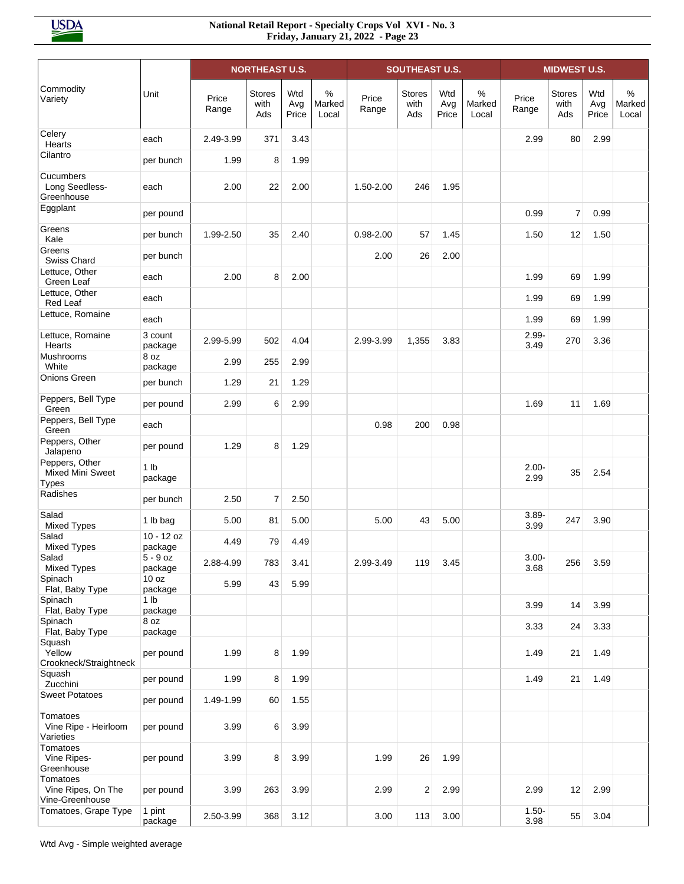| Commodity Variety | Unit | NORTHEAST U.S. | | | | SOUTHEAST U.S. | | | | MIDWEST U.S. | | | |
|---|---|---|---|---|---|---|---|---|---|---|---|---|---|
| | | Price Range | Stores with Ads | Wtd Avg Price | % Marked Local | Price Range | Stores with Ads | Wtd Avg Price | % Marked Local | Price Range | Stores with Ads | Wtd Avg Price | % Marked Local |
| Celery Hearts | each | 2.49-3.99 | 371 | 3.43 | | | | | | 2.99 | 80 | 2.99 | |
| Cilantro | per bunch | 1.99 | 8 | 1.99 | | | | | | | | | |
| Cucumbers Long Seedless-Greenhouse | each | 2.00 | 22 | 2.00 | | 1.50-2.00 | 246 | 1.95 | | | | | |
| Eggplant | per pound | | | | | | | | | 0.99 | 7 | 0.99 | |
| Greens Kale | per bunch | 1.99-2.50 | 35 | 2.40 | | 0.98-2.00 | 57 | 1.45 | | 1.50 | 12 | 1.50 | |
| Greens Swiss Chard | per bunch | | | | | 2.00 | 26 | 2.00 | | | | | |
| Lettuce, Other Green Leaf | each | 2.00 | 8 | 2.00 | | | | | | 1.99 | 69 | 1.99 | |
| Lettuce, Other Red Leaf | each | | | | | | | | | 1.99 | 69 | 1.99 | |
| Lettuce, Romaine | each | | | | | | | | | 1.99 | 69 | 1.99 | |
| Lettuce, Romaine Hearts | 3 count package | 2.99-5.99 | 502 | 4.04 | | 2.99-3.99 | 1,355 | 3.83 | | 2.99-3.49 | 270 | 3.36 | |
| Mushrooms White | 8 oz package | 2.99 | 255 | 2.99 | | | | | | | | | |
| Onions Green | per bunch | 1.29 | 21 | 1.29 | | | | | | | | | |
| Peppers, Bell Type Green | per pound | 2.99 | 6 | 2.99 | | | | | | 1.69 | 11 | 1.69 | |
| Peppers, Bell Type Green | each | | | | | 0.98 | 200 | 0.98 | | | | | |
| Peppers, Other Jalapeno | per pound | 1.29 | 8 | 1.29 | | | | | | | | | |
| Peppers, Other Mixed Mini Sweet Types | 1 lb package | | | | | | | | | 2.00-2.99 | 35 | 2.54 | |
| Radishes | per bunch | 2.50 | 7 | 2.50 | | | | | | | | | |
| Salad Mixed Types | 1 lb bag | 5.00 | 81 | 5.00 | | 5.00 | 43 | 5.00 | | 3.89-3.99 | 247 | 3.90 | |
| Salad Mixed Types | 10 - 12 oz package | 4.49 | 79 | 4.49 | | | | | | | | | |
| Salad Mixed Types | 5 - 9 oz package | 2.88-4.99 | 783 | 3.41 | | 2.99-3.49 | 119 | 3.45 | | 3.00-3.68 | 256 | 3.59 | |
| Spinach Flat, Baby Type | 10 oz package | 5.99 | 43 | 5.99 | | | | | | | | | |
| Spinach Flat, Baby Type | 1 lb package | | | | | | | | | 3.99 | 14 | 3.99 | |
| Spinach Flat, Baby Type | 8 oz package | | | | | | | | | 3.33 | 24 | 3.33 | |
| Squash Yellow Crookneck/Straightneck | per pound | 1.99 | 8 | 1.99 | | | | | | 1.49 | 21 | 1.49 | |
| Squash Zucchini | per pound | 1.99 | 8 | 1.99 | | | | | | 1.49 | 21 | 1.49 | |
| Sweet Potatoes | per pound | 1.49-1.99 | 60 | 1.55 | | | | | | | | | |
| Tomatoes Vine Ripe - Heirloom Varieties | per pound | 3.99 | 6 | 3.99 | | | | | | | | | |
| Tomatoes Vine Ripes-Greenhouse | per pound | 3.99 | 8 | 3.99 | | 1.99 | 26 | 1.99 | | | | | |
| Tomatoes Vine Ripes, On The Vine-Greenhouse | per pound | 3.99 | 263 | 3.99 | | 2.99 | 2 | 2.99 | | 2.99 | 12 | 2.99 | |
| Tomatoes, Grape Type | 1 pint package | 2.50-3.99 | 368 | 3.12 | | 3.00 | 113 | 3.00 | | 1.50-3.98 | 55 | 3.04 | |

Wtd Avg - Simple weighted average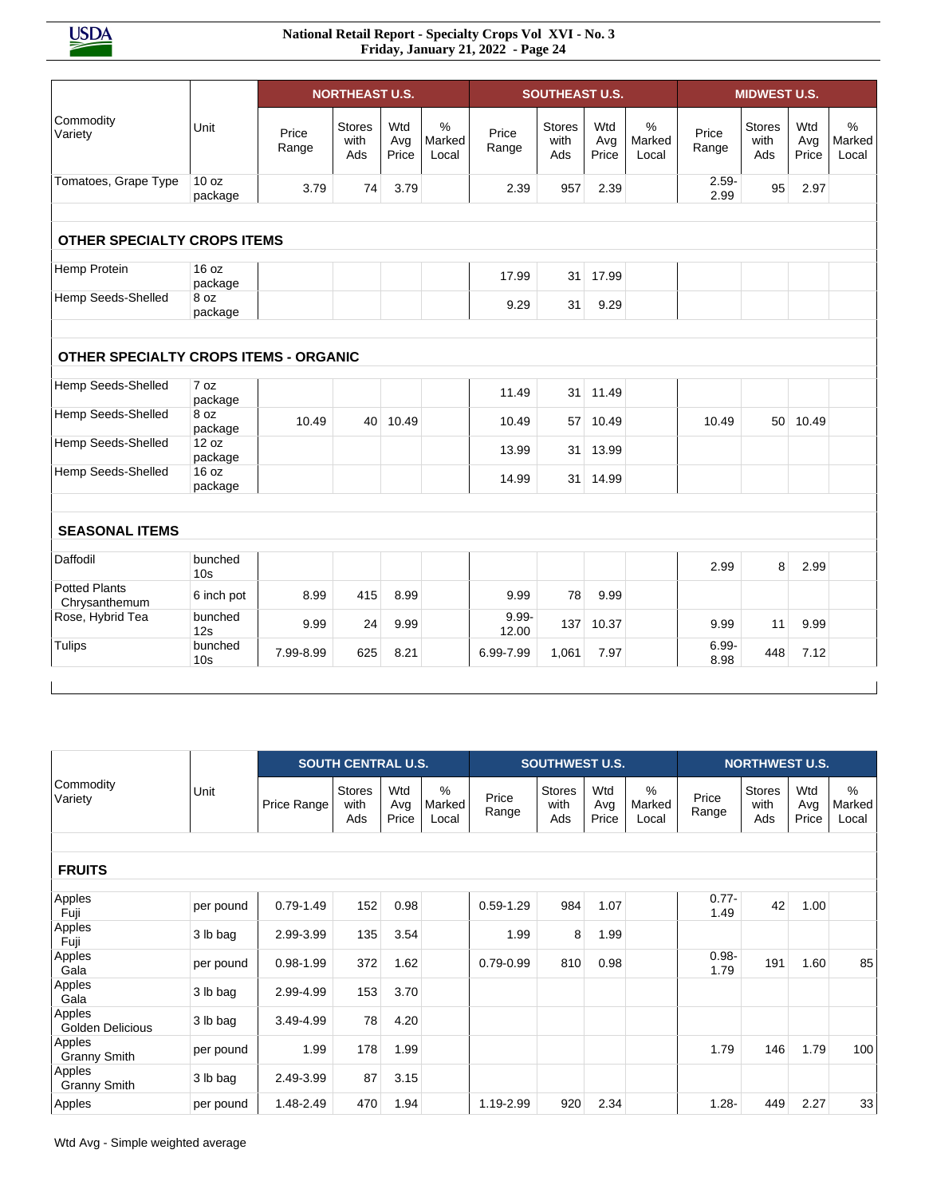| Commodity Variety | Unit | NORTHEAST U.S. | | | | SOUTHEAST U.S. | | | | MIDWEST U.S. | | | |
|---|---|---|---|---|---|---|---|---|---|---|---|---|---|
| | | Price Range | Stores with Ads | Wtd Avg Price | % Marked Local | Price Range | Stores with Ads | Wtd Avg Price | % Marked Local | Price Range | Stores with Ads | Wtd Avg Price | % Marked Local |
| Tomatoes, Grape Type | 10 oz package | 3.79 | 74 | 3.79 | | 2.39 | 957 | 2.39 | | 2.59-2.99 | 95 | 2.97 | |
| **OTHER SPECIALTY CROPS ITEMS** | | | | | | | | | | | | | |
| Hemp Protein | 16 oz package | | | | | 17.99 | 31 | 17.99 | | | | | |
| Hemp Seeds-Shelled | 8 oz package | | | | | 9.29 | 31 | 9.29 | | | | | |
| **OTHER SPECIALTY CROPS ITEMS - ORGANIC** | | | | | | | | | | | | | |
| Hemp Seeds-Shelled | 7 oz package | | | | | 11.49 | 31 | 11.49 | | | | | |
| Hemp Seeds-Shelled | 8 oz package | 10.49 | 40 | 10.49 | | 10.49 | 57 | 10.49 | | 10.49 | 50 | 10.49 | |
| Hemp Seeds-Shelled | 12 oz package | | | | | 13.99 | 31 | 13.99 | | | | | |
| Hemp Seeds-Shelled | 16 oz package | | | | | 14.99 | 31 | 14.99 | | | | | |
| **SEASONAL ITEMS** | | | | | | | | | | | | | |
| Daffodil | bunched 10s | | | | | | | | | 2.99 | 8 | 2.99 | |
| Potted Plants Chrysanthemum | 6 inch pot | 8.99 | 415 | 8.99 | | 9.99 | 78 | 9.99 | | | | | |
| Rose, Hybrid Tea | bunched 12s | 9.99 | 24 | 9.99 | | 9.99-12.00 | 137 | 10.37 | | 9.99 | 11 | 9.99 | |
| Tulips | bunched 10s | 7.99-8.99 | 625 | 8.21 | | 6.99-7.99 | 1,061 | 7.97 | | 6.99-8.98 | 448 | 7.12 | |

| Commodity Variety | Unit | SOUTH CENTRAL U.S. | | | | SOUTHWEST U.S. | | | | NORTHWEST U.S. | | | |
|---|---|---|---|---|---|---|---|---|---|---|---|---|---|
| | | Price Range | Stores with Ads | Wtd Avg Price | % Marked Local | Price Range | Stores with Ads | Wtd Avg Price | % Marked Local | Price Range | Stores with Ads | Wtd Avg Price | % Marked Local |
| **FRUITS** | | | | | | | | | | | | | |
| Apples Fuji | per pound | 0.79-1.49 | 152 | 0.98 | | 0.59-1.29 | 984 | 1.07 | | 0.77-1.49 | 42 | 1.00 | |
| Apples Fuji | 3 lb bag | 2.99-3.99 | 135 | 3.54 | | 1.99 | 8 | 1.99 | | | | | |
| Apples Gala | per pound | 0.98-1.99 | 372 | 1.62 | | 0.79-0.99 | 810 | 0.98 | | 0.98-1.79 | 191 | 1.60 | 85 |
| Apples Gala | 3 lb bag | 2.99-4.99 | 153 | 3.70 | | | | | | | | | |
| Apples Golden Delicious | 3 lb bag | 3.49-4.99 | 78 | 4.20 | | | | | | | | | |
| Apples Granny Smith | per pound | 1.99 | 178 | 1.99 | | | | | | 1.79 | 146 | 1.79 | 100 |
| Apples Granny Smith | 3 lb bag | 2.49-3.99 | 87 | 3.15 | | | | | | | | | |
| Apples | per pound | 1.48-2.49 | 470 | 1.94 | | 1.19-2.99 | 920 | 2.34 | | 1.28- | 449 | 2.27 | 33 |

Wtd Avg - Simple weighted average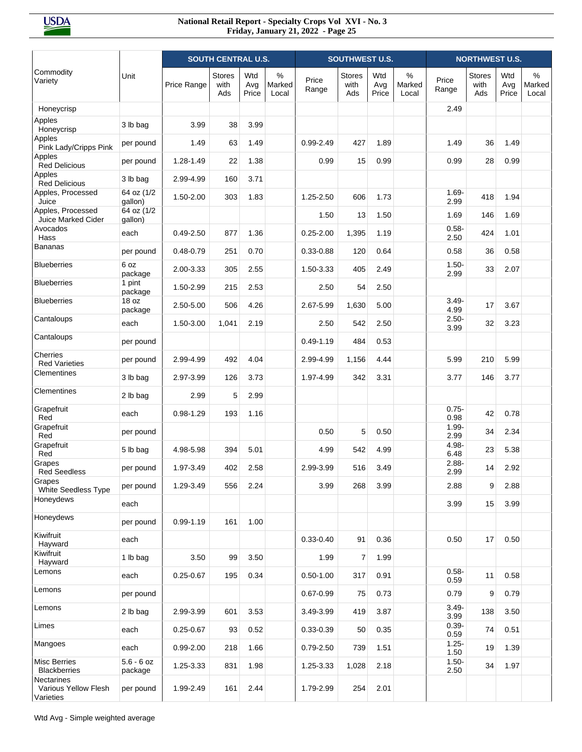| Commodity Variety | Unit | SOUTH CENTRAL U.S. | | | | SOUTHWEST U.S. | | | | NORTHWEST U.S. | | | |
|---|---|---|---|---|---|---|---|---|---|---|---|---|---|
| | | Price Range | Stores with Ads | Wtd Avg Price | % Marked Local | Price Range | Stores with Ads | Wtd Avg Price | % Marked Local | Price Range | Stores with Ads | Wtd Avg Price | % Marked Local |
| Honeycrisp | | | | | | | | | | 2.49 | | | |
| Apples Honeycrisp | 3 lb bag | 3.99 | 38 | 3.99 | | | | | | | | | |
| Apples Pink Lady/Cripps Pink | per pound | 1.49 | 63 | 1.49 | | 0.99-2.49 | 427 | 1.89 | | 1.49 | 36 | 1.49 | |
| Apples Red Delicious | per pound | 1.28-1.49 | 22 | 1.38 | | 0.99 | 15 | 0.99 | | 0.99 | 28 | 0.99 | |
| Apples Red Delicious | 3 lb bag | 2.99-4.99 | 160 | 3.71 | | | | | | | | | |
| Apples, Processed Juice | 64 oz (1/2 gallon) | 1.50-2.00 | 303 | 1.83 | | 1.25-2.50 | 606 | 1.73 | | 1.69-2.99 | 418 | 1.94 | |
| Apples, Processed Juice Marked Cider | 64 oz (1/2 gallon) | | | | | 1.50 | 13 | 1.50 | | 1.69 | 146 | 1.69 | |
| Avocados Hass | each | 0.49-2.50 | 877 | 1.36 | | 0.25-2.00 | 1,395 | 1.19 | | 0.58-2.50 | 424 | 1.01 | |
| Bananas | per pound | 0.48-0.79 | 251 | 0.70 | | 0.33-0.88 | 120 | 0.64 | | 0.58 | 36 | 0.58 | |
| Blueberries | 6 oz package | 2.00-3.33 | 305 | 2.55 | | 1.50-3.33 | 405 | 2.49 | | 1.50-2.99 | 33 | 2.07 | |
| Blueberries | 1 pint package | 1.50-2.99 | 215 | 2.53 | | 2.50 | 54 | 2.50 | | | | | |
| Blueberries | 18 oz package | 2.50-5.00 | 506 | 4.26 | | 2.67-5.99 | 1,630 | 5.00 | | 3.49-4.99 | 17 | 3.67 | |
| Cantaloups | each | 1.50-3.00 | 1,041 | 2.19 | | 2.50 | 542 | 2.50 | | 2.50-3.99 | 32 | 3.23 | |
| Cantaloups | per pound | | | | | 0.49-1.19 | 484 | 0.53 | | | | | |
| Cherries Red Varieties | per pound | 2.99-4.99 | 492 | 4.04 | | 2.99-4.99 | 1,156 | 4.44 | | 5.99 | 210 | 5.99 | |
| Clementines | 3 lb bag | 2.97-3.99 | 126 | 3.73 | | 1.97-4.99 | 342 | 3.31 | | 3.77 | 146 | 3.77 | |
| Clementines | 2 lb bag | 2.99 | 5 | 2.99 | | | | | | | | | |
| Grapefruit Red | each | 0.98-1.29 | 193 | 1.16 | | | | | | 0.75-0.98 | 42 | 0.78 | |
| Grapefruit Red | per pound | | | | | 0.50 | 5 | 0.50 | | 1.99-2.99 | 34 | 2.34 | |
| Grapefruit Red | 5 lb bag | 4.98-5.98 | 394 | 5.01 | | 4.99 | 542 | 4.99 | | 4.98-6.48 | 23 | 5.38 | |
| Grapes Red Seedless | per pound | 1.97-3.49 | 402 | 2.58 | | 2.99-3.99 | 516 | 3.49 | | 2.88-2.99 | 14 | 2.92 | |
| Grapes White Seedless Type | per pound | 1.29-3.49 | 556 | 2.24 | | 3.99 | 268 | 3.99 | | 2.88 | 9 | 2.88 | |
| Honeydews | each | | | | | | | | | 3.99 | 15 | 3.99 | |
| Honeydews | per pound | 0.99-1.19 | 161 | 1.00 | | | | | | | | | |
| Kiwifruit Hayward | each | | | | | 0.33-0.40 | 91 | 0.36 | | 0.50 | 17 | 0.50 | |
| Kiwifruit Hayward | 1 lb bag | 3.50 | 99 | 3.50 | | 1.99 | 7 | 1.99 | | | | | |
| Lemons | each | 0.25-0.67 | 195 | 0.34 | | 0.50-1.00 | 317 | 0.91 | | 0.58-0.59 | 11 | 0.58 | |
| Lemons | per pound | | | | | 0.67-0.99 | 75 | 0.73 | | 0.79 | 9 | 0.79 | |
| Lemons | 2 lb bag | 2.99-3.99 | 601 | 3.53 | | 3.49-3.99 | 419 | 3.87 | | 3.49-3.99 | 138 | 3.50 | |
| Limes | each | 0.25-0.67 | 93 | 0.52 | | 0.33-0.39 | 50 | 0.35 | | 0.39-0.59 | 74 | 0.51 | |
| Mangoes | each | 0.99-2.00 | 218 | 1.66 | | 0.79-2.50 | 739 | 1.51 | | 1.25-1.50 | 19 | 1.39 | |
| Misc Berries Blackberries | 5.6 - 6 oz package | 1.25-3.33 | 831 | 1.98 | | 1.25-3.33 | 1,028 | 2.18 | | 1.50-2.50 | 34 | 1.97 | |
| Nectarines Various Yellow Flesh Varieties | per pound | 1.99-2.49 | 161 | 2.44 | | 1.79-2.99 | 254 | 2.01 | | | | | |

Wtd Avg - Simple weighted average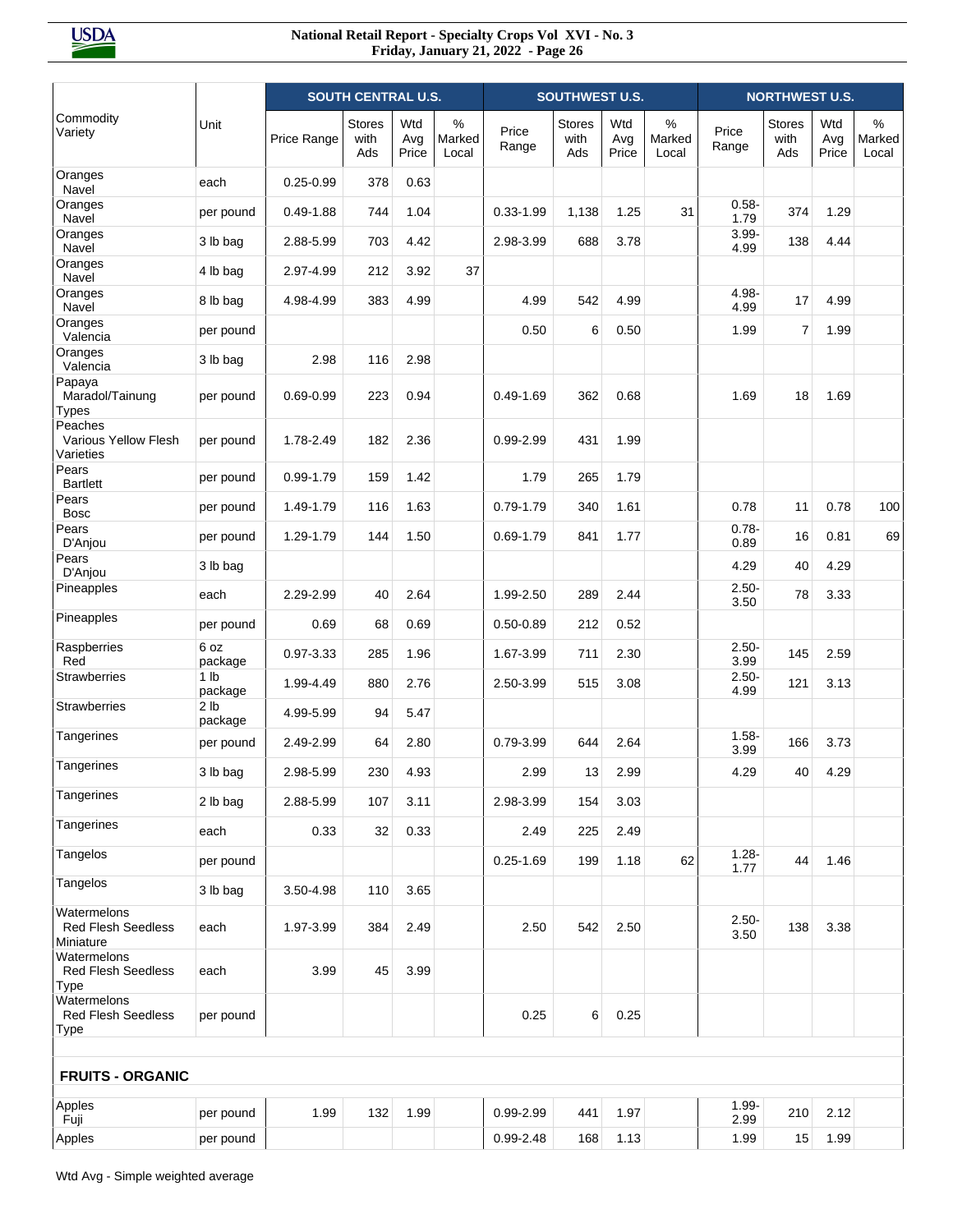| Commodity Variety | Unit | SOUTH CENTRAL U.S. | | | | SOUTHWEST U.S. | | | | NORTHWEST U.S. | | | |
|---|---|---|---|---|---|---|---|---|---|---|---|---|---|
| | | Price Range | Stores with Ads | Wtd Avg Price | % Marked Local | Price Range | Stores with Ads | Wtd Avg Price | % Marked Local | Price Range | Stores with Ads | Wtd Avg Price | % Marked Local |
| Oranges Navel | each | 0.25-0.99 | 378 | 0.63 | | | | | | | | | |
| Oranges Navel | per pound | 0.49-1.88 | 744 | 1.04 | | 0.33-1.99 | 1,138 | 1.25 | 31 | 0.58-1.79 | 374 | 1.29 | |
| Oranges Navel | 3 lb bag | 2.88-5.99 | 703 | 4.42 | | 2.98-3.99 | 688 | 3.78 | | 3.99-4.99 | 138 | 4.44 | |
| Oranges Navel | 4 lb bag | 2.97-4.99 | 212 | 3.92 | 37 | | | | | | | | |
| Oranges Navel | 8 lb bag | 4.98-4.99 | 383 | 4.99 | | 4.99 | 542 | 4.99 | | 4.98-4.99 | 17 | 4.99 | |
| Oranges Valencia | per pound | | | | | 0.50 | 6 | 0.50 | | 1.99 | 7 | 1.99 | |
| Oranges Valencia | 3 lb bag | 2.98 | 116 | 2.98 | | | | | | | | | |
| Papaya Maradol/Tainung Types | per pound | 0.69-0.99 | 223 | 0.94 | | 0.49-1.69 | 362 | 0.68 | | 1.69 | 18 | 1.69 | |
| Peaches Various Yellow Flesh Varieties | per pound | 1.78-2.49 | 182 | 2.36 | | 0.99-2.99 | 431 | 1.99 | | | | | |
| Pears Bartlett | per pound | 0.99-1.79 | 159 | 1.42 | | 1.79 | 265 | 1.79 | | | | | |
| Pears Bosc | per pound | 1.49-1.79 | 116 | 1.63 | | 0.79-1.79 | 340 | 1.61 | | 0.78 | 11 | 0.78 | 100 |
| Pears D'Anjou | per pound | 1.29-1.79 | 144 | 1.50 | | 0.69-1.79 | 841 | 1.77 | | 0.78-0.89 | 16 | 0.81 | 69 |
| Pears D'Anjou | 3 lb bag | | | | | | | | | 4.29 | 40 | 4.29 | |
| Pineapples | each | 2.29-2.99 | 40 | 2.64 | | 1.99-2.50 | 289 | 2.44 | | 2.50-3.50 | 78 | 3.33 | |
| Pineapples | per pound | 0.69 | 68 | 0.69 | | 0.50-0.89 | 212 | 0.52 | | | | | |
| Raspberries Red | 6 oz package | 0.97-3.33 | 285 | 1.96 | | 1.67-3.99 | 711 | 2.30 | | 2.50-3.99 | 145 | 2.59 | |
| Strawberries | 1 lb package | 1.99-4.49 | 880 | 2.76 | | 2.50-3.99 | 515 | 3.08 | | 2.50-4.99 | 121 | 3.13 | |
| Strawberries | 2 lb package | 4.99-5.99 | 94 | 5.47 | | | | | | | | | |
| Tangerines | per pound | 2.49-2.99 | 64 | 2.80 | | 0.79-3.99 | 644 | 2.64 | | 1.58-3.99 | 166 | 3.73 | |
| Tangerines | 3 lb bag | 2.98-5.99 | 230 | 4.93 | | 2.99 | 13 | 2.99 | | 4.29 | 40 | 4.29 | |
| Tangerines | 2 lb bag | 2.88-5.99 | 107 | 3.11 | | 2.98-3.99 | 154 | 3.03 | | | | | |
| Tangerines | each | 0.33 | 32 | 0.33 | | 2.49 | 225 | 2.49 | | | | | |
| Tangelos | per pound | | | | | 0.25-1.69 | 199 | 1.18 | 62 | 1.28-1.77 | 44 | 1.46 | |
| Tangelos | 3 lb bag | 3.50-4.98 | 110 | 3.65 | | | | | | | | | |
| Watermelons Red Flesh Seedless Miniature | each | 1.97-3.99 | 384 | 2.49 | | 2.50 | 542 | 2.50 | | 2.50-3.50 | 138 | 3.38 | |
| Watermelons Red Flesh Seedless Type | each | 3.99 | 45 | 3.99 | | | | | | | | | |
| Watermelons Red Flesh Seedless Type | per pound | | | | | 0.25 | 6 | 0.25 | | | | | |
| **FRUITS - ORGANIC** | | | | | | | | | | | | | |
| Apples Fuji | per pound | 1.99 | 132 | 1.99 | | 0.99-2.99 | 441 | 1.97 | | 1.99-2.99 | 210 | 2.12 | |
| Apples | per pound | | | | | 0.99-2.48 | 168 | 1.13 | | 1.99 | 15 | 1.99 | |

Wtd Avg - Simple weighted average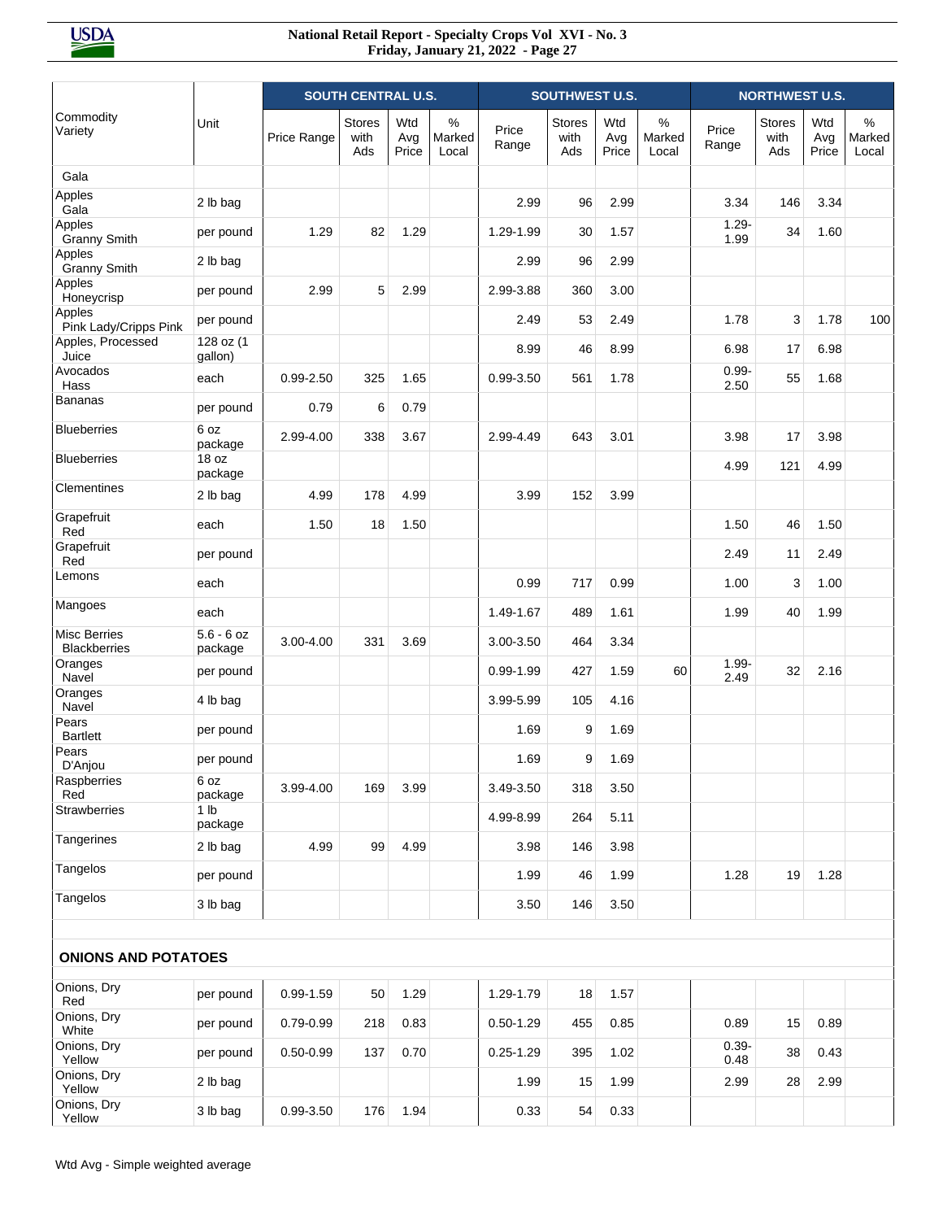| Commodity Variety | Unit | SOUTH CENTRAL U.S. | | | | SOUTHWEST U.S. | | | | NORTHWEST U.S. | | | |
|---|---|---|---|---|---|---|---|---|---|---|---|---|---|
| | | Price Range | Stores with Ads | Wtd Avg Price | % Marked Local | Price Range | Stores with Ads | Wtd Avg Price | % Marked Local | Price Range | Stores with Ads | Wtd Avg Price | % Marked Local |
| Gala | | | | | | | | | | | | | |
| Apples Gala | 2 lb bag | | | | | 2.99 | 96 | 2.99 | | 3.34 | 146 | 3.34 | |
| Apples Granny Smith | per pound | 1.29 | 82 | 1.29 | | 1.29-1.99 | 30 | 1.57 | | 1.29-1.99 | 34 | 1.60 | |
| Apples Granny Smith | 2 lb bag | | | | | 2.99 | 96 | 2.99 | | | | | |
| Apples Honeycrisp | per pound | 2.99 | 5 | 2.99 | | 2.99-3.88 | 360 | 3.00 | | | | | |
| Apples Pink Lady/Cripps Pink | per pound | | | | | 2.49 | 53 | 2.49 | | 1.78 | 3 | 1.78 | 100 |
| Apples, Processed Juice | 128 oz (1 gallon) | | | | | 8.99 | 46 | 8.99 | | 6.98 | 17 | 6.98 | |
| Avocados Hass | each | 0.99-2.50 | 325 | 1.65 | | 0.99-3.50 | 561 | 1.78 | | 0.99-2.50 | 55 | 1.68 | |
| Bananas | per pound | 0.79 | 6 | 0.79 | | | | | | | | | |
| Blueberries | 6 oz package | 2.99-4.00 | 338 | 3.67 | | 2.99-4.49 | 643 | 3.01 | | 3.98 | 17 | 3.98 | |
| Blueberries | 18 oz package | | | | | | | | | 4.99 | 121 | 4.99 | |
| Clementines | 2 lb bag | 4.99 | 178 | 4.99 | | 3.99 | 152 | 3.99 | | | | | |
| Grapefruit Red | each | 1.50 | 18 | 1.50 | | | | | | 1.50 | 46 | 1.50 | |
| Grapefruit Red | per pound | | | | | | | | | 2.49 | 11 | 2.49 | |
| Lemons | each | | | | | 0.99 | 717 | 0.99 | | 1.00 | 3 | 1.00 | |
| Mangoes | each | | | | | 1.49-1.67 | 489 | 1.61 | | 1.99 | 40 | 1.99 | |
| Misc Berries Blackberries | 5.6 - 6 oz package | 3.00-4.00 | 331 | 3.69 | | 3.00-3.50 | 464 | 3.34 | | | | | |
| Oranges Navel | per pound | | | | | 0.99-1.99 | 427 | 1.59 | 60 | 1.99-2.49 | 32 | 2.16 | |
| Oranges Navel | 4 lb bag | | | | | 3.99-5.99 | 105 | 4.16 | | | | | |
| Pears Bartlett | per pound | | | | | 1.69 | 9 | 1.69 | | | | | |
| Pears D'Anjou | per pound | | | | | 1.69 | 9 | 1.69 | | | | | |
| Raspberries Red | 6 oz package | 3.99-4.00 | 169 | 3.99 | | 3.49-3.50 | 318 | 3.50 | | | | | |
| Strawberries | 1 lb package | | | | | 4.99-8.99 | 264 | 5.11 | | | | | |
| Tangerines | 2 lb bag | 4.99 | 99 | 4.99 | | 3.98 | 146 | 3.98 | | | | | |
| Tangelos | per pound | | | | | 1.99 | 46 | 1.99 | | 1.28 | 19 | 1.28 | |
| Tangelos | 3 lb bag | | | | | 3.50 | 146 | 3.50 | | | | | |
| **ONIONS AND POTATOES** | | | | | | | | | | | | | |
| Onions, Dry Red | per pound | 0.99-1.59 | 50 | 1.29 | | 1.29-1.79 | 18 | 1.57 | | | | | |
| Onions, Dry White | per pound | 0.79-0.99 | 218 | 0.83 | | 0.50-1.29 | 455 | 0.85 | | 0.89 | 15 | 0.89 | |
| Onions, Dry Yellow | per pound | 0.50-0.99 | 137 | 0.70 | | 0.25-1.29 | 395 | 1.02 | | 0.39-0.48 | 38 | 0.43 | |
| Onions, Dry Yellow | 2 lb bag | | | | | 1.99 | 15 | 1.99 | | 2.99 | 28 | 2.99 | |
| Onions, Dry Yellow | 3 lb bag | 0.99-3.50 | 176 | 1.94 | | 0.33 | 54 | 0.33 | | | | | |

Wtd Avg - Simple weighted average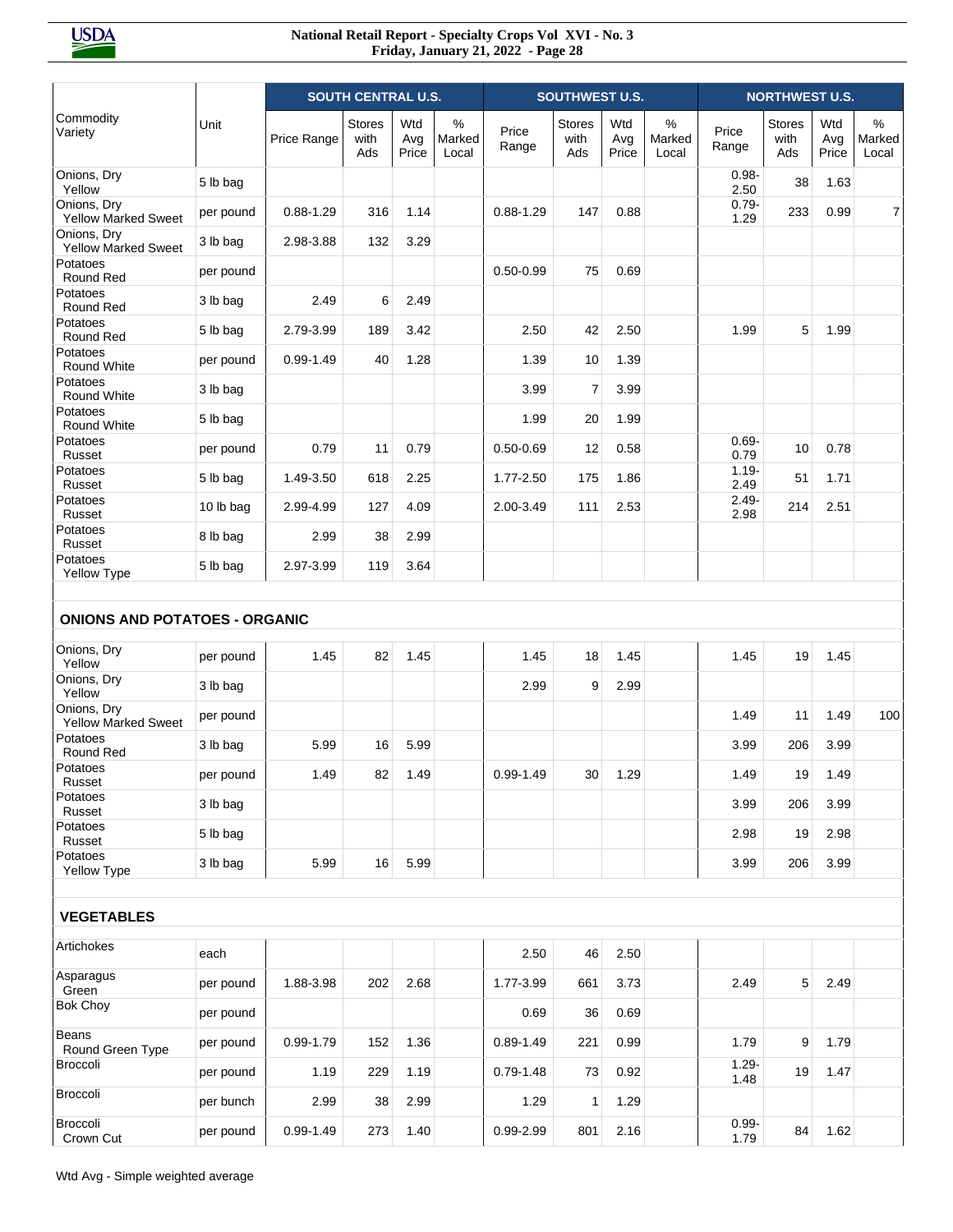| Commodity Variety | Unit | SOUTH CENTRAL U.S. | | | | SOUTHWEST U.S. | | | | NORTHWEST U.S. | | | |
|---|---|---|---|---|---|---|---|---|---|---|---|---|---|
| | | Price Range | Stores with Ads | Wtd Avg Price | % Marked Local | Price Range | Stores with Ads | Wtd Avg Price | % Marked Local | Price Range | Stores with Ads | Wtd Avg Price | % Marked Local |
| Onions, Dry Yellow | 5 lb bag | | | | | | | | | 0.98-2.50 | 38 | 1.63 | |
| Onions, Dry Yellow Marked Sweet | per pound | 0.88-1.29 | 316 | 1.14 | | 0.88-1.29 | 147 | 0.88 | | 0.79-1.29 | 233 | 0.99 | 7 |
| Onions, Dry Yellow Marked Sweet | 3 lb bag | 2.98-3.88 | 132 | 3.29 | | | | | | | | | |
| Potatoes Round Red | per pound | | | | | 0.50-0.99 | 75 | 0.69 | | | | | |
| Potatoes Round Red | 3 lb bag | 2.49 | 6 | 2.49 | | | | | | | | | |
| Potatoes Round Red | 5 lb bag | 2.79-3.99 | 189 | 3.42 | | 2.50 | 42 | 2.50 | | 1.99 | 5 | 1.99 | |
| Potatoes Round White | per pound | 0.99-1.49 | 40 | 1.28 | | 1.39 | 10 | 1.39 | | | | | |
| Potatoes Round White | 3 lb bag | | | | | 3.99 | 7 | 3.99 | | | | | |
| Potatoes Round White | 5 lb bag | | | | | 1.99 | 20 | 1.99 | | | | | |
| Potatoes Russet | per pound | 0.79 | 11 | 0.79 | | 0.50-0.69 | 12 | 0.58 | | 0.69-0.79 | 10 | 0.78 | |
| Potatoes Russet | 5 lb bag | 1.49-3.50 | 618 | 2.25 | | 1.77-2.50 | 175 | 1.86 | | 1.19-2.49 | 51 | 1.71 | |
| Potatoes Russet | 10 lb bag | 2.99-4.99 | 127 | 4.09 | | 2.00-3.49 | 111 | 2.53 | | 2.49-2.98 | 214 | 2.51 | |
| Potatoes Russet | 8 lb bag | 2.99 | 38 | 2.99 | | | | | | | | | |
| Potatoes Yellow Type | 5 lb bag | 2.97-3.99 | 119 | 3.64 | | | | | | | | | |
| **ONIONS AND POTATOES - ORGANIC** | | | | | | | | | | | | | |
| Onions, Dry Yellow | per pound | 1.45 | 82 | 1.45 | | 1.45 | 18 | 1.45 | | 1.45 | 19 | 1.45 | |
| Onions, Dry Yellow | 3 lb bag | | | | | 2.99 | 9 | 2.99 | | | | | |
| Onions, Dry Yellow Marked Sweet | per pound | | | | | | | | | 1.49 | 11 | 1.49 | 100 |
| Potatoes Round Red | 3 lb bag | 5.99 | 16 | 5.99 | | | | | | 3.99 | 206 | 3.99 | |
| Potatoes Russet | per pound | 1.49 | 82 | 1.49 | | 0.99-1.49 | 30 | 1.29 | | 1.49 | 19 | 1.49 | |
| Potatoes Russet | 3 lb bag | | | | | | | | | 3.99 | 206 | 3.99 | |
| Potatoes Russet | 5 lb bag | | | | | | | | | 2.98 | 19 | 2.98 | |
| Potatoes Yellow Type | 3 lb bag | 5.99 | 16 | 5.99 | | | | | | 3.99 | 206 | 3.99 | |
| **VEGETABLES** | | | | | | | | | | | | | |
| Artichokes | each | | | | | 2.50 | 46 | 2.50 | | | | | |
| Asparagus Green | per pound | 1.88-3.98 | 202 | 2.68 | | 1.77-3.99 | 661 | 3.73 | | 2.49 | 5 | 2.49 | |
| Bok Choy | per pound | | | | | 0.69 | 36 | 0.69 | | | | | |
| Beans Round Green Type | per pound | 0.99-1.79 | 152 | 1.36 | | 0.89-1.49 | 221 | 0.99 | | 1.79 | 9 | 1.79 | |
| Broccoli | per pound | 1.19 | 229 | 1.19 | | 0.79-1.48 | 73 | 0.92 | | 1.29-1.48 | 19 | 1.47 | |
| Broccoli | per bunch | 2.99 | 38 | 2.99 | | 1.29 | 1 | 1.29 | | | | | |
| Broccoli Crown Cut | per pound | 0.99-1.49 | 273 | 1.40 | | 0.99-2.99 | 801 | 2.16 | | 0.99-1.79 | 84 | 1.62 | |

Wtd Avg - Simple weighted average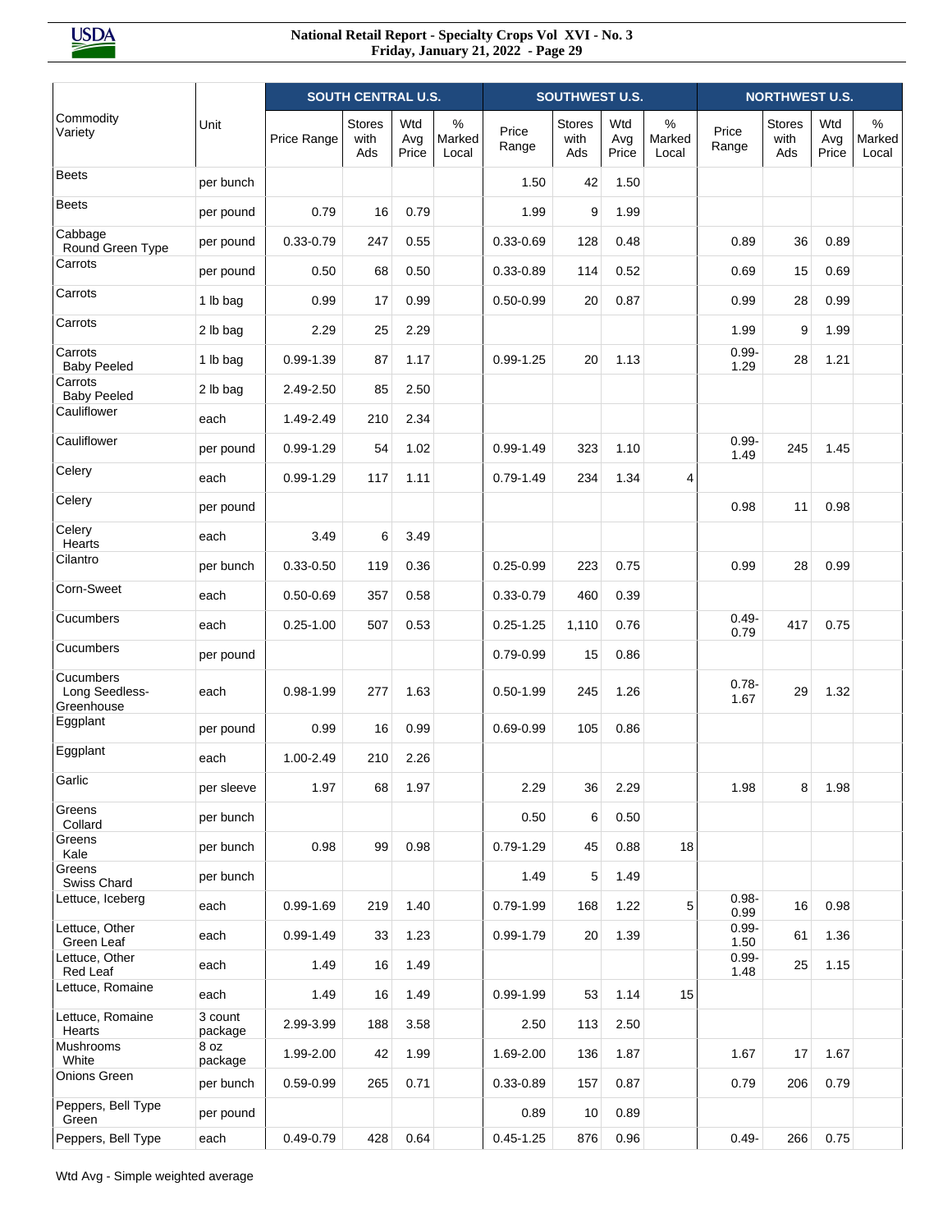| Commodity Variety | Unit | SOUTH CENTRAL U.S. | | | | SOUTHWEST U.S. | | | | NORTHWEST U.S. | | | |
|---|---|---|---|---|---|---|---|---|---|---|---|---|---|
| | | Price Range | Stores with Ads | Wtd Avg Price | % Marked Local | Price Range | Stores with Ads | Wtd Avg Price | % Marked Local | Price Range | Stores with Ads | Wtd Avg Price | % Marked Local |
| Beets | per bunch | | | | | 1.50 | 42 | 1.50 | | | | | |
| Beets | per pound | 0.79 | 16 | 0.79 | | 1.99 | 9 | 1.99 | | | | | |
| Cabbage Round Green Type | per pound | 0.33-0.79 | 247 | 0.55 | | 0.33-0.69 | 128 | 0.48 | | 0.89 | 36 | 0.89 | |
| Carrots | per pound | 0.50 | 68 | 0.50 | | 0.33-0.89 | 114 | 0.52 | | 0.69 | 15 | 0.69 | |
| Carrots | 1 lb bag | 0.99 | 17 | 0.99 | | 0.50-0.99 | 20 | 0.87 | | 0.99 | 28 | 0.99 | |
| Carrots | 2 lb bag | 2.29 | 25 | 2.29 | | | | | | 1.99 | 9 | 1.99 | |
| Carrots Baby Peeled | 1 lb bag | 0.99-1.39 | 87 | 1.17 | | 0.99-1.25 | 20 | 1.13 | | 0.99-1.29 | 28 | 1.21 | |
| Carrots Baby Peeled | 2 lb bag | 2.49-2.50 | 85 | 2.50 | | | | | | | | | |
| Cauliflower | each | 1.49-2.49 | 210 | 2.34 | | | | | | | | | |
| Cauliflower | per pound | 0.99-1.29 | 54 | 1.02 | | 0.99-1.49 | 323 | 1.10 | | 0.99-1.49 | 245 | 1.45 | |
| Celery | each | 0.99-1.29 | 117 | 1.11 | | 0.79-1.49 | 234 | 1.34 | 4 | | | | |
| Celery | per pound | | | | | | | | | 0.98 | 11 | 0.98 | |
| Celery Hearts | each | 3.49 | 6 | 3.49 | | | | | | | | | |
| Cilantro | per bunch | 0.33-0.50 | 119 | 0.36 | | 0.25-0.99 | 223 | 0.75 | | 0.99 | 28 | 0.99 | |
| Corn-Sweet | each | 0.50-0.69 | 357 | 0.58 | | 0.33-0.79 | 460 | 0.39 | | | | | |
| Cucumbers | each | 0.25-1.00 | 507 | 0.53 | | 0.25-1.25 | 1,110 | 0.76 | | 0.49-0.79 | 417 | 0.75 | |
| Cucumbers | per pound | | | | | 0.79-0.99 | 15 | 0.86 | | | | | |
| Cucumbers Long Seedless-Greenhouse | each | 0.98-1.99 | 277 | 1.63 | | 0.50-1.99 | 245 | 1.26 | | 0.78-1.67 | 29 | 1.32 | |
| Eggplant | per pound | 0.99 | 16 | 0.99 | | 0.69-0.99 | 105 | 0.86 | | | | | |
| Eggplant | each | 1.00-2.49 | 210 | 2.26 | | | | | | | | | |
| Garlic | per sleeve | 1.97 | 68 | 1.97 | | 2.29 | 36 | 2.29 | | 1.98 | 8 | 1.98 | |
| Greens Collard | per bunch | | | | | 0.50 | 6 | 0.50 | | | | | |
| Greens Kale | per bunch | 0.98 | 99 | 0.98 | | 0.79-1.29 | 45 | 0.88 | 18 | | | | |
| Greens Swiss Chard | per bunch | | | | | 1.49 | 5 | 1.49 | | | | | |
| Lettuce, Iceberg | each | 0.99-1.69 | 219 | 1.40 | | 0.79-1.99 | 168 | 1.22 | 5 | 0.98-0.99 | 16 | 0.98 | |
| Lettuce, Other Green Leaf | each | 0.99-1.49 | 33 | 1.23 | | 0.99-1.79 | 20 | 1.39 | | 0.99-1.50 | 61 | 1.36 | |
| Lettuce, Other Red Leaf | each | 1.49 | 16 | 1.49 | | | | | | 0.99-1.48 | 25 | 1.15 | |
| Lettuce, Romaine | each | 1.49 | 16 | 1.49 | | 0.99-1.99 | 53 | 1.14 | 15 | | | | |
| Lettuce, Romaine Hearts | 3 count package | 2.99-3.99 | 188 | 3.58 | | 2.50 | 113 | 2.50 | | | | | |
| Mushrooms White | 8 oz package | 1.99-2.00 | 42 | 1.99 | | 1.69-2.00 | 136 | 1.87 | | 1.67 | 17 | 1.67 | |
| Onions Green | per bunch | 0.59-0.99 | 265 | 0.71 | | 0.33-0.89 | 157 | 0.87 | | 0.79 | 206 | 0.79 | |
| Peppers, Bell Type Green | per pound | | | | | 0.89 | 10 | 0.89 | | | | | |
| Peppers, Bell Type | each | 0.49-0.79 | 428 | 0.64 | | 0.45-1.25 | 876 | 0.96 | | 0.49- | 266 | 0.75 | |

Wtd Avg - Simple weighted average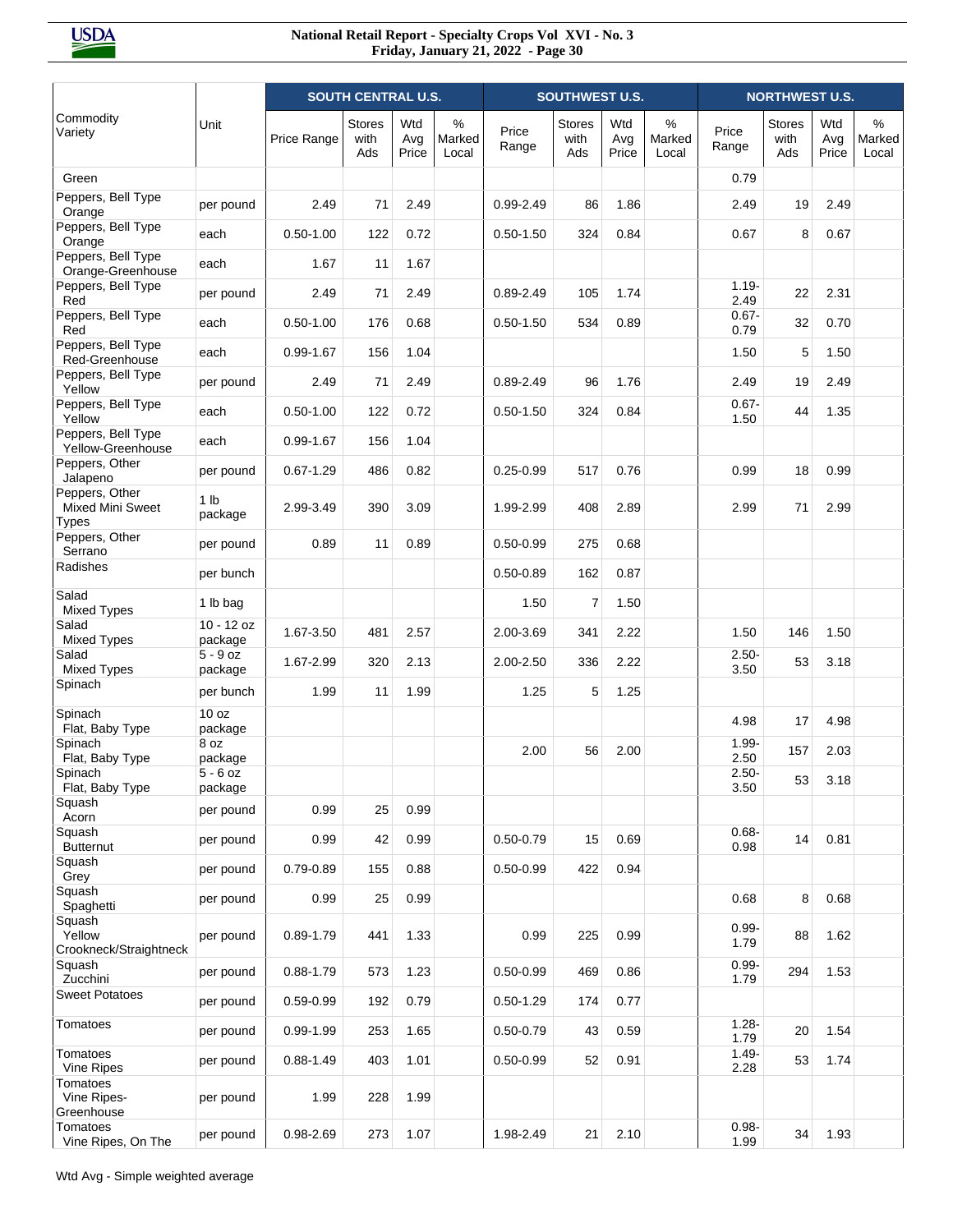| Commodity Variety | Unit | SOUTH CENTRAL U.S. | | | | SOUTHWEST U.S. | | | | NORTHWEST U.S. | | | |
|---|---|---|---|---|---|---|---|---|---|---|---|---|---|
| | | Price Range | Stores with Ads | Wtd Avg Price | % Marked Local | Price Range | Stores with Ads | Wtd Avg Price | % Marked Local | Price Range | Stores with Ads | Wtd Avg Price | % Marked Local |
| Green | | | | | | | | | | 0.79 | | | |
| Peppers, Bell Type Orange | per pound | 2.49 | 71 | 2.49 | | 0.99-2.49 | 86 | 1.86 | | 2.49 | 19 | 2.49 | |
| Peppers, Bell Type Orange | each | 0.50-1.00 | 122 | 0.72 | | 0.50-1.50 | 324 | 0.84 | | 0.67 | 8 | 0.67 | |
| Peppers, Bell Type Orange-Greenhouse | each | 1.67 | 11 | 1.67 | | | | | | | | | |
| Peppers, Bell Type Red | per pound | 2.49 | 71 | 2.49 | | 0.89-2.49 | 105 | 1.74 | | 1.19-2.49 | 22 | 2.31 | |
| Peppers, Bell Type Red | each | 0.50-1.00 | 176 | 0.68 | | 0.50-1.50 | 534 | 0.89 | | 0.67-0.79 | 32 | 0.70 | |
| Peppers, Bell Type Red-Greenhouse | each | 0.99-1.67 | 156 | 1.04 | | | | | | 1.50 | 5 | 1.50 | |
| Peppers, Bell Type Yellow | per pound | 2.49 | 71 | 2.49 | | 0.89-2.49 | 96 | 1.76 | | 2.49 | 19 | 2.49 | |
| Peppers, Bell Type Yellow | each | 0.50-1.00 | 122 | 0.72 | | 0.50-1.50 | 324 | 0.84 | | 0.67-1.50 | 44 | 1.35 | |
| Peppers, Bell Type Yellow-Greenhouse | each | 0.99-1.67 | 156 | 1.04 | | | | | | | | | |
| Peppers, Other Jalapeno | per pound | 0.67-1.29 | 486 | 0.82 | | 0.25-0.99 | 517 | 0.76 | | 0.99 | 18 | 0.99 | |
| Peppers, Other Mixed Mini Sweet Types | 1 lb package | 2.99-3.49 | 390 | 3.09 | | 1.99-2.99 | 408 | 2.89 | | 2.99 | 71 | 2.99 | |
| Peppers, Other Serrano | per pound | 0.89 | 11 | 0.89 | | 0.50-0.99 | 275 | 0.68 | | | | | |
| Radishes | per bunch | | | | | 0.50-0.89 | 162 | 0.87 | | | | | |
| Salad Mixed Types | 1 lb bag | | | | | 1.50 | 7 | 1.50 | | | | | |
| Salad Mixed Types | 10 - 12 oz package | 1.67-3.50 | 481 | 2.57 | | 2.00-3.69 | 341 | 2.22 | | 1.50 | 146 | 1.50 | |
| Salad Mixed Types | 5 - 9 oz package | 1.67-2.99 | 320 | 2.13 | | 2.00-2.50 | 336 | 2.22 | | 2.50-3.50 | 53 | 3.18 | |
| Spinach | per bunch | 1.99 | 11 | 1.99 | | 1.25 | 5 | 1.25 | | | | | |
| Spinach Flat, Baby Type | 10 oz package | | | | | | | | | 4.98 | 17 | 4.98 | |
| Spinach Flat, Baby Type | 8 oz package | | | | | 2.00 | 56 | 2.00 | | 1.99-2.50 | 157 | 2.03 | |
| Spinach Flat, Baby Type | 5 - 6 oz package | | | | | | | | | 2.50-3.50 | 53 | 3.18 | |
| Squash Acorn | per pound | 0.99 | 25 | 0.99 | | | | | | | | | |
| Squash Butternut | per pound | 0.99 | 42 | 0.99 | | 0.50-0.79 | 15 | 0.69 | | 0.68-0.98 | 14 | 0.81 | |
| Squash Grey | per pound | 0.79-0.89 | 155 | 0.88 | | 0.50-0.99 | 422 | 0.94 | | | | | |
| Squash Spaghetti | per pound | 0.99 | 25 | 0.99 | | | | | | 0.68 | 8 | 0.68 | |
| Squash Yellow Crookneck/Straightneck | per pound | 0.89-1.79 | 441 | 1.33 | | 0.99 | 225 | 0.99 | | 0.99-1.79 | 88 | 1.62 | |
| Squash Zucchini | per pound | 0.88-1.79 | 573 | 1.23 | | 0.50-0.99 | 469 | 0.86 | | 0.99-1.79 | 294 | 1.53 | |
| Sweet Potatoes | per pound | 0.59-0.99 | 192 | 0.79 | | 0.50-1.29 | 174 | 0.77 | | | | | |
| Tomatoes | per pound | 0.99-1.99 | 253 | 1.65 | | 0.50-0.79 | 43 | 0.59 | | 1.28-1.79 | 20 | 1.54 | |
| Tomatoes Vine Ripes | per pound | 0.88-1.49 | 403 | 1.01 | | 0.50-0.99 | 52 | 0.91 | | 1.49-2.28 | 53 | 1.74 | |
| Tomatoes Vine Ripes-Greenhouse | per pound | 1.99 | 228 | 1.99 | | | | | | | | | |
| Tomatoes Vine Ripes, On The | per pound | 0.98-2.69 | 273 | 1.07 | | 1.98-2.49 | 21 | 2.10 | | 0.98-1.99 | 34 | 1.93 | |

Wtd Avg - Simple weighted average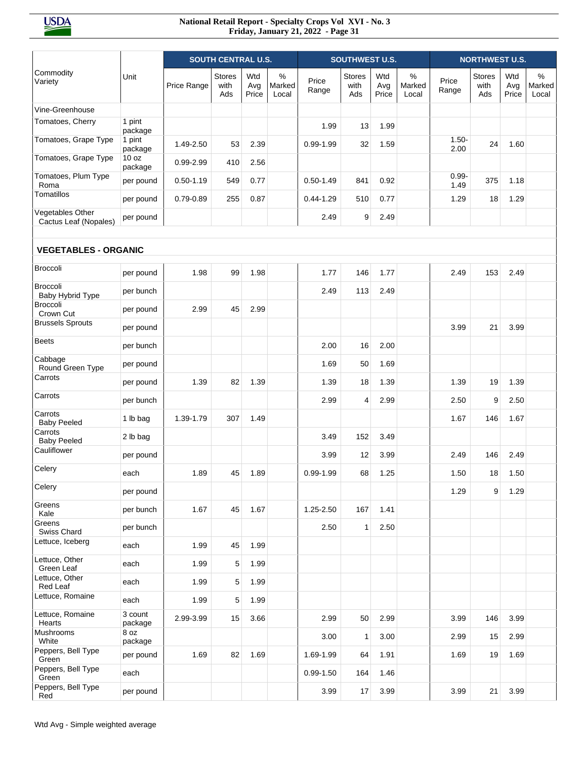| Commodity Variety | Unit | SOUTH CENTRAL U.S. | | | | SOUTHWEST U.S. | | | | NORTHWEST U.S. | | | |
|---|---|---|---|---|---|---|---|---|---|---|---|---|---|
| | | Price Range | Stores with Ads | Wtd Avg Price | % Marked Local | Price Range | Stores with Ads | Wtd Avg Price | % Marked Local | Price Range | Stores with Ads | Wtd Avg Price | % Marked Local |
| Vine-Greenhouse | | | | | | | | | | | | | |
| Tomatoes, Cherry | 1 pint package | | | | | 1.99 | 13 | 1.99 | | | | | |
| Tomatoes, Grape Type | 1 pint package | 1.49-2.50 | 53 | 2.39 | | 0.99-1.99 | 32 | 1.59 | | 1.50-2.00 | 24 | 1.60 | |
| Tomatoes, Grape Type | 10 oz package | 0.99-2.99 | 410 | 2.56 | | | | | | | | | |
| Tomatoes, Plum Type Roma | per pound | 0.50-1.19 | 549 | 0.77 | | 0.50-1.49 | 841 | 0.92 | | 0.99-1.49 | 375 | 1.18 | |
| Tomatillos | per pound | 0.79-0.89 | 255 | 0.87 | | 0.44-1.29 | 510 | 0.77 | | 1.29 | 18 | 1.29 | |
| Vegetables Other Cactus Leaf (Nopales) | per pound | | | | | 2.49 | 9 | 2.49 | | | | | |
| **VEGETABLES - ORGANIC** | | | | | | | | | | | | | |
| Broccoli | per pound | 1.98 | 99 | 1.98 | | 1.77 | 146 | 1.77 | | 2.49 | 153 | 2.49 | |
| Broccoli Baby Hybrid Type | per bunch | | | | | 2.49 | 113 | 2.49 | | | | | |
| Broccoli Crown Cut | per pound | 2.99 | 45 | 2.99 | | | | | | | | | |
| Brussels Sprouts | per pound | | | | | | | | | 3.99 | 21 | 3.99 | |
| Beets | per bunch | | | | | 2.00 | 16 | 2.00 | | | | | |
| Cabbage Round Green Type | per pound | | | | | 1.69 | 50 | 1.69 | | | | | |
| Carrots | per pound | 1.39 | 82 | 1.39 | | 1.39 | 18 | 1.39 | | 1.39 | 19 | 1.39 | |
| Carrots | per bunch | | | | | 2.99 | 4 | 2.99 | | 2.50 | 9 | 2.50 | |
| Carrots Baby Peeled | 1 lb bag | 1.39-1.79 | 307 | 1.49 | | | | | | 1.67 | 146 | 1.67 | |
| Carrots Baby Peeled | 2 lb bag | | | | | 3.49 | 152 | 3.49 | | | | | |
| Cauliflower | per pound | | | | | 3.99 | 12 | 3.99 | | 2.49 | 146 | 2.49 | |
| Celery | each | 1.89 | 45 | 1.89 | | 0.99-1.99 | 68 | 1.25 | | 1.50 | 18 | 1.50 | |
| Celery | per pound | | | | | | | | | 1.29 | 9 | 1.29 | |
| Greens Kale | per bunch | 1.67 | 45 | 1.67 | | 1.25-2.50 | 167 | 1.41 | | | | | |
| Greens Swiss Chard | per bunch | | | | | 2.50 | 1 | 2.50 | | | | | |
| Lettuce, Iceberg | each | 1.99 | 45 | 1.99 | | | | | | | | | |
| Lettuce, Other Green Leaf | each | 1.99 | 5 | 1.99 | | | | | | | | | |
| Lettuce, Other Red Leaf | each | 1.99 | 5 | 1.99 | | | | | | | | | |
| Lettuce, Romaine | each | 1.99 | 5 | 1.99 | | | | | | | | | |
| Lettuce, Romaine Hearts | 3 count package | 2.99-3.99 | 15 | 3.66 | | 2.99 | 50 | 2.99 | | 3.99 | 146 | 3.99 | |
| Mushrooms White | 8 oz package | | | | | 3.00 | 1 | 3.00 | | 2.99 | 15 | 2.99 | |
| Peppers, Bell Type Green | per pound | 1.69 | 82 | 1.69 | | 1.69-1.99 | 64 | 1.91 | | 1.69 | 19 | 1.69 | |
| Peppers, Bell Type Green | each | | | | | 0.99-1.50 | 164 | 1.46 | | | | | |
| Peppers, Bell Type Red | per pound | | | | | 3.99 | 17 | 3.99 | | 3.99 | 21 | 3.99 | |

Wtd Avg - Simple weighted average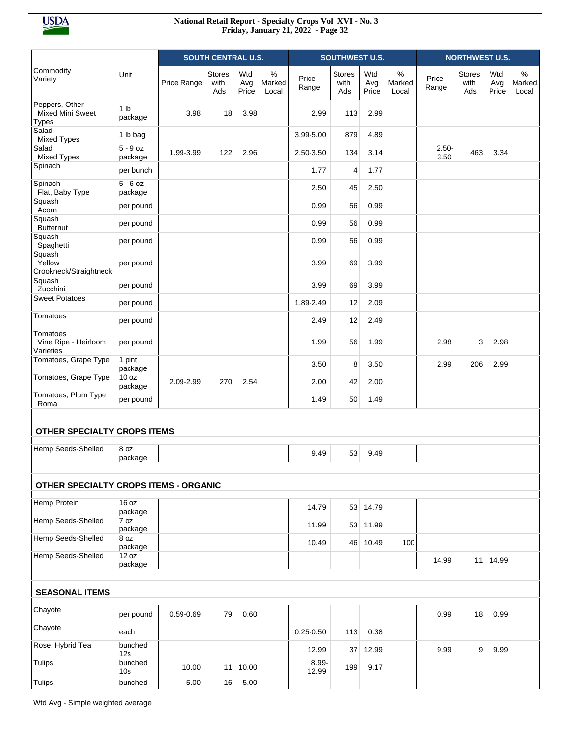| Commodity Variety | Unit | SOUTH CENTRAL U.S. | | | | SOUTHWEST U.S. | | | | NORTHWEST U.S. | | | |
|---|---|---|---|---|---|---|---|---|---|---|---|---|---|
| | | Price Range | Stores with Ads | Wtd Avg Price | % Marked Local | Price Range | Stores with Ads | Wtd Avg Price | % Marked Local | Price Range | Stores with Ads | Wtd Avg Price | % Marked Local |
| Peppers, Other Mixed Mini Sweet Types | 1 lb package | 3.98 | 18 | 3.98 | | 2.99 | 113 | 2.99 | | | | | |
| Salad Mixed Types | 1 lb bag | | | | | 3.99-5.00 | 879 | 4.89 | | | | | |
| Salad Mixed Types | 5 - 9 oz package | 1.99-3.99 | 122 | 2.96 | | 2.50-3.50 | 134 | 3.14 | | 2.50-3.50 | 463 | 3.34 | |
| Spinach | per bunch | | | | | 1.77 | 4 | 1.77 | | | | | |
| Spinach Flat, Baby Type | 5 - 6 oz package | | | | | 2.50 | 45 | 2.50 | | | | | |
| Squash Acorn | per pound | | | | | 0.99 | 56 | 0.99 | | | | | |
| Squash Butternut | per pound | | | | | 0.99 | 56 | 0.99 | | | | | |
| Squash Spaghetti | per pound | | | | | 0.99 | 56 | 0.99 | | | | | |
| Squash Yellow Crookneck/Straightneck | per pound | | | | | 3.99 | 69 | 3.99 | | | | | |
| Squash Zucchini | per pound | | | | | 3.99 | 69 | 3.99 | | | | | |
| Sweet Potatoes | per pound | | | | | 1.89-2.49 | 12 | 2.09 | | | | | |
| Tomatoes | per pound | | | | | 2.49 | 12 | 2.49 | | | | | |
| Tomatoes Vine Ripe - Heirloom Varieties | per pound | | | | | 1.99 | 56 | 1.99 | | 2.98 | 3 | 2.98 | |
| Tomatoes, Grape Type | 1 pint package | | | | | 3.50 | 8 | 3.50 | | 2.99 | 206 | 2.99 | |
| Tomatoes, Grape Type | 10 oz package | 2.09-2.99 | 270 | 2.54 | | 2.00 | 42 | 2.00 | | | | | |
| Tomatoes, Plum Type Roma | per pound | | | | | 1.49 | 50 | 1.49 | | | | | |
| **OTHER SPECIALTY CROPS ITEMS** | | | | | | | | | | | | | |
| Hemp Seeds-Shelled | 8 oz package | | | | | 9.49 | 53 | 9.49 | | | | | |
| **OTHER SPECIALTY CROPS ITEMS - ORGANIC** | | | | | | | | | | | | | |
| Hemp Protein | 16 oz package | | | | | 14.79 | 53 | 14.79 | | | | | |
| Hemp Seeds-Shelled | 7 oz package | | | | | 11.99 | 53 | 11.99 | | | | | |
| Hemp Seeds-Shelled | 8 oz package | | | | | 10.49 | 46 | 10.49 | 100 | | | | |
| Hemp Seeds-Shelled | 12 oz package | | | | | | | | | 14.99 | 11 | 14.99 | |
| **SEASONAL ITEMS** | | | | | | | | | | | | | |
| Chayote | per pound | 0.59-0.69 | 79 | 0.60 | | | | | | 0.99 | 18 | 0.99 | |
| Chayote | each | | | | | 0.25-0.50 | 113 | 0.38 | | | | | |
| Rose, Hybrid Tea | bunched 12s | | | | | 12.99 | 37 | 12.99 | | 9.99 | 9 | 9.99 | |
| Tulips | bunched 10s | 10.00 | 11 | 10.00 | | 8.99-12.99 | 199 | 9.17 | | | | | |
| Tulips | bunched | 5.00 | 16 | 5.00 | | | | | | | | | |

Wtd Avg - Simple weighted average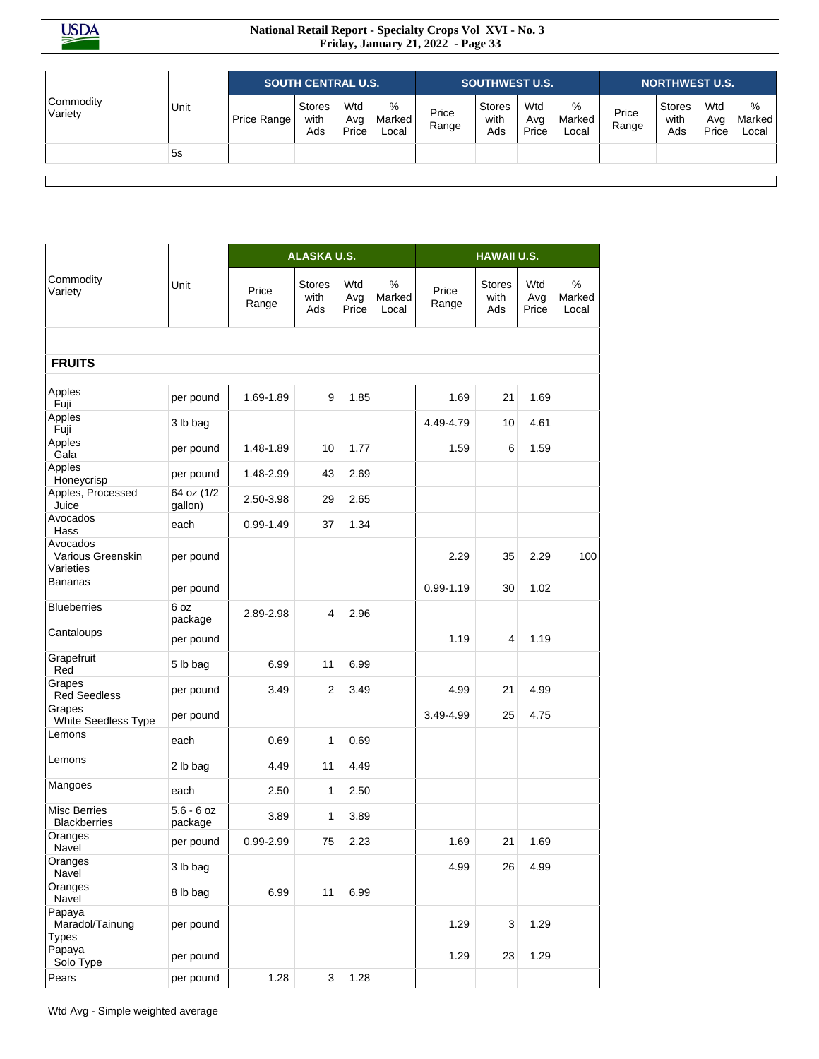| Commodity Variety | Unit | SOUTH CENTRAL U.S. | | | | SOUTHWEST U.S. | | | | NORTHWEST U.S. | | | |
|---|---|---|---|---|---|---|---|---|---|---|---|---|---|
| | | Price Range | Stores with Ads | Wtd Avg Price | % Marked Local | Price Range | Stores with Ads | Wtd Avg Price | % Marked Local | Price Range | Stores with Ads | Wtd Avg Price | % Marked Local |
| | 5s | | | | | | | | | | | | |

| Commodity Variety | Unit | ALASKA U.S. | | | | HAWAII U.S. | | | |
|---|---|---|---|---|---|---|---|---|---|
| | | Price Range | Stores with Ads | Wtd Avg Price | % Marked Local | Price Range | Stores with Ads | Wtd Avg Price | % Marked Local |
| **FRUITS** | | | | | | | | | |
| Apples Fuji | per pound | 1.69-1.89 | 9 | 1.85 | | 1.69 | 21 | 1.69 | |
| Apples Fuji | 3 lb bag | | | | | 4.49-4.79 | 10 | 4.61 | |
| Apples Gala | per pound | 1.48-1.89 | 10 | 1.77 | | 1.59 | 6 | 1.59 | |
| Apples Honeycrisp | per pound | 1.48-2.99 | 43 | 2.69 | | | | | |
| Apples, Processed Juice | 64 oz (1/2 gallon) | 2.50-3.98 | 29 | 2.65 | | | | | |
| Avocados Hass | each | 0.99-1.49 | 37 | 1.34 | | | | | |
| Avocados Various Greenskin Varieties | per pound | | | | | 2.29 | 35 | 2.29 | 100 |
| Bananas | per pound | | | | | 0.99-1.19 | 30 | 1.02 | |
| Blueberries | 6 oz package | 2.89-2.98 | 4 | 2.96 | | | | | |
| Cantaloups | per pound | | | | | 1.19 | 4 | 1.19 | |
| Grapefruit Red | 5 lb bag | 6.99 | 11 | 6.99 | | | | | |
| Grapes Red Seedless | per pound | 3.49 | 2 | 3.49 | | 4.99 | 21 | 4.99 | |
| Grapes White Seedless Type | per pound | | | | | 3.49-4.99 | 25 | 4.75 | |
| Lemons | each | 0.69 | 1 | 0.69 | | | | | |
| Lemons | 2 lb bag | 4.49 | 11 | 4.49 | | | | | |
| Mangoes | each | 2.50 | 1 | 2.50 | | | | | |
| Misc Berries Blackberries | 5.6 - 6 oz package | 3.89 | 1 | 3.89 | | | | | |
| Oranges Navel | per pound | 0.99-2.99 | 75 | 2.23 | | 1.69 | 21 | 1.69 | |
| Oranges Navel | 3 lb bag | | | | | 4.99 | 26 | 4.99 | |
| Oranges Navel | 8 lb bag | 6.99 | 11 | 6.99 | | | | | |
| Papaya Maradol/Tainung Types | per pound | | | | | 1.29 | 3 | 1.29 | |
| Papaya Solo Type | per pound | | | | | 1.29 | 23 | 1.29 | |
| Pears | per pound | 1.28 | 3 | 1.28 | | | | | |

Wtd Avg - Simple weighted average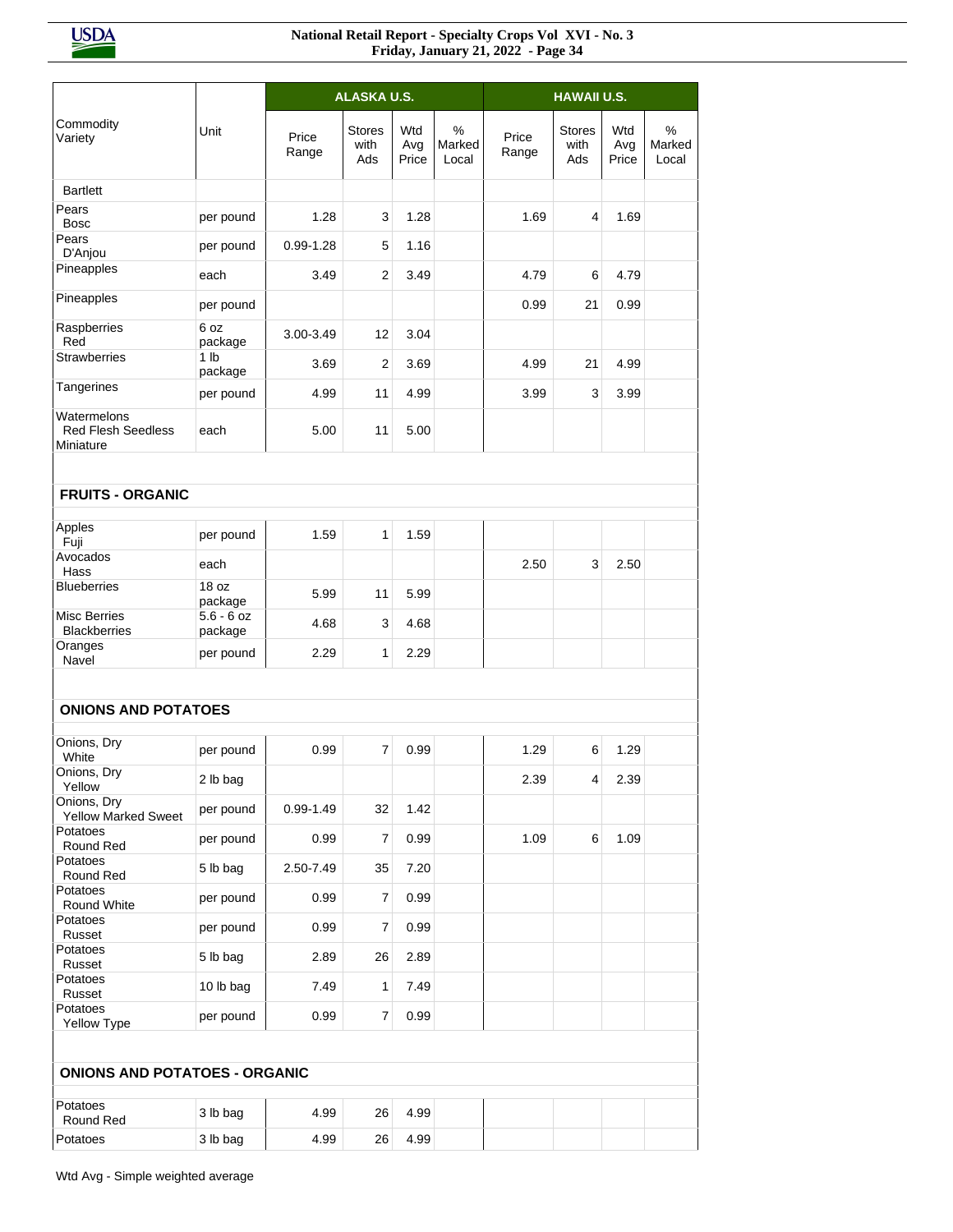| Commodity Variety | Unit | ALASKA U.S. | | | | HAWAII U.S. | | | |
|---|---|---|---|---|---|---|---|---|---|
| | | Price Range | Stores with Ads | Wtd Avg Price | % Marked Local | Price Range | Stores with Ads | Wtd Avg Price | % Marked Local |
| Bartlett | | | | | | | | | |
| Pears Bosc | per pound | 1.28 | 3 | 1.28 | | 1.69 | 4 | 1.69 | |
| Pears D'Anjou | per pound | 0.99-1.28 | 5 | 1.16 | | | | | |
| Pineapples | each | 3.49 | 2 | 3.49 | | 4.79 | 6 | 4.79 | |
| Pineapples | per pound | | | | | 0.99 | 21 | 0.99 | |
| Raspberries Red | 6 oz package | 3.00-3.49 | 12 | 3.04 | | | | | |
| Strawberries | 1 lb package | 3.69 | 2 | 3.69 | | 4.99 | 21 | 4.99 | |
| Tangerines | per pound | 4.99 | 11 | 4.99 | | 3.99 | 3 | 3.99 | |
| Watermelons Red Flesh Seedless Miniature | each | 5.00 | 11 | 5.00 | | | | | |
| **FRUITS - ORGANIC** | | | | | | | | | |
| Apples Fuji | per pound | 1.59 | 1 | 1.59 | | | | | |
| Avocados Hass | each | | | | | 2.50 | 3 | 2.50 | |
| Blueberries | 18 oz package | 5.99 | 11 | 5.99 | | | | | |
| Misc Berries Blackberries | 5.6 - 6 oz package | 4.68 | 3 | 4.68 | | | | | |
| Oranges Navel | per pound | 2.29 | 1 | 2.29 | | | | | |
| **ONIONS AND POTATOES** | | | | | | | | | |
| Onions, Dry White | per pound | 0.99 | 7 | 0.99 | | 1.29 | 6 | 1.29 | |
| Onions, Dry Yellow | 2 lb bag | | | | | 2.39 | 4 | 2.39 | |
| Onions, Dry Yellow Marked Sweet | per pound | 0.99-1.49 | 32 | 1.42 | | | | | |
| Potatoes Round Red | per pound | 0.99 | 7 | 0.99 | | 1.09 | 6 | 1.09 | |
| Potatoes Round Red | 5 lb bag | 2.50-7.49 | 35 | 7.20 | | | | | |
| Potatoes Round White | per pound | 0.99 | 7 | 0.99 | | | | | |
| Potatoes Russet | per pound | 0.99 | 7 | 0.99 | | | | | |
| Potatoes Russet | 5 lb bag | 2.89 | 26 | 2.89 | | | | | |
| Potatoes Russet | 10 lb bag | 7.49 | 1 | 7.49 | | | | | |
| Potatoes Yellow Type | per pound | 0.99 | 7 | 0.99 | | | | | |
| **ONIONS AND POTATOES - ORGANIC** | | | | | | | | | |
| Potatoes Round Red | 3 lb bag | 4.99 | 26 | 4.99 | | | | | |
| Potatoes | 3 lb bag | 4.99 | 26 | 4.99 | | | | | |

Wtd Avg - Simple weighted average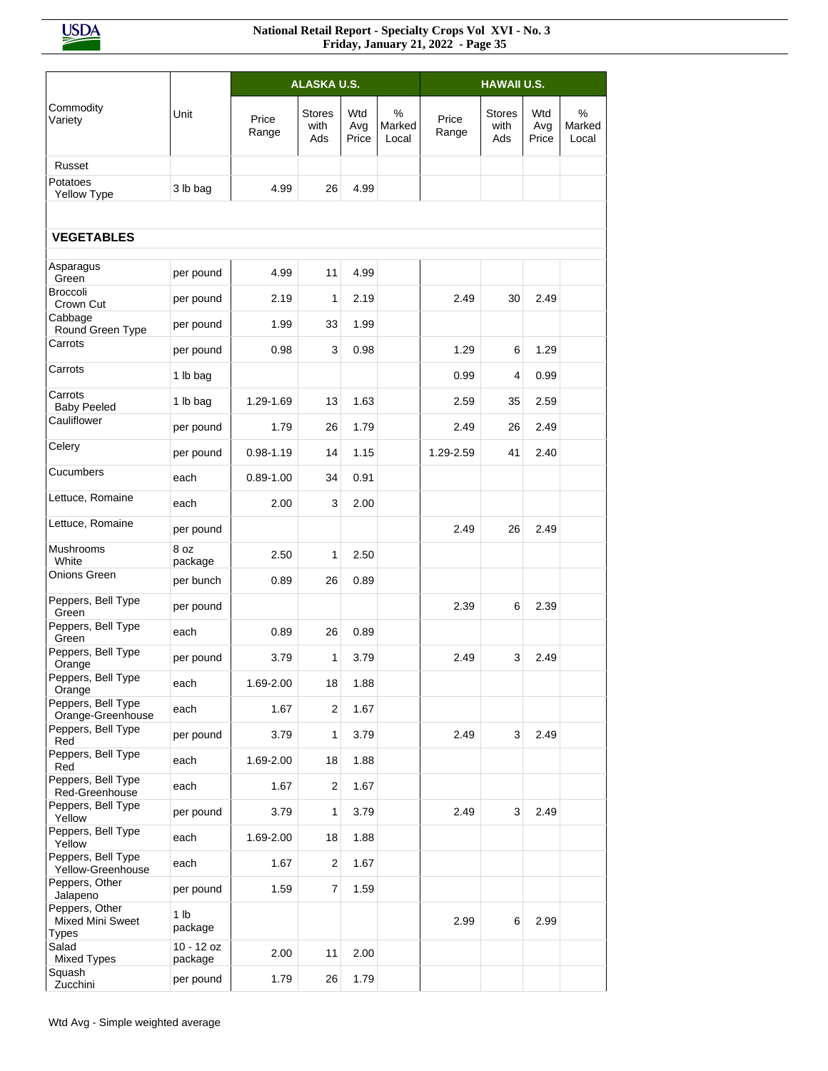| Commodity Variety | Unit | ALASKA U.S. Price Range | Stores with Ads | Wtd Avg Price | % Marked Local | HAWAII U.S. Price Range | Stores with Ads | Wtd Avg Price | % Marked Local |
|---|---|---|---|---|---|---|---|---|---|
| Russet | | | | | | | | | |
| Potatoes Yellow Type | 3 lb bag | 4.99 | 26 | 4.99 | | | | | |
| **VEGETABLES** | | | | | | | | | |
| Asparagus Green | per pound | 4.99 | 11 | 4.99 | | | | | |
| Broccoli Crown Cut | per pound | 2.19 | 1 | 2.19 | | 2.49 | 30 | 2.49 | |
| Cabbage Round Green Type | per pound | 1.99 | 33 | 1.99 | | | | | |
| Carrots | per pound | 0.98 | 3 | 0.98 | | 1.29 | 6 | 1.29 | |
| Carrots | 1 lb bag | | | | | 0.99 | 4 | 0.99 | |
| Carrots Baby Peeled | 1 lb bag | 1.29-1.69 | 13 | 1.63 | | 2.59 | 35 | 2.59 | |
| Cauliflower | per pound | 1.79 | 26 | 1.79 | | 2.49 | 26 | 2.49 | |
| Celery | per pound | 0.98-1.19 | 14 | 1.15 | | 1.29-2.59 | 41 | 2.40 | |
| Cucumbers | each | 0.89-1.00 | 34 | 0.91 | | | | | |
| Lettuce, Romaine | each | 2.00 | 3 | 2.00 | | | | | |
| Lettuce, Romaine | per pound | | | | | 2.49 | 26 | 2.49 | |
| Mushrooms White | 8 oz package | 2.50 | 1 | 2.50 | | | | | |
| Onions Green | per bunch | 0.89 | 26 | 0.89 | | | | | |
| Peppers, Bell Type Green | per pound | | | | | 2.39 | 6 | 2.39 | |
| Peppers, Bell Type Green | each | 0.89 | 26 | 0.89 | | | | | |
| Peppers, Bell Type Orange | per pound | 3.79 | 1 | 3.79 | | 2.49 | 3 | 2.49 | |
| Peppers, Bell Type Orange | each | 1.69-2.00 | 18 | 1.88 | | | | | |
| Peppers, Bell Type Orange-Greenhouse | each | 1.67 | 2 | 1.67 | | | | | |
| Peppers, Bell Type Red | per pound | 3.79 | 1 | 3.79 | | 2.49 | 3 | 2.49 | |
| Peppers, Bell Type Red | each | 1.69-2.00 | 18 | 1.88 | | | | | |
| Peppers, Bell Type Red-Greenhouse | each | 1.67 | 2 | 1.67 | | | | | |
| Peppers, Bell Type Yellow | per pound | 3.79 | 1 | 3.79 | | 2.49 | 3 | 2.49 | |
| Peppers, Bell Type Yellow | each | 1.69-2.00 | 18 | 1.88 | | | | | |
| Peppers, Bell Type Yellow-Greenhouse | each | 1.67 | 2 | 1.67 | | | | | |
| Peppers, Other Jalapeno | per pound | 1.59 | 7 | 1.59 | | | | | |
| Peppers, Other Mixed Mini Sweet Types | 1 lb package | | | | | 2.99 | 6 | 2.99 | |
| Salad Mixed Types | 10 - 12 oz package | 2.00 | 11 | 2.00 | | | | | |
| Squash Zucchini | per pound | 1.79 | 26 | 1.79 | | | | | |

Wtd Avg - Simple weighted average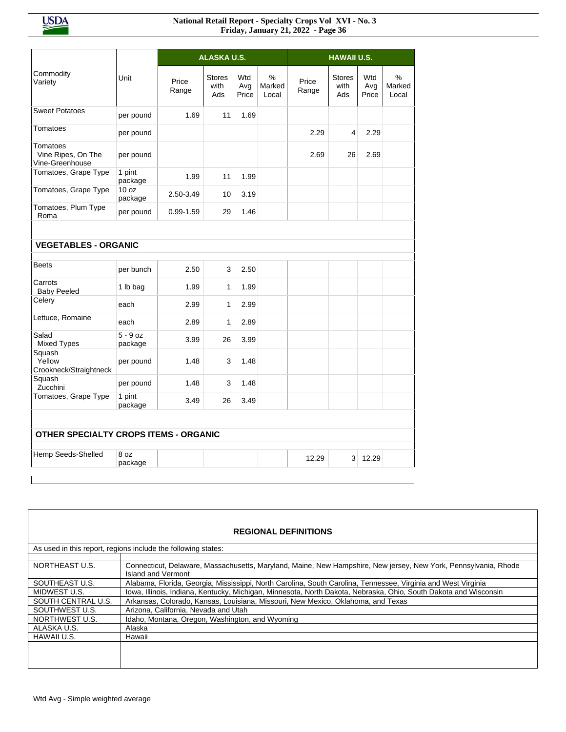| Commodity Variety | Unit | ALASKA U.S. Price Range | ALASKA U.S. Stores with Ads | ALASKA U.S. Wtd Avg Price | ALASKA U.S. % Marked Local | HAWAII U.S. Price Range | HAWAII U.S. Stores with Ads | HAWAII U.S. Wtd Avg Price | HAWAII U.S. % Marked Local |
|---|---|---|---|---|---|---|---|---|---|
| Sweet Potatoes | per pound | 1.69 | 11 | 1.69 | | | | | |
| Tomatoes | per pound | | | | | 2.29 | 4 | 2.29 | |
| Tomatoes Vine Ripes, On The Vine-Greenhouse | per pound | | | | | 2.69 | 26 | 2.69 | |
| Tomatoes, Grape Type | 1 pint package | 1.99 | 11 | 1.99 | | | | | |
| Tomatoes, Grape Type | 10 oz package | 2.50-3.49 | 10 | 3.19 | | | | | |
| Tomatoes, Plum Type Roma | per pound | 0.99-1.59 | 29 | 1.46 | | | | | |
| **VEGETABLES - ORGANIC** | | | | | | | | | |
| Beets | per bunch | 2.50 | 3 | 2.50 | | | | | |
| Carrots Baby Peeled | 1 lb bag | 1.99 | 1 | 1.99 | | | | | |
| Celery | each | 2.99 | 1 | 2.99 | | | | | |
| Lettuce, Romaine | each | 2.89 | 1 | 2.89 | | | | | |
| Salad Mixed Types | 5 - 9 oz package | 3.99 | 26 | 3.99 | | | | | |
| Squash Yellow Crookneck/Straightneck | per pound | 1.48 | 3 | 1.48 | | | | | |
| Squash Zucchini | per pound | 1.48 | 3 | 1.48 | | | | | |
| Tomatoes, Grape Type | 1 pint package | 3.49 | 26 | 3.49 | | | | | |
| **OTHER SPECIALTY CROPS ITEMS - ORGANIC** | | | | | | | | | |
| Hemp Seeds-Shelled | 8 oz package | | | | | 12.29 | 3 | 12.29 | |

## REGIONAL DEFINITIONS

As used in this report, regions include the following states:

| | |
|---|---|
| NORTHEAST U.S. | Connecticut, Delaware, Massachusetts, Maryland, Maine, New Hampshire, New jersey, New York, Pennsylvania, Rhode Island and Vermont |
| SOUTHEAST U.S. | Alabama, Florida, Georgia, Mississippi, North Carolina, South Carolina, Tennessee, Virginia and West Virginia |
| MIDWEST U.S. | Iowa, Illinois, Indiana, Kentucky, Michigan, Minnesota, North Dakota, Nebraska, Ohio, South Dakota and Wisconsin |
| SOUTH CENTRAL U.S. | Arkansas, Colorado, Kansas, Louisiana, Missouri, New Mexico, Oklahoma, and Texas |
| SOUTHWEST U.S. | Arizona, California, Nevada and Utah |
| NORTHWEST U.S. | Idaho, Montana, Oregon, Washington, and Wyoming |
| ALASKA U.S. | Alaska |
| HAWAII U.S. | Hawaii |

Wtd Avg - Simple weighted average